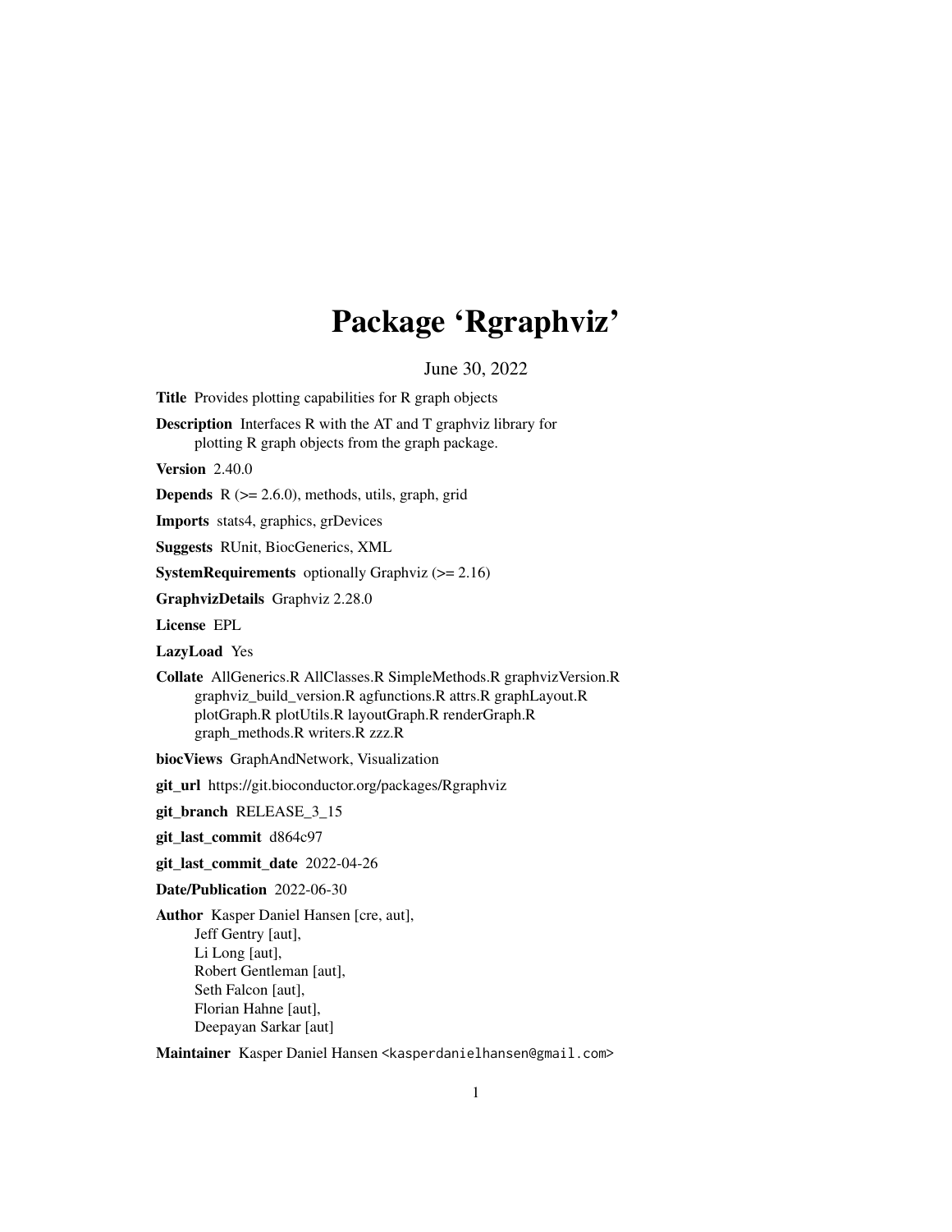# Package 'Rgraphviz'

June 30, 2022

**Title** Provides plotting capabilities for R graph objects

**Description** Interfaces R with the AT and T graphviz library for plotting R graph objects from the graph package.

**Version** 2.40.0

**Depends** R (>= 2.6.0), methods, utils, graph, grid

**Imports** stats4, graphics, grDevices

**Suggests** RUnit, BiocGenerics, XML

**SystemRequirements** optionally Graphviz (>= 2.16)

**GraphvizDetails** Graphviz 2.28.0

**License** EPL

**LazyLoad** Yes

**Collate** AllGenerics.R AllClasses.R SimpleMethods.R graphvizVersion.R graphviz_build_version.R agfunctions.R attrs.R graphLayout.R plotGraph.R plotUtils.R layoutGraph.R renderGraph.R graph_methods.R writers.R zzz.R

**biocViews** GraphAndNetwork, Visualization

**git_url** https://git.bioconductor.org/packages/Rgraphviz

**git_branch** RELEASE_3_15

**git_last_commit** d864c97

**git_last_commit_date** 2022-04-26

**Date/Publication** 2022-06-30

**Author** Kasper Daniel Hansen [cre, aut],
Jeff Gentry [aut],
Li Long [aut],
Robert Gentleman [aut],
Seth Falcon [aut],
Florian Hahne [aut],
Deepayan Sarkar [aut]

**Maintainer** Kasper Daniel Hansen <kasperdanielhansen@gmail.com>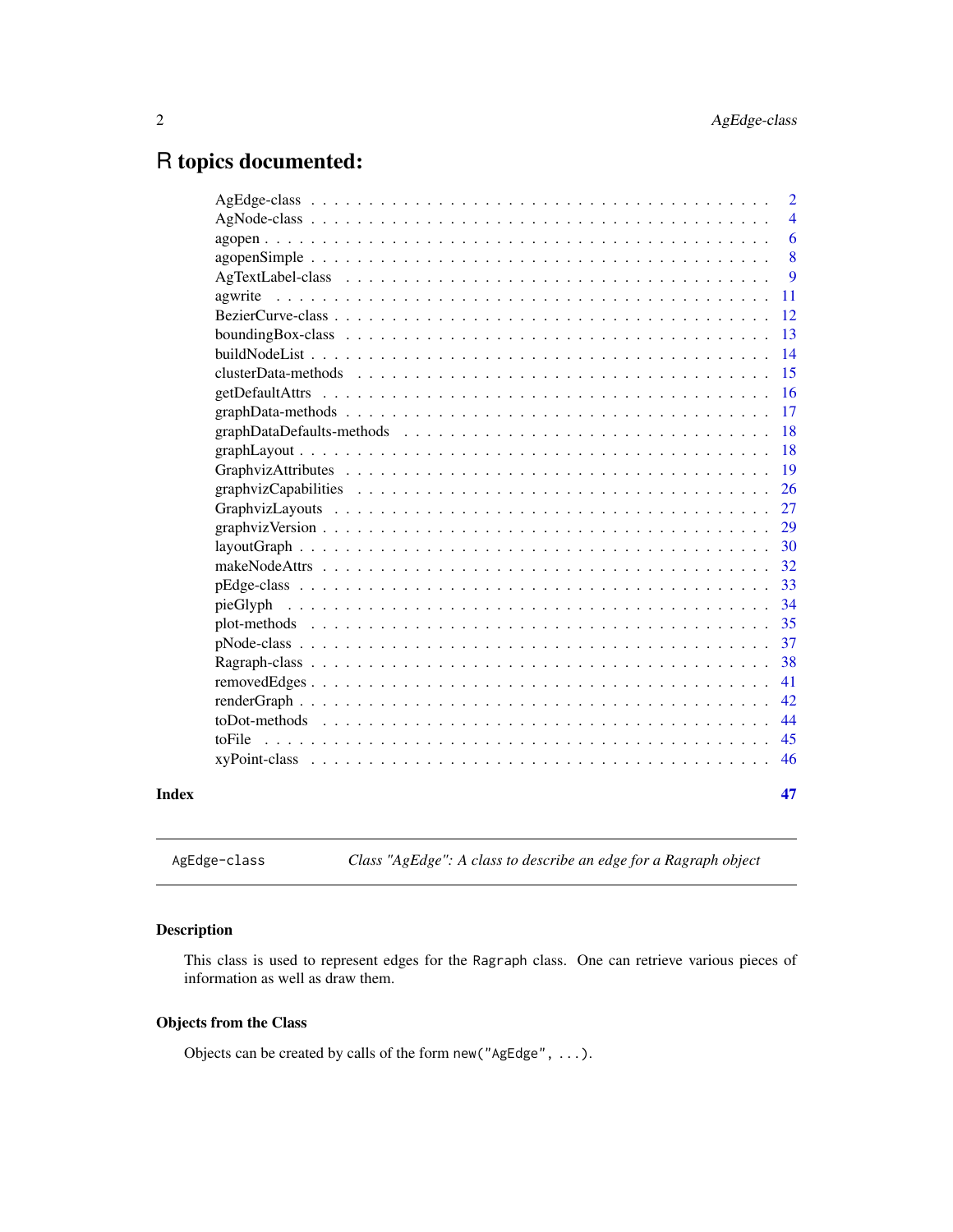# R topics documented:

| | |
|---|---|
| AgEdge-class | 2 |
| AgNode-class | 4 |
| agopen | 6 |
| agopenSimple | 8 |
| AgTextLabel-class | 9 |
| agwrite | 11 |
| BezierCurve-class | 12 |
| boundingBox-class | 13 |
| buildNodeList | 14 |
| clusterData-methods | 15 |
| getDefaultAttrs | 16 |
| graphData-methods | 17 |
| graphDataDefaults-methods | 18 |
| graphLayout | 18 |
| GraphvizAttributes | 19 |
| graphvizCapabilities | 26 |
| GraphvizLayouts | 27 |
| graphvizVersion | 29 |
| layoutGraph | 30 |
| makeNodeAttrs | 32 |
| pEdge-class | 33 |
| pieGlyph | 34 |
| plot-methods | 35 |
| pNode-class | 37 |
| Ragraph-class | 38 |
| removedEdges | 41 |
| renderGraph | 42 |
| toDot-methods | 44 |
| toFile | 45 |
| xyPoint-class | 46 |

**Index** **47**

---

AgEdge-class *Class "AgEdge": A class to describe an edge for a Ragraph object*

---

## Description

This class is used to represent edges for the `Ragraph` class. One can retrieve various pieces of information as well as draw them.

## Objects from the Class

Objects can be created by calls of the form `new("AgEdge", ...)`.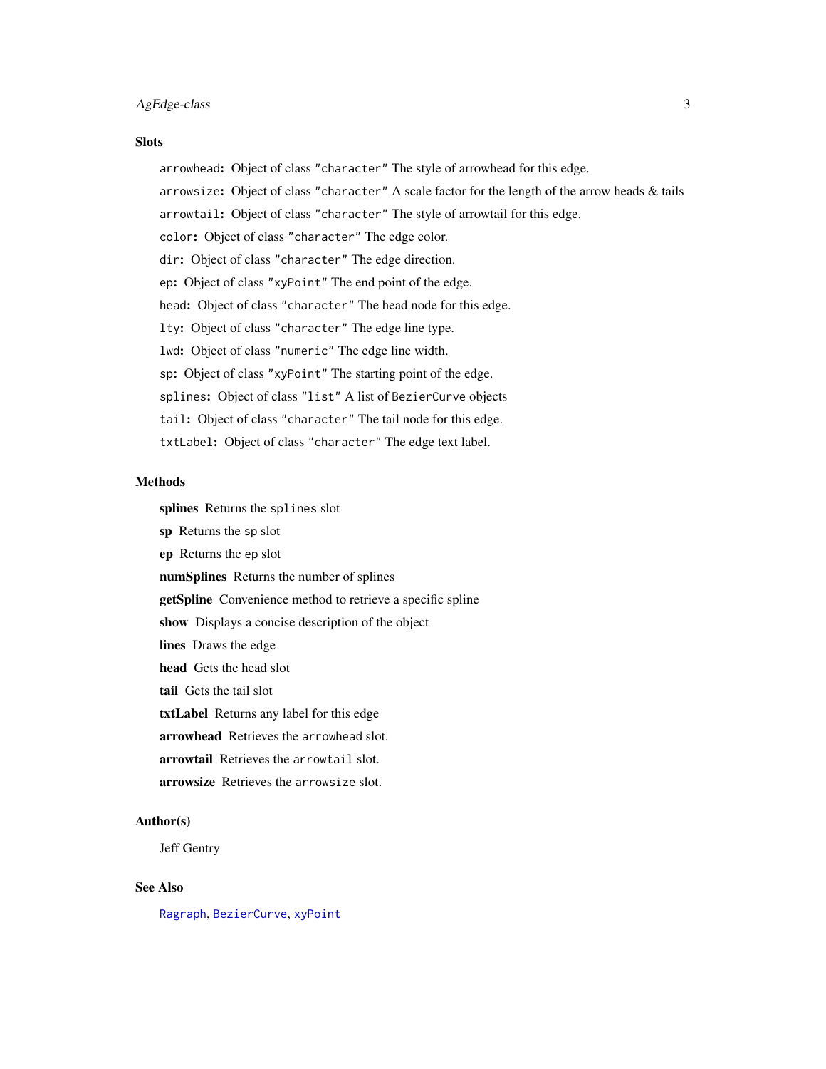## Slots

`arrowhead`: Object of class `"character"` The style of arrowhead for this edge.

`arrowsize`: Object of class `"character"` A scale factor for the length of the arrow heads & tails

`arrowtail`: Object of class `"character"` The style of arrowtail for this edge.

`color`: Object of class `"character"` The edge color.

`dir`: Object of class `"character"` The edge direction.

`ep`: Object of class `"xyPoint"` The end point of the edge.

`head`: Object of class `"character"` The head node for this edge.

`lty`: Object of class `"character"` The edge line type.

`lwd`: Object of class `"numeric"` The edge line width.

`sp`: Object of class `"xyPoint"` The starting point of the edge.

`splines`: Object of class `"list"` A list of `BezierCurve` objects

`tail`: Object of class `"character"` The tail node for this edge.

`txtLabel`: Object of class `"character"` The edge text label.

## Methods

**splines** Returns the `splines` slot

**sp** Returns the `sp` slot

**ep** Returns the `ep` slot

**numSplines** Returns the number of splines

**getSpline** Convenience method to retrieve a specific spline

**show** Displays a concise description of the object

**lines** Draws the edge

**head** Gets the head slot

**tail** Gets the tail slot

**txtLabel** Returns any label for this edge

**arrowhead** Retrieves the `arrowhead` slot.

**arrowtail** Retrieves the `arrowtail` slot.

**arrowsize** Retrieves the `arrowsize` slot.

## Author(s)

Jeff Gentry

## See Also

`Ragraph`, `BezierCurve`, `xyPoint`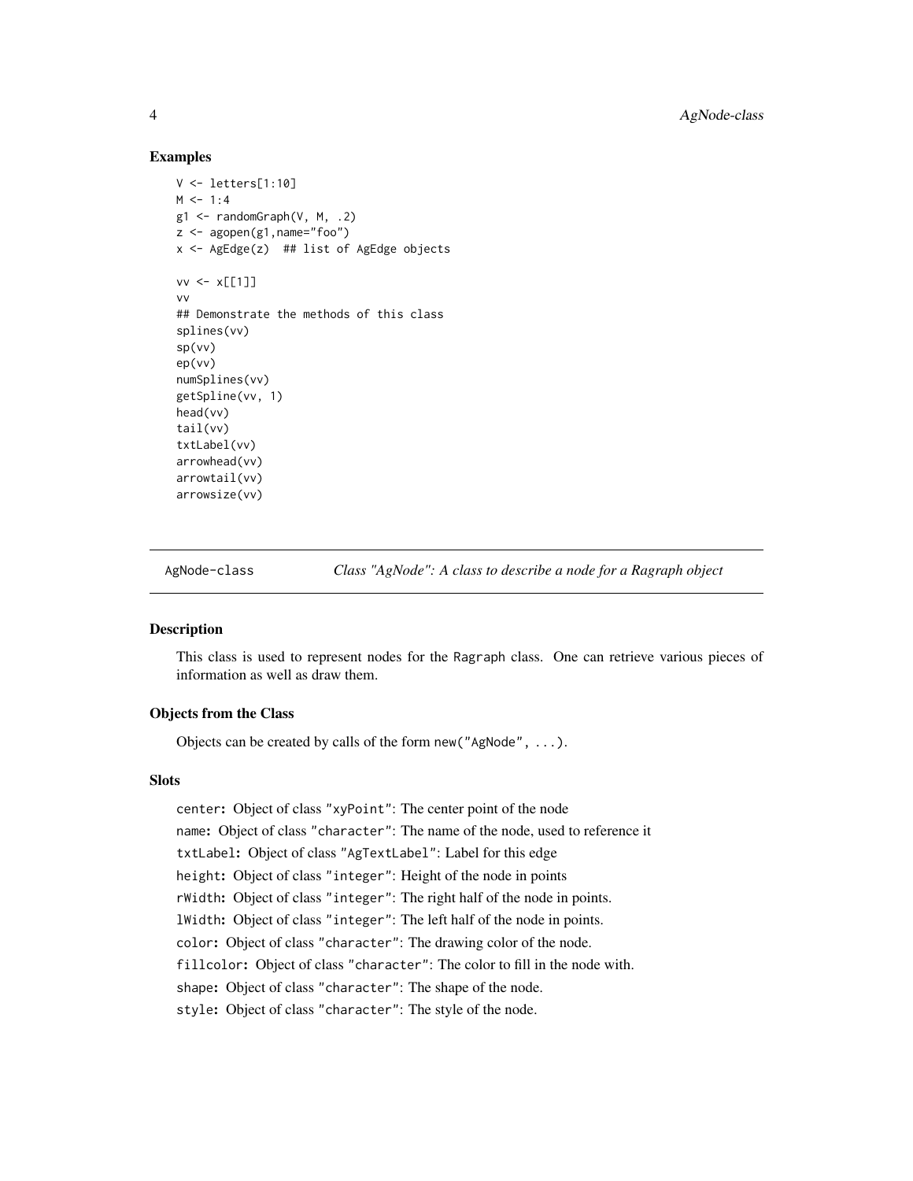## Examples

```
V <- letters[1:10]
M <- 1:4
g1 <- randomGraph(V, M, .2)
z <- agopen(g1,name="foo")
x <- AgEdge(z)  ## list of AgEdge objects

vv <- x[[1]]
vv
## Demonstrate the methods of this class
splines(vv)
sp(vv)
ep(vv)
numSplines(vv)
getSpline(vv, 1)
head(vv)
tail(vv)
txtLabel(vv)
arrowhead(vv)
arrowtail(vv)
arrowsize(vv)
```

---

# AgNode-class &nbsp;&nbsp;&nbsp; *Class "AgNode": A class to describe a node for a Ragraph object*

## Description

This class is used to represent nodes for the Ragraph class. One can retrieve various pieces of information as well as draw them.

## Objects from the Class

Objects can be created by calls of the form `new("AgNode", ...)`.

## Slots

`center`: Object of class `"xyPoint"`: The center point of the node

`name`: Object of class `"character"`: The name of the node, used to reference it

`txtLabel`: Object of class `"AgTextLabel"`: Label for this edge

`height`: Object of class `"integer"`: Height of the node in points

`rWidth`: Object of class `"integer"`: The right half of the node in points.

`lWidth`: Object of class `"integer"`: The left half of the node in points.

`color`: Object of class `"character"`: The drawing color of the node.

`fillcolor`: Object of class `"character"`: The color to fill in the node with.

`shape`: Object of class `"character"`: The shape of the node.

`style`: Object of class `"character"`: The style of the node.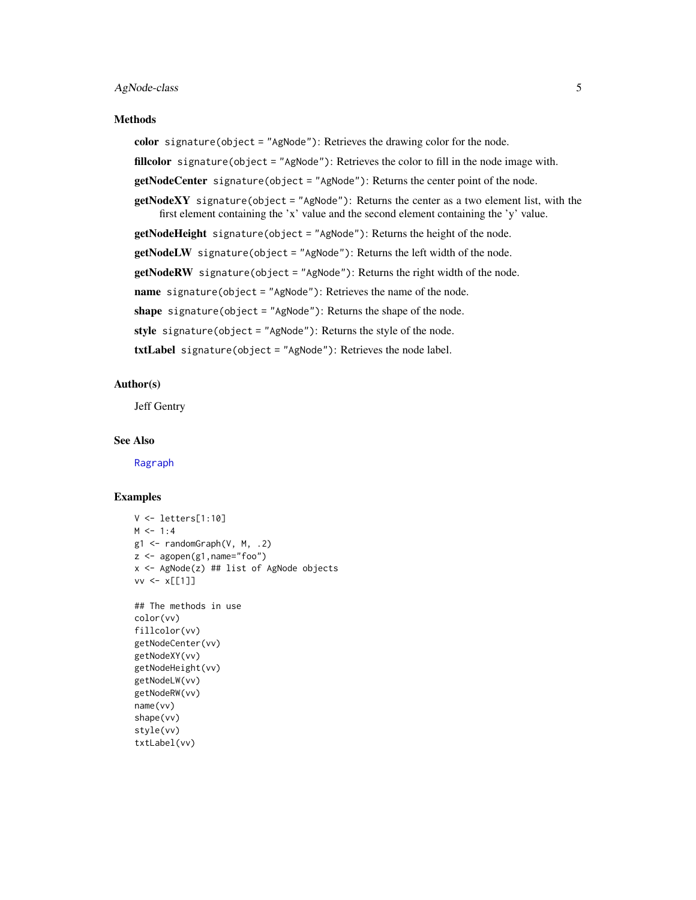## Methods

**color** `signature(object = "AgNode")`: Retrieves the drawing color for the node.

**fillcolor** `signature(object = "AgNode")`: Retrieves the color to fill in the node image with.

**getNodeCenter** `signature(object = "AgNode")`: Returns the center point of the node.

**getNodeXY** `signature(object = "AgNode")`: Returns the center as a two element list, with the first element containing the 'x' value and the second element containing the 'y' value.

**getNodeHeight** `signature(object = "AgNode")`: Returns the height of the node.

**getNodeLW** `signature(object = "AgNode")`: Returns the left width of the node.

**getNodeRW** `signature(object = "AgNode")`: Returns the right width of the node.

**name** `signature(object = "AgNode")`: Retrieves the name of the node.

**shape** `signature(object = "AgNode")`: Returns the shape of the node.

**style** `signature(object = "AgNode")`: Returns the style of the node.

**txtLabel** `signature(object = "AgNode")`: Retrieves the node label.

## Author(s)

Jeff Gentry

## See Also

Ragraph

## Examples

```
V <- letters[1:10]
M <- 1:4
g1 <- randomGraph(V, M, .2)
z <- agopen(g1,name="foo")
x <- AgNode(z) ## list of AgNode objects
vv <- x[[1]]

## The methods in use
color(vv)
fillcolor(vv)
getNodeCenter(vv)
getNodeXY(vv)
getNodeHeight(vv)
getNodeLW(vv)
getNodeRW(vv)
name(vv)
shape(vv)
style(vv)
txtLabel(vv)
```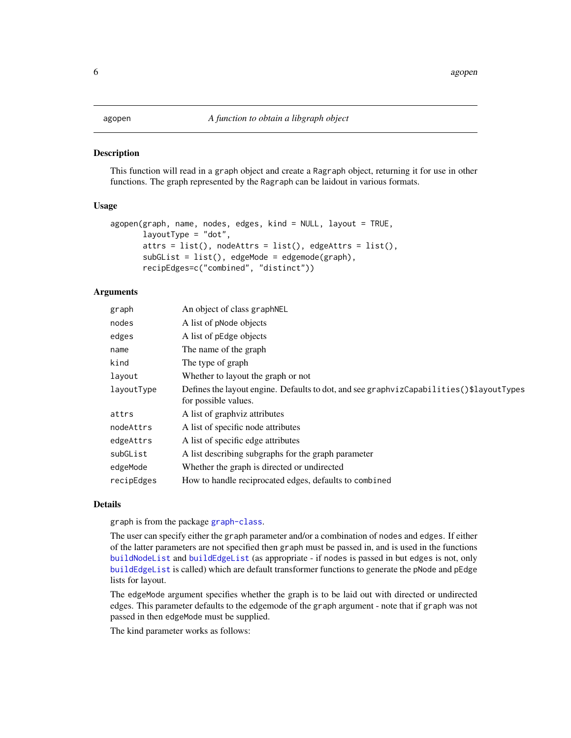# agopen — *A function to obtain a libgraph object*

## Description

This function will read in a `graph` object and create a `Ragraph` object, returning it for use in other functions. The graph represented by the `Ragraph` can be laidout in various formats.

## Usage

```
agopen(graph, name, nodes, edges, kind = NULL, layout = TRUE,
       layoutType = "dot",
       attrs = list(), nodeAttrs = list(), edgeAttrs = list(),
       subGList = list(), edgeMode = edgemode(graph),
       recipEdges=c("combined", "distinct"))
```

## Arguments

| | |
|---|---|
| `graph` | An object of class `graphNEL` |
| `nodes` | A list of pNode objects |
| `edges` | A list of pEdge objects |
| `name` | The name of the graph |
| `kind` | The type of graph |
| `layout` | Whether to layout the graph or not |
| `layoutType` | Defines the layout engine. Defaults to dot, and see `graphvizCapabilities()$layoutTypes` for possible values. |
| `attrs` | A list of graphviz attributes |
| `nodeAttrs` | A list of specific node attributes |
| `edgeAttrs` | A list of specific edge attributes |
| `subGList` | A list describing subgraphs for the graph parameter |
| `edgeMode` | Whether the graph is directed or undirected |
| `recipEdges` | How to handle reciprocated edges, defaults to `combined` |

## Details

`graph` is from the package `graph-class`.

The user can specify either the `graph` parameter and/or a combination of `nodes` and `edges`. If either of the latter parameters are not specified then `graph` must be passed in, and is used in the functions `buildNodeList` and `buildEdgeList` (as appropriate - if `nodes` is passed in but `edges` is not, only `buildEdgeList` is called) which are default transformer functions to generate the `pNode` and `pEdge` lists for layout.

The `edgeMode` argument specifies whether the graph is to be laid out with directed or undirected edges. This parameter defaults to the edgemode of the `graph` argument - note that if `graph` was not passed in then `edgeMode` must be supplied.

The kind parameter works as follows: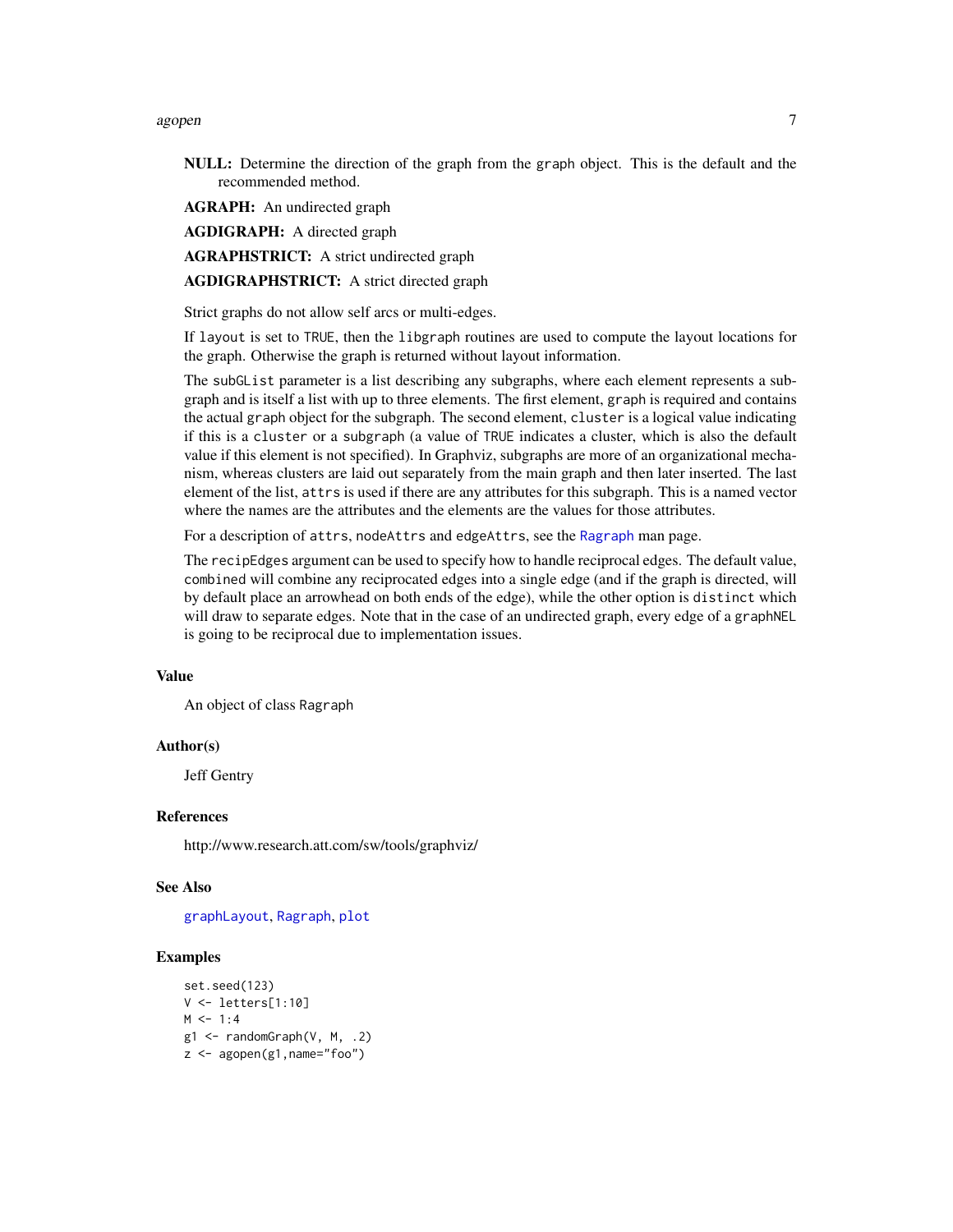**NULL:** Determine the direction of the graph from the `graph` object. This is the default and the recommended method.

**AGRAPH:** An undirected graph

**AGDIGRAPH:** A directed graph

**AGRAPHSTRICT:** A strict undirected graph

**AGDIGRAPHSTRICT:** A strict directed graph

Strict graphs do not allow self arcs or multi-edges.

If `layout` is set to `TRUE`, then the `libgraph` routines are used to compute the layout locations for the graph. Otherwise the graph is returned without layout information.

The `subGList` parameter is a list describing any subgraphs, where each element represents a subgraph and is itself a list with up to three elements. The first element, `graph` is required and contains the actual `graph` object for the subgraph. The second element, `cluster` is a logical value indicating if this is a `cluster` or a `subgraph` (a value of `TRUE` indicates a cluster, which is also the default value if this element is not specified). In Graphviz, subgraphs are more of an organizational mechanism, whereas clusters are laid out separately from the main graph and then later inserted. The last element of the list, `attrs` is used if there are any attributes for this subgraph. This is a named vector where the names are the attributes and the elements are the values for those attributes.

For a description of `attrs`, `nodeAttrs` and `edgeAttrs`, see the `Ragraph` man page.

The `recipEdges` argument can be used to specify how to handle reciprocal edges. The default value, `combined` will combine any reciprocated edges into a single edge (and if the graph is directed, will by default place an arrowhead on both ends of the edge), while the other option is `distinct` which will draw to separate edges. Note that in the case of an undirected graph, every edge of a `graphNEL` is going to be reciprocal due to implementation issues.

### Value

An object of class `Ragraph`

### Author(s)

Jeff Gentry

### References

http://www.research.att.com/sw/tools/graphviz/

### See Also

`graphLayout`, `Ragraph`, `plot`

### Examples

```
set.seed(123)
V <- letters[1:10]
M <- 1:4
g1 <- randomGraph(V, M, .2)
z <- agopen(g1,name="foo")
```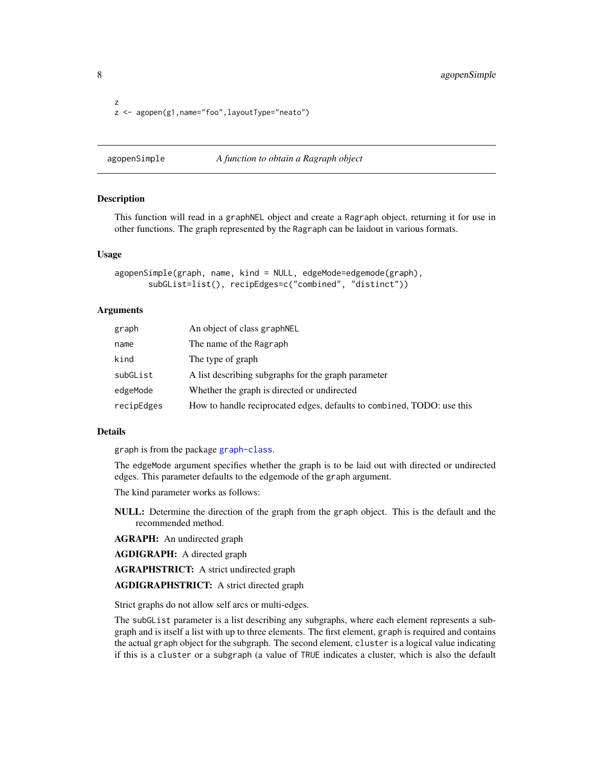```
z
z <- agopen(g1,name="foo",layoutType="neato")
```

---

## agopenSimple — *A function to obtain a Ragraph object*

### Description

This function will read in a `graphNEL` object and create a `Ragraph` object, returning it for use in other functions. The graph represented by the `Ragraph` can be laidout in various formats.

### Usage

```
agopenSimple(graph, name, kind = NULL, edgeMode=edgemode(graph),
       subGList=list(), recipEdges=c("combined", "distinct"))
```

### Arguments

| | |
|---|---|
| `graph` | An object of class `graphNEL` |
| `name` | The name of the `Ragraph` |
| `kind` | The type of graph |
| `subGList` | A list describing subgraphs for the graph parameter |
| `edgeMode` | Whether the graph is directed or undirected |
| `recipEdges` | How to handle reciprocated edges, defaults to `combined`, TODO: use this |

### Details

`graph` is from the package `graph-class`.

The `edgeMode` argument specifies whether the graph is to be laid out with directed or undirected edges. This parameter defaults to the edgemode of the `graph` argument.

The kind parameter works as follows:

**NULL:** Determine the direction of the graph from the `graph` object. This is the default and the recommended method.

**AGRAPH:** An undirected graph

**AGDIGRAPH:** A directed graph

**AGRAPHSTRICT:** A strict undirected graph

**AGDIGRAPHSTRICT:** A strict directed graph

Strict graphs do not allow self arcs or multi-edges.

The `subGList` parameter is a list describing any subgraphs, where each element represents a subgraph and is itself a list with up to three elements. The first element, `graph` is required and contains the actual `graph` object for the subgraph. The second element, `cluster` is a logical value indicating if this is a `cluster` or a `subgraph` (a value of `TRUE` indicates a cluster, which is also the default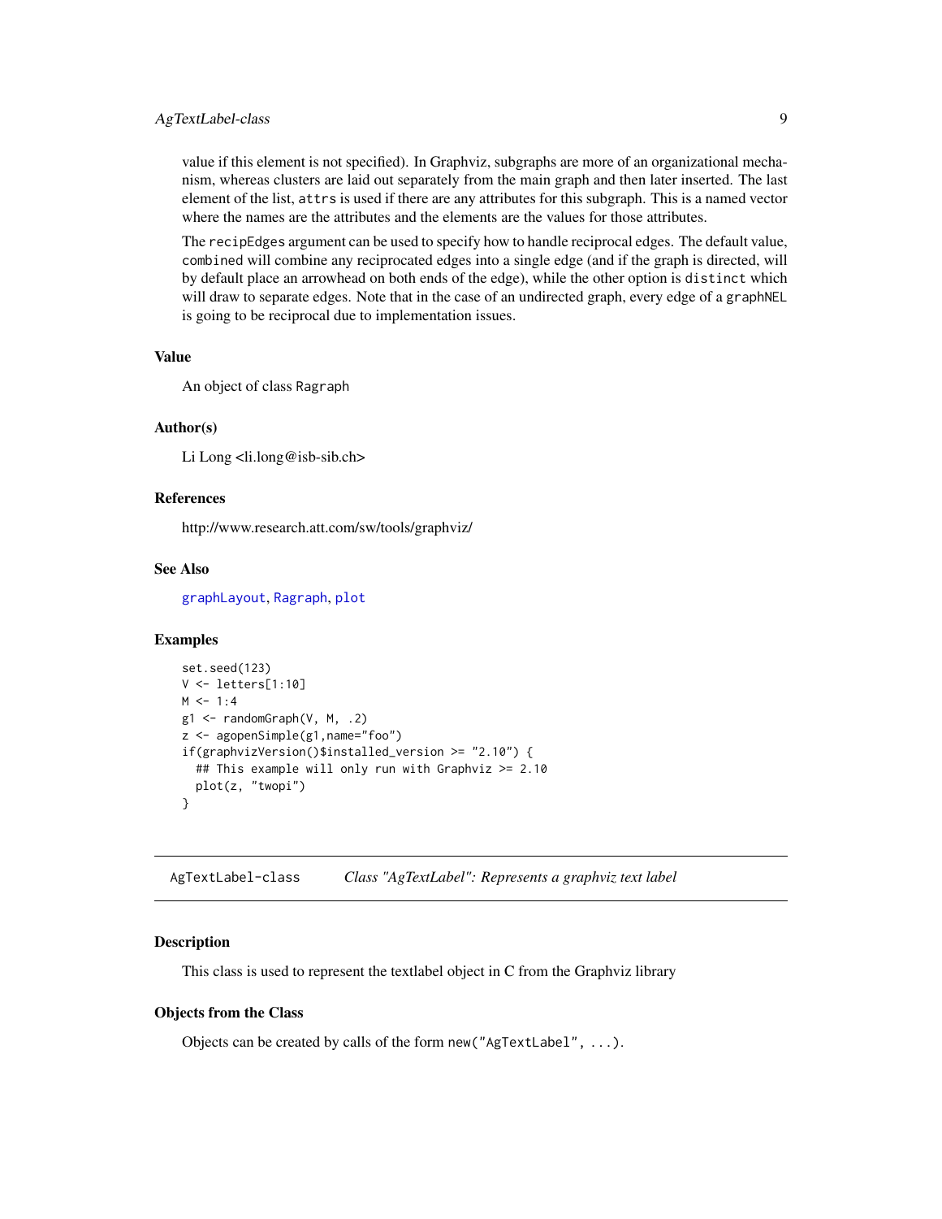value if this element is not specified). In Graphviz, subgraphs are more of an organizational mechanism, whereas clusters are laid out separately from the main graph and then later inserted. The last element of the list, `attrs` is used if there are any attributes for this subgraph. This is a named vector where the names are the attributes and the elements are the values for those attributes.

The `recipEdges` argument can be used to specify how to handle reciprocal edges. The default value, `combined` will combine any reciprocated edges into a single edge (and if the graph is directed, will by default place an arrowhead on both ends of the edge), while the other option is `distinct` which will draw to separate edges. Note that in the case of an undirected graph, every edge of a `graphNEL` is going to be reciprocal due to implementation issues.

### Value

An object of class `Ragraph`

### Author(s)

Li Long <li.long@isb-sib.ch>

### References

http://www.research.att.com/sw/tools/graphviz/

### See Also

`graphLayout`, `Ragraph`, `plot`

### Examples

```
set.seed(123)
V <- letters[1:10]
M <- 1:4
g1 <- randomGraph(V, M, .2)
z <- agopenSimple(g1,name="foo")
if(graphvizVersion()$installed_version >= "2.10") {
  ## This example will only run with Graphviz >= 2.10
  plot(z, "twopi")
}
```

---

## AgTextLabel-class — *Class "AgTextLabel": Represents a graphviz text label*

### Description

This class is used to represent the textlabel object in C from the Graphviz library

### Objects from the Class

Objects can be created by calls of the form `new("AgTextLabel", ...)`.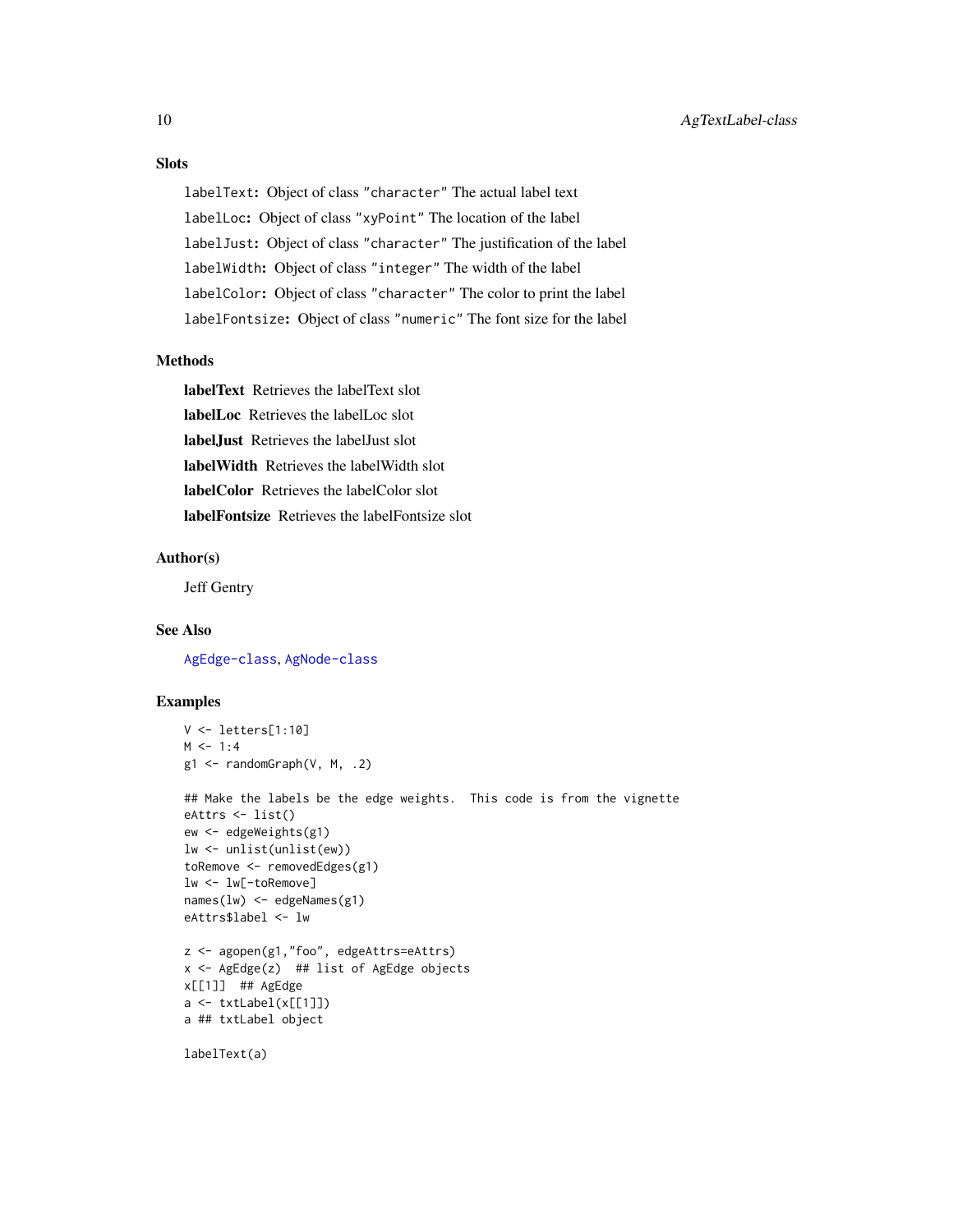### Slots

`labelText`: Object of class `"character"` The actual label text

`labelLoc`: Object of class `"xyPoint"` The location of the label

`labelJust`: Object of class `"character"` The justification of the label

`labelWidth`: Object of class `"integer"` The width of the label

`labelColor`: Object of class `"character"` The color to print the label

`labelFontsize`: Object of class `"numeric"` The font size for the label

### Methods

**labelText** Retrieves the labelText slot

**labelLoc** Retrieves the labelLoc slot

**labelJust** Retrieves the labelJust slot

**labelWidth** Retrieves the labelWidth slot

**labelColor** Retrieves the labelColor slot

**labelFontsize** Retrieves the labelFontsize slot

### Author(s)

Jeff Gentry

### See Also

`AgEdge-class`, `AgNode-class`

### Examples

```
V <- letters[1:10]
M <- 1:4
g1 <- randomGraph(V, M, .2)

## Make the labels be the edge weights.  This code is from the vignette
eAttrs <- list()
ew <- edgeWeights(g1)
lw <- unlist(unlist(ew))
toRemove <- removedEdges(g1)
lw <- lw[-toRemove]
names(lw) <- edgeNames(g1)
eAttrs$label <- lw

z <- agopen(g1,"foo", edgeAttrs=eAttrs)
x <- AgEdge(z)  ## list of AgEdge objects
x[[1]]  ## AgEdge
a <- txtLabel(x[[1]])
a ## txtLabel object

labelText(a)
```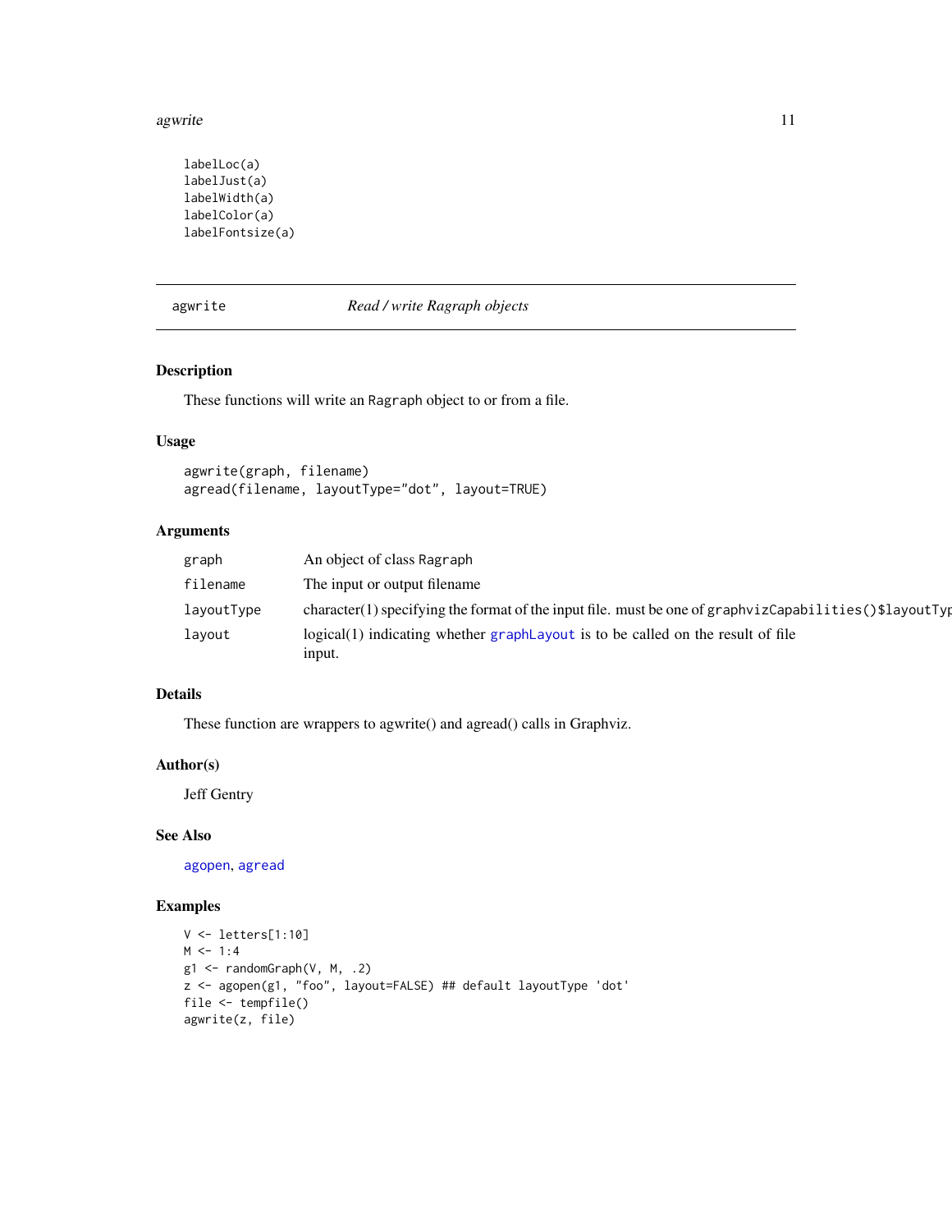```
labelLoc(a)
labelJust(a)
labelWidth(a)
labelColor(a)
labelFontsize(a)
```

---

## agwrite — *Read / write Ragraph objects*

### Description

These functions will write an Ragraph object to or from a file.

### Usage

```
agwrite(graph, filename)
agread(filename, layoutType="dot", layout=TRUE)
```

### Arguments

| | |
|---|---|
| graph | An object of class Ragraph |
| filename | The input or output filename |
| layoutType | character(1) specifying the format of the input file. must be one of graphvizCapabilities()$layoutTyp |
| layout | logical(1) indicating whether graphLayout is to be called on the result of file input. |

### Details

These function are wrappers to agwrite() and agread() calls in Graphviz.

### Author(s)

Jeff Gentry

### See Also

agopen, agread

### Examples

```
V <- letters[1:10]
M <- 1:4
g1 <- randomGraph(V, M, .2)
z <- agopen(g1, "foo", layout=FALSE) ## default layoutType 'dot'
file <- tempfile()
agwrite(z, file)
```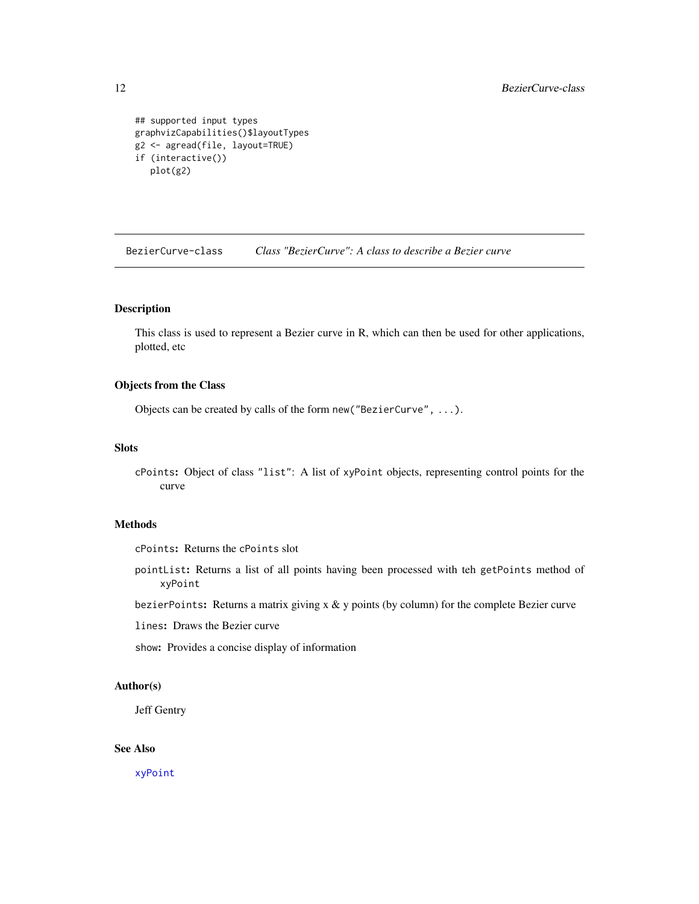```
## supported input types
graphvizCapabilities()$layoutTypes
g2 <- agread(file, layout=TRUE)
if (interactive())
   plot(g2)
```

---

## BezierCurve-class *Class "BezierCurve": A class to describe a Bezier curve*

---

### Description

This class is used to represent a Bezier curve in R, which can then be used for other applications, plotted, etc

### Objects from the Class

Objects can be created by calls of the form `new("BezierCurve", ...)`.

### Slots

`cPoints`**:** Object of class `"list"`: A list of `xyPoint` objects, representing control points for the curve

### Methods

`cPoints`**:** Returns the `cPoints` slot

`pointList`**:** Returns a list of all points having been processed with teh `getPoints` method of `xyPoint`

`bezierPoints`**:** Returns a matrix giving x & y points (by column) for the complete Bezier curve

`lines`**:** Draws the Bezier curve

`show`**:** Provides a concise display of information

### Author(s)

Jeff Gentry

### See Also

`xyPoint`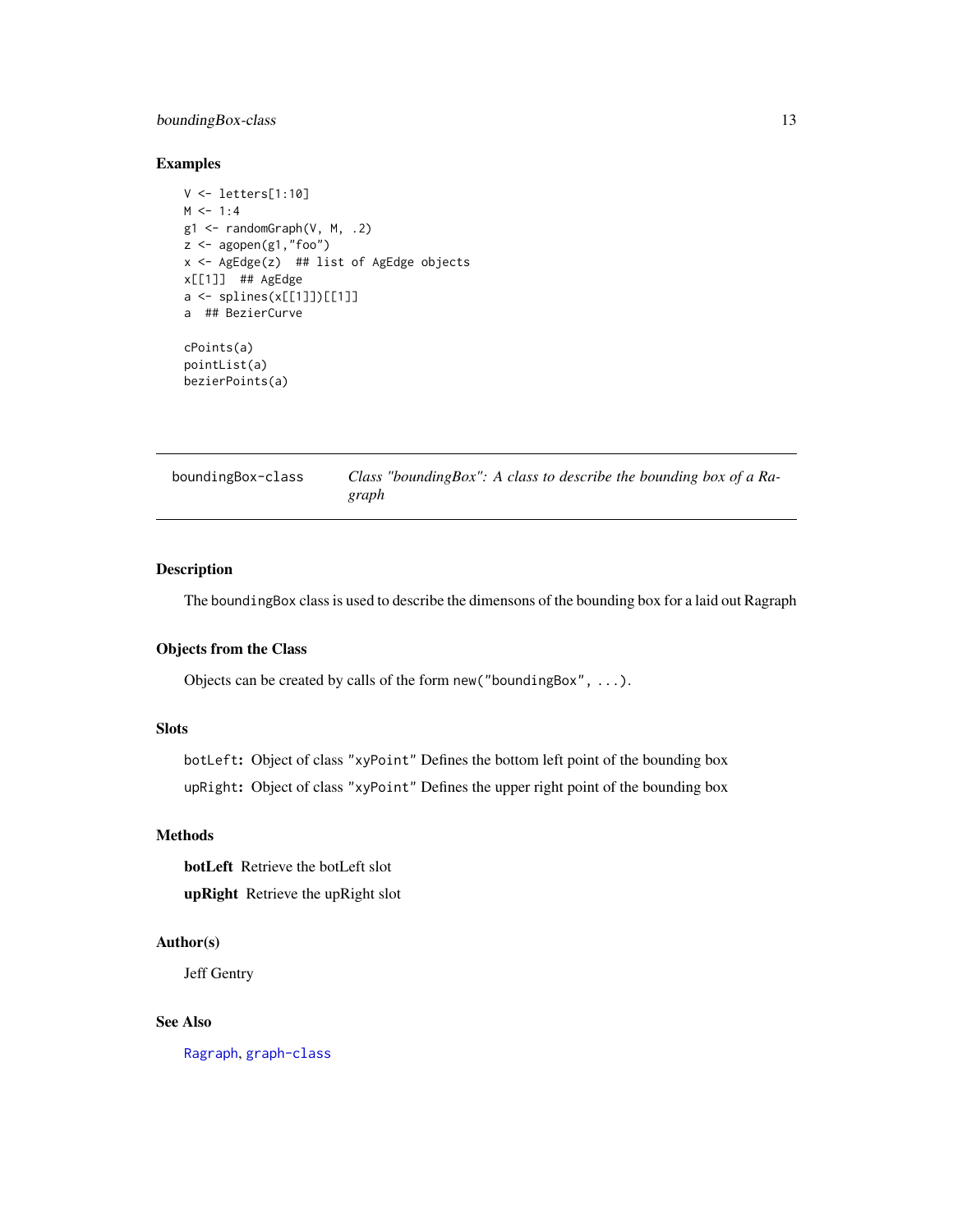### Examples

```
V <- letters[1:10]
M <- 1:4
g1 <- randomGraph(V, M, .2)
z <- agopen(g1,"foo")
x <- AgEdge(z)  ## list of AgEdge objects
x[[1]]  ## AgEdge
a <- splines(x[[1]])[[1]]
a  ## BezierCurve

cPoints(a)
pointList(a)
bezierPoints(a)
```

---

## boundingBox-class — *Class "boundingBox": A class to describe the bounding box of a Ragraph*

---

### Description

The boundingBox class is used to describe the dimensons of the bounding box for a laid out Ragraph

### Objects from the Class

Objects can be created by calls of the form `new("boundingBox", ...)`.

### Slots

`botLeft`: Object of class `"xyPoint"` Defines the bottom left point of the bounding box

`upRight`: Object of class `"xyPoint"` Defines the upper right point of the bounding box

### Methods

**botLeft** Retrieve the botLeft slot

**upRight** Retrieve the upRight slot

### Author(s)

Jeff Gentry

### See Also

`Ragraph`, `graph-class`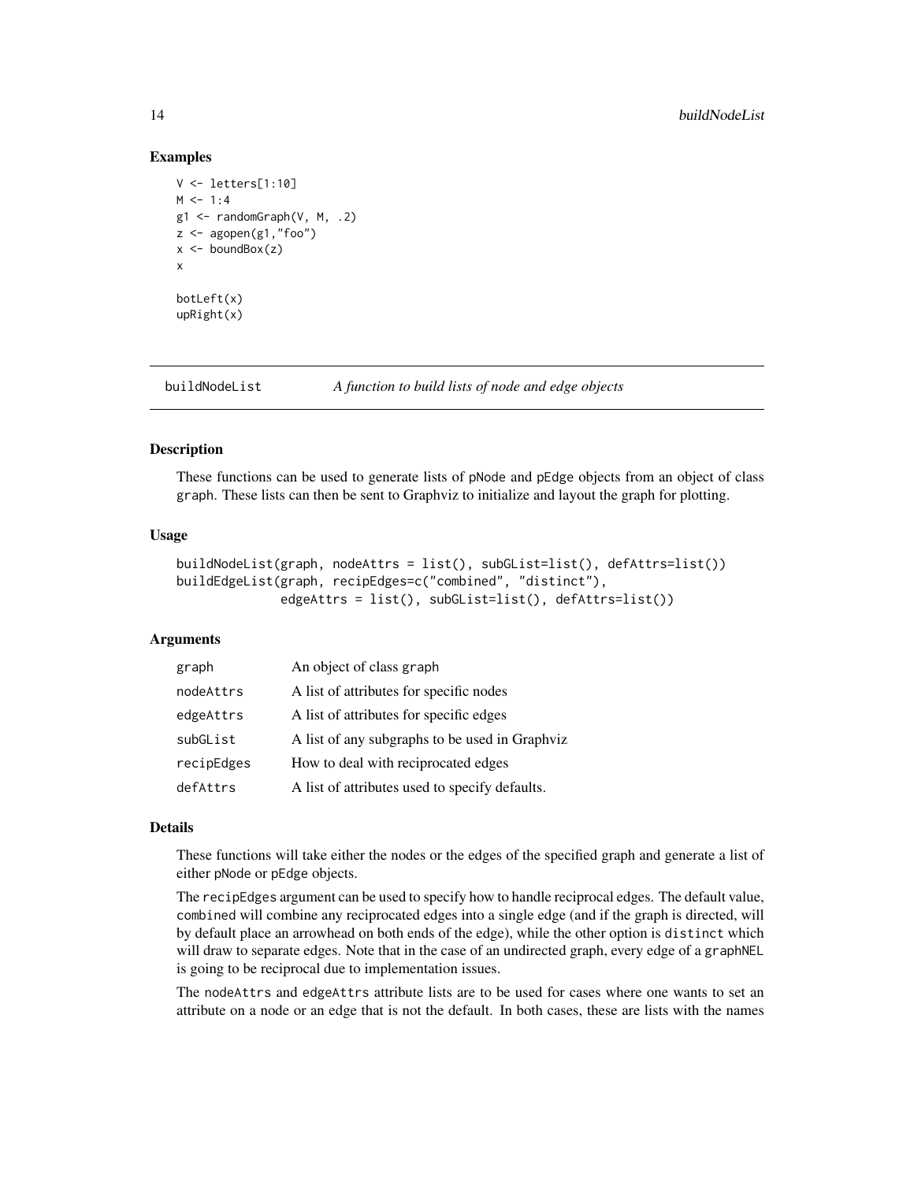### Examples

```
V <- letters[1:10]
M <- 1:4
g1 <- randomGraph(V, M, .2)
z <- agopen(g1,"foo")
x <- boundBox(z)
x

botLeft(x)
upRight(x)
```

---

## buildNodeList — *A function to build lists of node and edge objects*

---

### Description

These functions can be used to generate lists of pNode and pEdge objects from an object of class graph. These lists can then be sent to Graphviz to initialize and layout the graph for plotting.

### Usage

```
buildNodeList(graph, nodeAttrs = list(), subGList=list(), defAttrs=list())
buildEdgeList(graph, recipEdges=c("combined", "distinct"),
              edgeAttrs = list(), subGList=list(), defAttrs=list())
```

### Arguments

| | |
|---|---|
| graph | An object of class graph |
| nodeAttrs | A list of attributes for specific nodes |
| edgeAttrs | A list of attributes for specific edges |
| subGList | A list of any subgraphs to be used in Graphviz |
| recipEdges | How to deal with reciprocated edges |
| defAttrs | A list of attributes used to specify defaults. |

### Details

These functions will take either the nodes or the edges of the specified graph and generate a list of either pNode or pEdge objects.

The recipEdges argument can be used to specify how to handle reciprocal edges. The default value, combined will combine any reciprocated edges into a single edge (and if the graph is directed, will by default place an arrowhead on both ends of the edge), while the other option is distinct which will draw to separate edges. Note that in the case of an undirected graph, every edge of a graphNEL is going to be reciprocal due to implementation issues.

The nodeAttrs and edgeAttrs attribute lists are to be used for cases where one wants to set an attribute on a node or an edge that is not the default. In both cases, these are lists with the names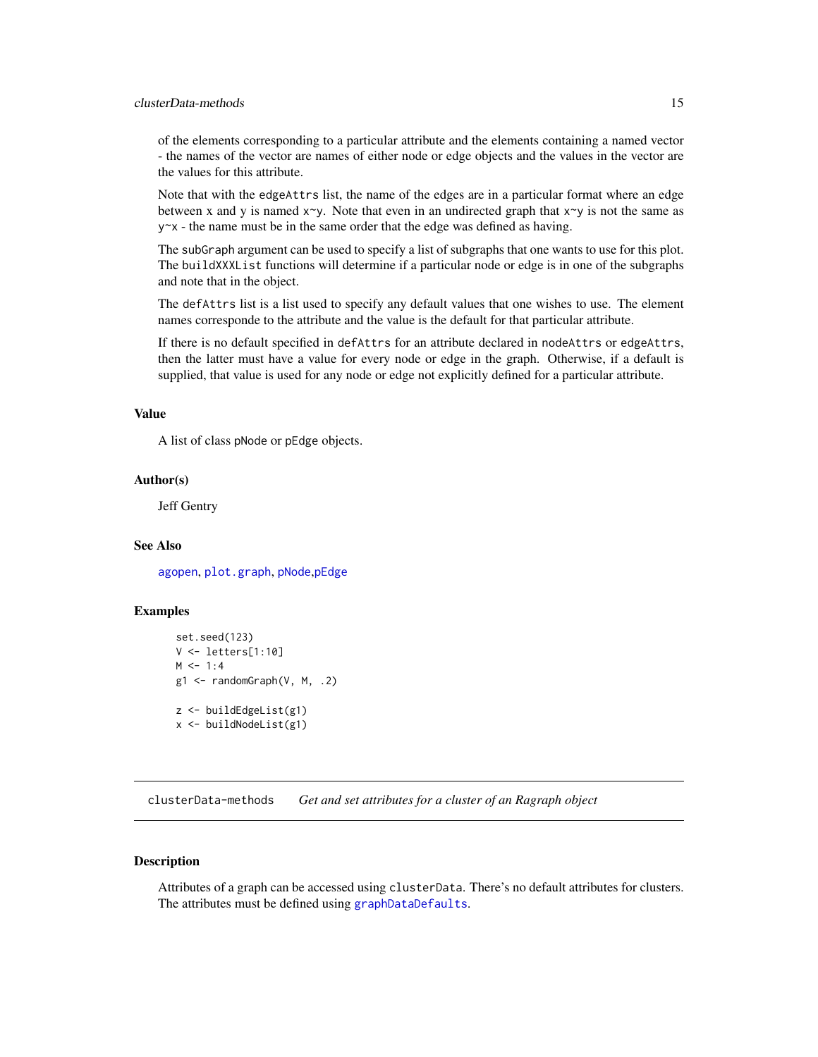of the elements corresponding to a particular attribute and the elements containing a named vector - the names of the vector are names of either node or edge objects and the values in the vector are the values for this attribute.

Note that with the `edgeAttrs` list, the name of the edges are in a particular format where an edge between x and y is named `x~y`. Note that even in an undirected graph that `x~y` is not the same as `y~x` - the name must be in the same order that the edge was defined as having.

The `subGraph` argument can be used to specify a list of subgraphs that one wants to use for this plot. The `buildXXXList` functions will determine if a particular node or edge is in one of the subgraphs and note that in the object.

The `defAttrs` list is a list used to specify any default values that one wishes to use. The element names corresponde to the attribute and the value is the default for that particular attribute.

If there is no default specified in `defAttrs` for an attribute declared in `nodeAttrs` or `edgeAttrs`, then the latter must have a value for every node or edge in the graph. Otherwise, if a default is supplied, that value is used for any node or edge not explicitly defined for a particular attribute.

### Value

A list of class `pNode` or `pEdge` objects.

### Author(s)

Jeff Gentry

### See Also

`agopen`, `plot.graph`, `pNode`,`pEdge`

### Examples

```
set.seed(123)
V <- letters[1:10]
M <- 1:4
g1 <- randomGraph(V, M, .2)

z <- buildEdgeList(g1)
x <- buildNodeList(g1)
```

---

## clusterData-methods    *Get and set attributes for a cluster of an Ragraph object*

### Description

Attributes of a graph can be accessed using `clusterData`. There's no default attributes for clusters. The attributes must be defined using `graphDataDefaults`.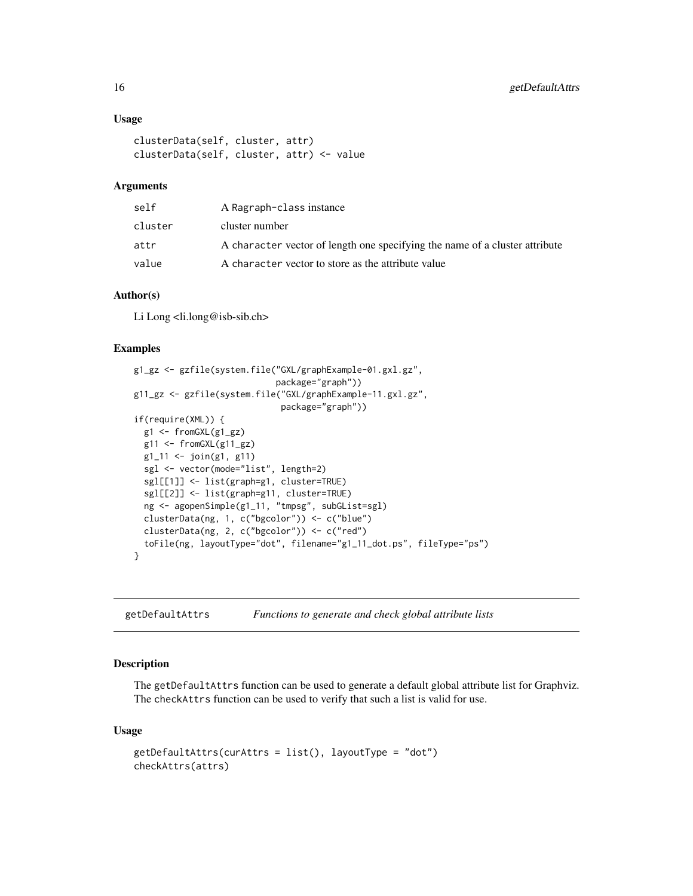### Usage

```
clusterData(self, cluster, attr)
clusterData(self, cluster, attr) <- value
```

### Arguments

| | |
|---|---|
| self | A Ragraph-class instance |
| cluster | cluster number |
| attr | A character vector of length one specifying the name of a cluster attribute |
| value | A character vector to store as the attribute value |

### Author(s)

Li Long <li.long@isb-sib.ch>

### Examples

```
g1_gz <- gzfile(system.file("GXL/graphExample-01.gxl.gz",
                            package="graph"))
g11_gz <- gzfile(system.file("GXL/graphExample-11.gxl.gz",
                             package="graph"))
if(require(XML)) {
  g1 <- fromGXL(g1_gz)
  g11 <- fromGXL(g11_gz)
  g1_11 <- join(g1, g11)
  sgl <- vector(mode="list", length=2)
  sgl[[1]] <- list(graph=g1, cluster=TRUE)
  sgl[[2]] <- list(graph=g11, cluster=TRUE)
  ng <- agopenSimple(g1_11, "tmpsg", subGList=sgl)
  clusterData(ng, 1, c("bgcolor")) <- c("blue")
  clusterData(ng, 2, c("bgcolor")) <- c("red")
  toFile(ng, layoutType="dot", filename="g1_11_dot.ps", fileType="ps")
}
```

---

## getDefaultAttrs — *Functions to generate and check global attribute lists*

### Description

The getDefaultAttrs function can be used to generate a default global attribute list for Graphviz. The checkAttrs function can be used to verify that such a list is valid for use.

### Usage

```
getDefaultAttrs(curAttrs = list(), layoutType = "dot")
checkAttrs(attrs)
```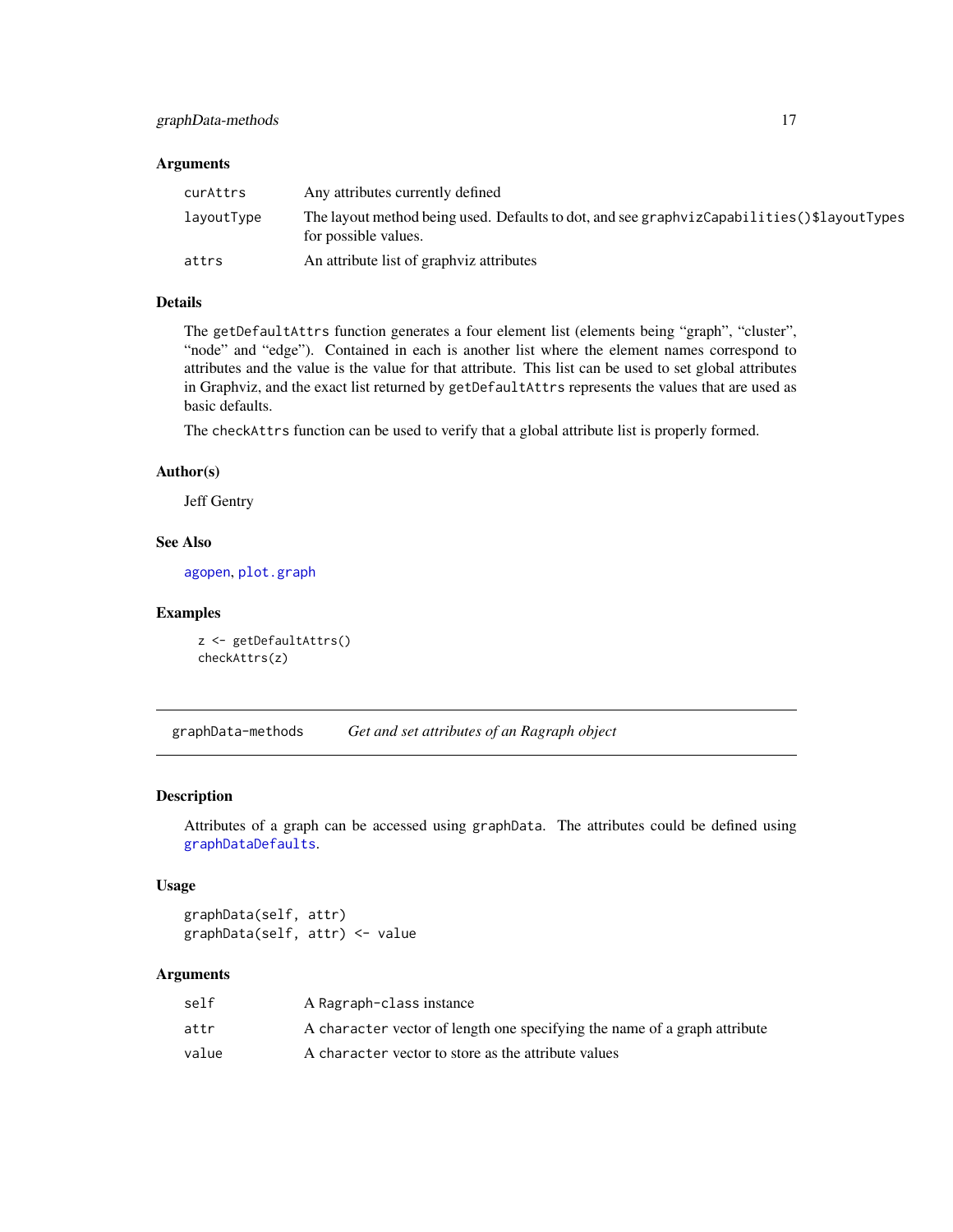### Arguments

| | |
|---|---|
| `curAttrs` | Any attributes currently defined |
| `layoutType` | The layout method being used. Defaults to dot, and see `graphvizCapabilities()$layoutTypes` for possible values. |
| `attrs` | An attribute list of graphviz attributes |

### Details

The `getDefaultAttrs` function generates a four element list (elements being "graph", "cluster", "node" and "edge"). Contained in each is another list where the element names correspond to attributes and the value is the value for that attribute. This list can be used to set global attributes in Graphviz, and the exact list returned by `getDefaultAttrs` represents the values that are used as basic defaults.

The `checkAttrs` function can be used to verify that a global attribute list is properly formed.

### Author(s)

Jeff Gentry

### See Also

`agopen`, `plot.graph`

### Examples

```
z <- getDefaultAttrs()
checkAttrs(z)
```

---

## graphData-methods — *Get and set attributes of an Ragraph object*

### Description

Attributes of a graph can be accessed using `graphData`. The attributes could be defined using `graphDataDefaults`.

### Usage

```
graphData(self, attr)
graphData(self, attr) <- value
```

### Arguments

| | |
|---|---|
| `self` | A `Ragraph-class` instance |
| `attr` | A `character` vector of length one specifying the name of a graph attribute |
| `value` | A `character` vector to store as the attribute values |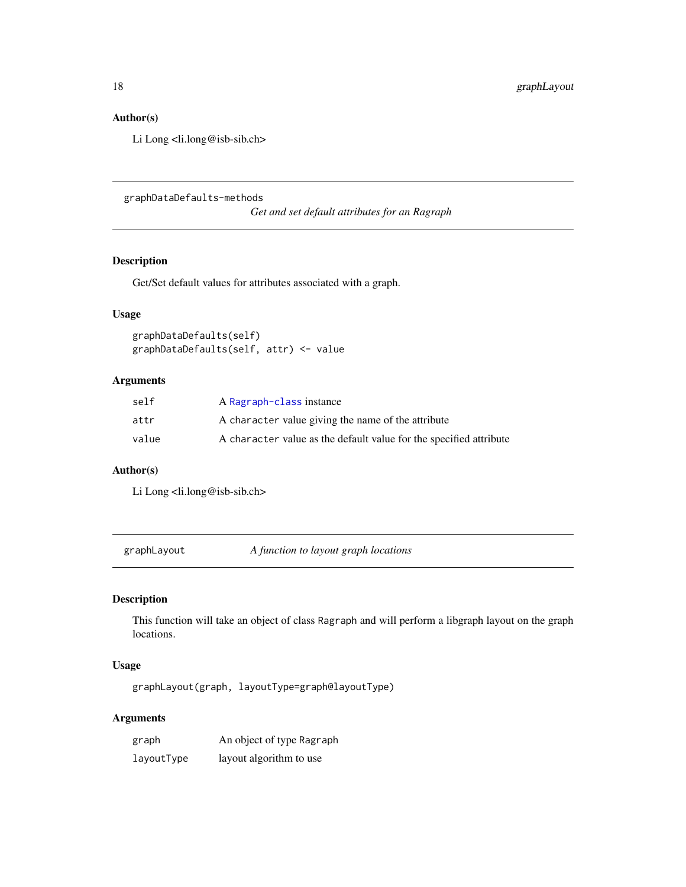### Author(s)

Li Long <li.long@isb-sib.ch>

---

## graphDataDefaults-methods

*Get and set default attributes for an Ragraph*

### Description

Get/Set default values for attributes associated with a graph.

### Usage

```
graphDataDefaults(self)
graphDataDefaults(self, attr) <- value
```

### Arguments

| | |
|---|---|
| self | A Ragraph-class instance |
| attr | A character value giving the name of the attribute |
| value | A character value as the default value for the specified attribute |

### Author(s)

Li Long <li.long@isb-sib.ch>

---

## graphLayout

*A function to layout graph locations*

### Description

This function will take an object of class Ragraph and will perform a libgraph layout on the graph locations.

### Usage

```
graphLayout(graph, layoutType=graph@layoutType)
```

### Arguments

| | |
|---|---|
| graph | An object of type Ragraph |
| layoutType | layout algorithm to use |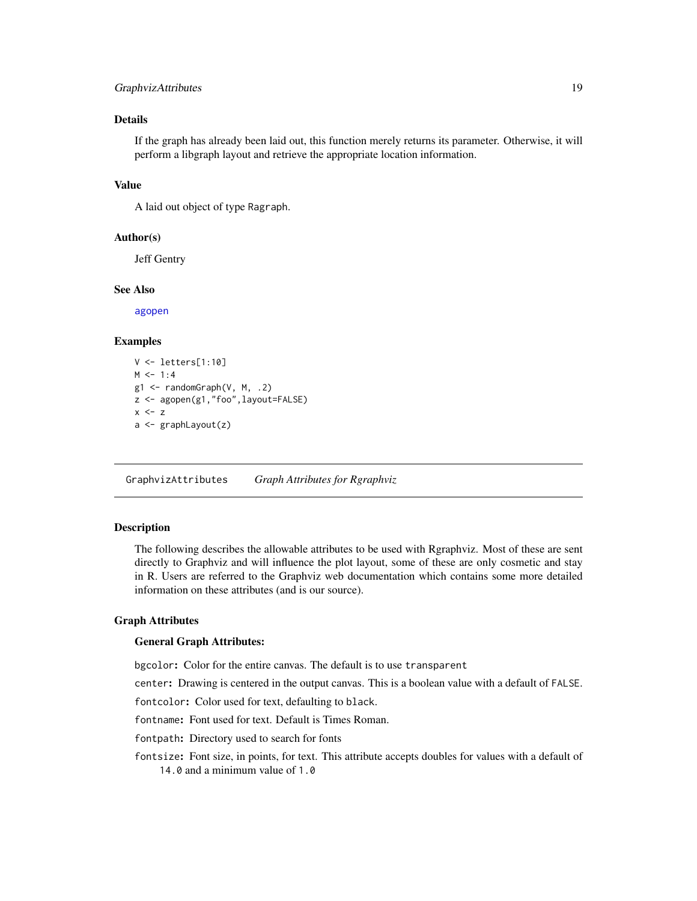### Details

If the graph has already been laid out, this function merely returns its parameter. Otherwise, it will perform a libgraph layout and retrieve the appropriate location information.

### Value

A laid out object of type `Ragraph`.

### Author(s)

Jeff Gentry

### See Also

agopen

### Examples

```
V <- letters[1:10]
M <- 1:4
g1 <- randomGraph(V, M, .2)
z <- agopen(g1,"foo",layout=FALSE)
x <- z
a <- graphLayout(z)
```

---

## GraphvizAttributes *Graph Attributes for Rgraphviz*

---

### Description

The following describes the allowable attributes to be used with Rgraphviz. Most of these are sent directly to Graphviz and will influence the plot layout, some of these are only cosmetic and stay in R. Users are referred to the Graphviz web documentation which contains some more detailed information on these attributes (and is our source).

### Graph Attributes

**General Graph Attributes:**

`bgcolor`**:** Color for the entire canvas. The default is to use `transparent`

`center`**:** Drawing is centered in the output canvas. This is a boolean value with a default of `FALSE`.

`fontcolor`**:** Color used for text, defaulting to `black`.

`fontname`**:** Font used for text. Default is Times Roman.

`fontpath`**:** Directory used to search for fonts

`fontsize`**:** Font size, in points, for text. This attribute accepts doubles for values with a default of `14.0` and a minimum value of `1.0`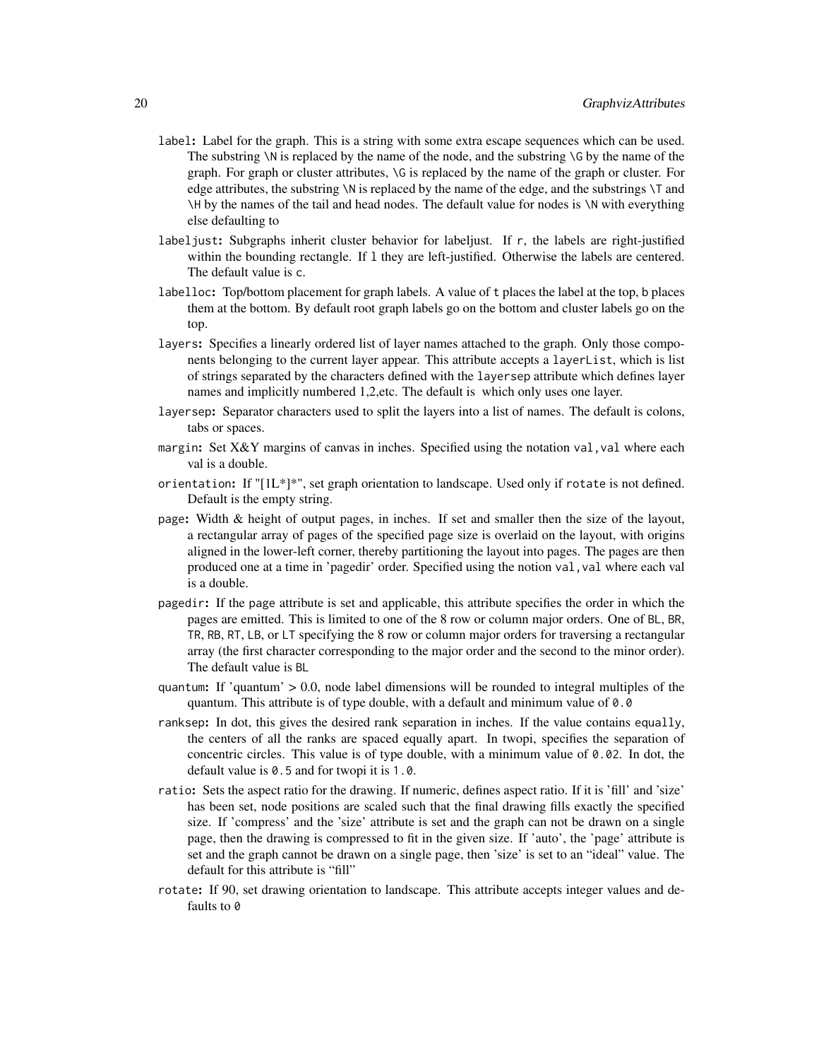- `label`: Label for the graph. This is a string with some extra escape sequences which can be used. The substring `\N` is replaced by the name of the node, and the substring `\G` by the name of the graph. For graph or cluster attributes, `\G` is replaced by the name of the graph or cluster. For edge attributes, the substring `\N` is replaced by the name of the edge, and the substrings `\T` and `\H` by the names of the tail and head nodes. The default value for nodes is `\N` with everything else defaulting to
- `labeljust`: Subgraphs inherit cluster behavior for labeljust. If `r`, the labels are right-justified within the bounding rectangle. If `l` they are left-justified. Otherwise the labels are centered. The default value is `c`.
- `labelloc`: Top/bottom placement for graph labels. A value of `t` places the label at the top, `b` places them at the bottom. By default root graph labels go on the bottom and cluster labels go on the top.
- `layers`: Specifies a linearly ordered list of layer names attached to the graph. Only those components belonging to the current layer appear. This attribute accepts a `layerList`, which is list of strings separated by the characters defined with the `layersep` attribute which defines layer names and implicitly numbered 1,2,etc. The default is which only uses one layer.
- `layersep`: Separator characters used to split the layers into a list of names. The default is colons, tabs or spaces.
- `margin`: Set X&Y margins of canvas in inches. Specified using the notation `val,val` where each val is a double.
- `orientation`: If "[lL*]*", set graph orientation to landscape. Used only if `rotate` is not defined. Default is the empty string.
- `page`: Width & height of output pages, in inches. If set and smaller then the size of the layout, a rectangular array of pages of the specified page size is overlaid on the layout, with origins aligned in the lower-left corner, thereby partitioning the layout into pages. The pages are then produced one at a time in 'pagedir' order. Specified using the notion `val,val` where each val is a double.
- `pagedir`: If the `page` attribute is set and applicable, this attribute specifies the order in which the pages are emitted. This is limited to one of the 8 row or column major orders. One of `BL`, `BR`, `TR`, `RB`, `RT`, `LB`, or `LT` specifying the 8 row or column major orders for traversing a rectangular array (the first character corresponding to the major order and the second to the minor order). The default value is `BL`
- `quantum`: If 'quantum' > 0.0, node label dimensions will be rounded to integral multiples of the quantum. This attribute is of type double, with a default and minimum value of `0.0`
- `ranksep`: In dot, this gives the desired rank separation in inches. If the value contains `equally`, the centers of all the ranks are spaced equally apart. In twopi, specifies the separation of concentric circles. This value is of type double, with a minimum value of `0.02`. In dot, the default value is `0.5` and for twopi it is `1.0`.
- `ratio`: Sets the aspect ratio for the drawing. If numeric, defines aspect ratio. If it is 'fill' and 'size' has been set, node positions are scaled such that the final drawing fills exactly the specified size. If 'compress' and the 'size' attribute is set and the graph can not be drawn on a single page, then the drawing is compressed to fit in the given size. If 'auto', the 'page' attribute is set and the graph cannot be drawn on a single page, then 'size' is set to an "ideal" value. The default for this attribute is "fill"
- `rotate`: If 90, set drawing orientation to landscape. This attribute accepts integer values and defaults to `0`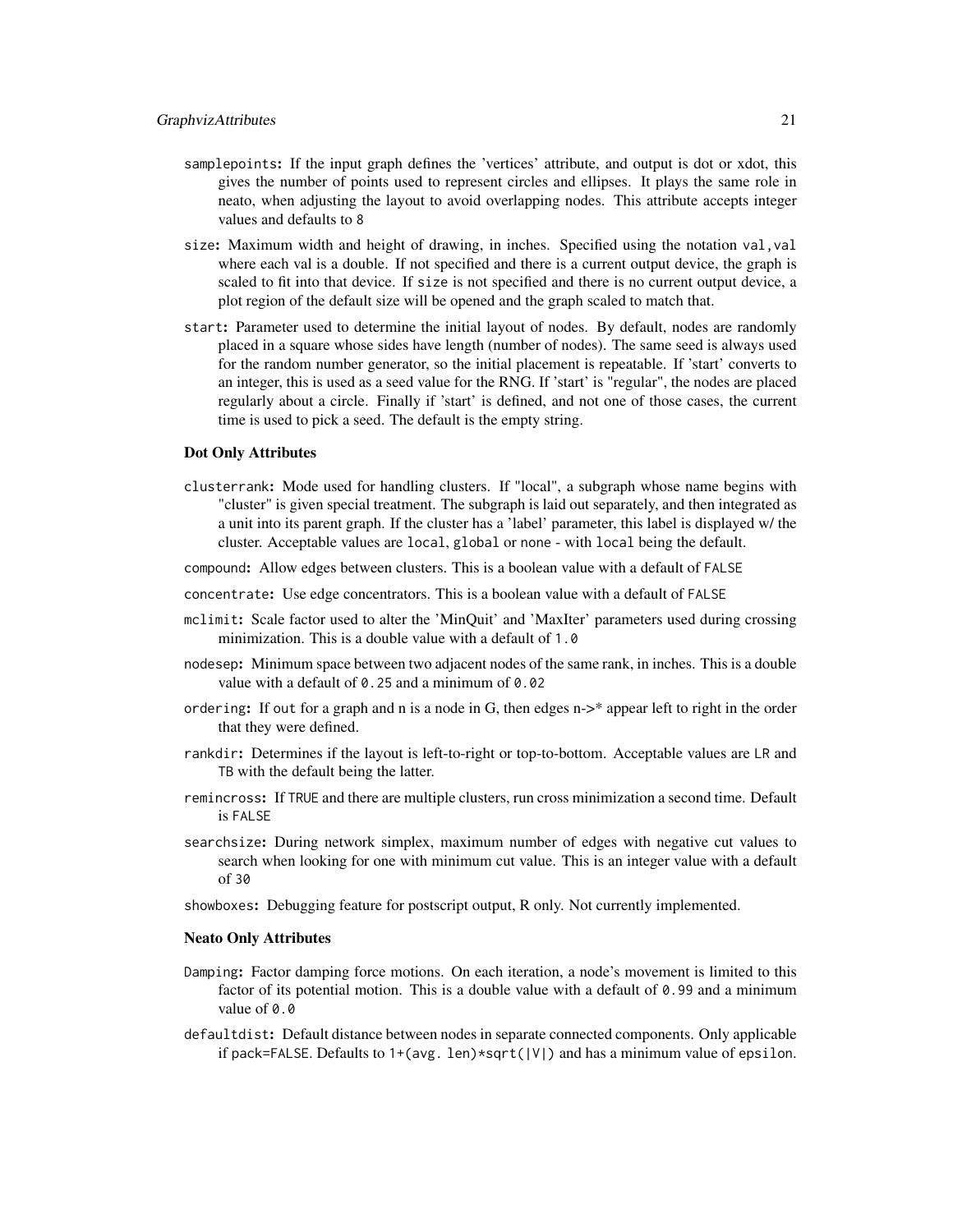samplepoints: If the input graph defines the 'vertices' attribute, and output is dot or xdot, this gives the number of points used to represent circles and ellipses. It plays the same role in neato, when adjusting the layout to avoid overlapping nodes. This attribute accepts integer values and defaults to 8

size: Maximum width and height of drawing, in inches. Specified using the notation val,val where each val is a double. If not specified and there is a current output device, the graph is scaled to fit into that device. If size is not specified and there is no current output device, a plot region of the default size will be opened and the graph scaled to match that.

start: Parameter used to determine the initial layout of nodes. By default, nodes are randomly placed in a square whose sides have length (number of nodes). The same seed is always used for the random number generator, so the initial placement is repeatable. If 'start' converts to an integer, this is used as a seed value for the RNG. If 'start' is "regular", the nodes are placed regularly about a circle. Finally if 'start' is defined, and not one of those cases, the current time is used to pick a seed. The default is the empty string.

**Dot Only Attributes**

clusterrank: Mode used for handling clusters. If "local", a subgraph whose name begins with "cluster" is given special treatment. The subgraph is laid out separately, and then integrated as a unit into its parent graph. If the cluster has a 'label' parameter, this label is displayed w/ the cluster. Acceptable values are local, global or none - with local being the default.

compound: Allow edges between clusters. This is a boolean value with a default of FALSE

concentrate: Use edge concentrators. This is a boolean value with a default of FALSE

mclimit: Scale factor used to alter the 'MinQuit' and 'MaxIter' parameters used during crossing minimization. This is a double value with a default of 1.0

nodesep: Minimum space between two adjacent nodes of the same rank, in inches. This is a double value with a default of 0.25 and a minimum of 0.02

ordering: If out for a graph and n is a node in G, then edges n->* appear left to right in the order that they were defined.

rankdir: Determines if the layout is left-to-right or top-to-bottom. Acceptable values are LR and TB with the default being the latter.

remincross: If TRUE and there are multiple clusters, run cross minimization a second time. Default is FALSE

searchsize: During network simplex, maximum number of edges with negative cut values to search when looking for one with minimum cut value. This is an integer value with a default of 30

showboxes: Debugging feature for postscript output, R only. Not currently implemented.

**Neato Only Attributes**

Damping: Factor damping force motions. On each iteration, a node's movement is limited to this factor of its potential motion. This is a double value with a default of 0.99 and a minimum value of 0.0

defaultdist: Default distance between nodes in separate connected components. Only applicable if pack=FALSE. Defaults to 1+(avg. len)*sqrt(|V|) and has a minimum value of epsilon.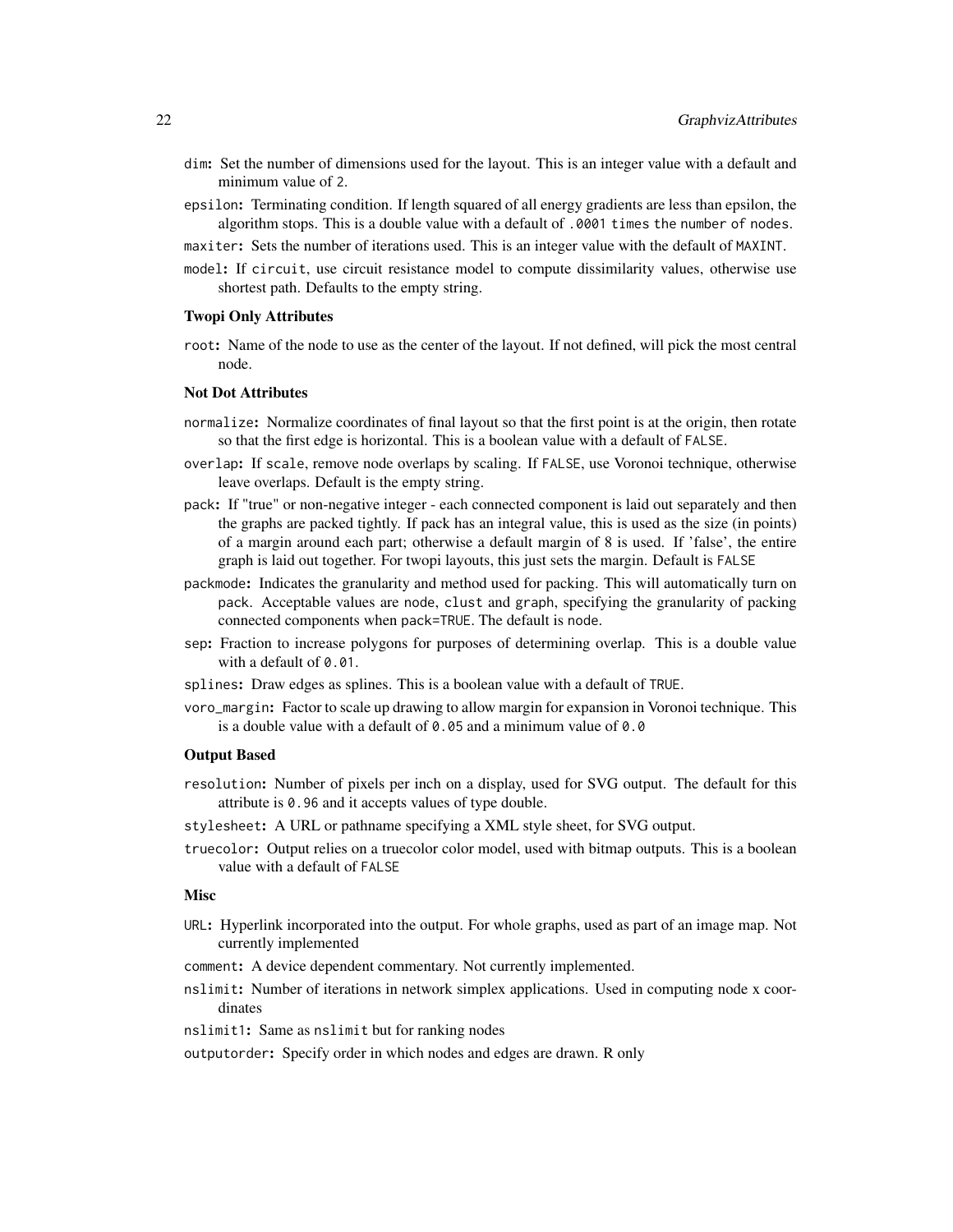dim: Set the number of dimensions used for the layout. This is an integer value with a default and minimum value of 2.

epsilon: Terminating condition. If length squared of all energy gradients are less than epsilon, the algorithm stops. This is a double value with a default of .0001 times the number of nodes.

maxiter: Sets the number of iterations used. This is an integer value with the default of MAXINT.

model: If circuit, use circuit resistance model to compute dissimilarity values, otherwise use shortest path. Defaults to the empty string.

### Twopi Only Attributes

root: Name of the node to use as the center of the layout. If not defined, will pick the most central node.

### Not Dot Attributes

normalize: Normalize coordinates of final layout so that the first point is at the origin, then rotate so that the first edge is horizontal. This is a boolean value with a default of FALSE.

overlap: If scale, remove node overlaps by scaling. If FALSE, use Voronoi technique, otherwise leave overlaps. Default is the empty string.

pack: If "true" or non-negative integer - each connected component is laid out separately and then the graphs are packed tightly. If pack has an integral value, this is used as the size (in points) of a margin around each part; otherwise a default margin of 8 is used. If 'false', the entire graph is laid out together. For twopi layouts, this just sets the margin. Default is FALSE

packmode: Indicates the granularity and method used for packing. This will automatically turn on pack. Acceptable values are node, clust and graph, specifying the granularity of packing connected components when pack=TRUE. The default is node.

sep: Fraction to increase polygons for purposes of determining overlap. This is a double value with a default of 0.01.

splines: Draw edges as splines. This is a boolean value with a default of TRUE.

voro_margin: Factor to scale up drawing to allow margin for expansion in Voronoi technique. This is a double value with a default of 0.05 and a minimum value of 0.0

### Output Based

resolution: Number of pixels per inch on a display, used for SVG output. The default for this attribute is 0.96 and it accepts values of type double.

stylesheet: A URL or pathname specifying a XML style sheet, for SVG output.

truecolor: Output relies on a truecolor color model, used with bitmap outputs. This is a boolean value with a default of FALSE

### Misc

URL: Hyperlink incorporated into the output. For whole graphs, used as part of an image map. Not currently implemented

comment: A device dependent commentary. Not currently implemented.

nslimit: Number of iterations in network simplex applications. Used in computing node x coordinates

nslimit1: Same as nslimit but for ranking nodes

outputorder: Specify order in which nodes and edges are drawn. R only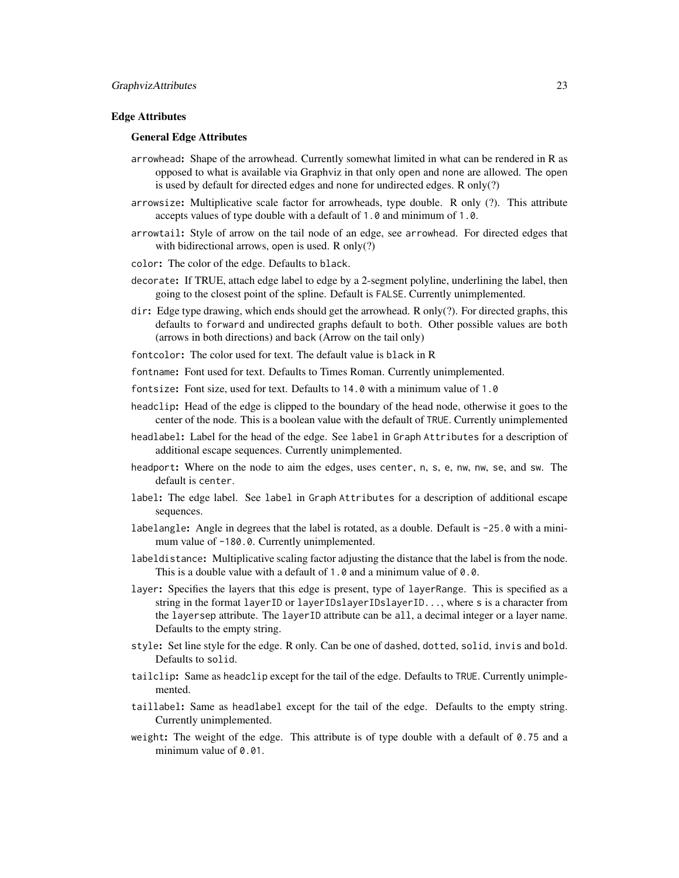## Edge Attributes

### General Edge Attributes

`arrowhead`: Shape of the arrowhead. Currently somewhat limited in what can be rendered in R as opposed to what is available via Graphviz in that only `open` and `none` are allowed. The `open` is used by default for directed edges and `none` for undirected edges. R only(?)

`arrowsize`: Multiplicative scale factor for arrowheads, type double. R only (?). This attribute accepts values of type double with a default of `1.0` and minimum of `1.0`.

`arrowtail`: Style of arrow on the tail node of an edge, see `arrowhead`. For directed edges that with bidirectional arrows, `open` is used. R only(?)

`color`: The color of the edge. Defaults to `black`.

`decorate`: If TRUE, attach edge label to edge by a 2-segment polyline, underlining the label, then going to the closest point of the spline. Default is `FALSE`. Currently unimplemented.

`dir`: Edge type drawing, which ends should get the arrowhead. R only(?). For directed graphs, this defaults to `forward` and undirected graphs default to `both`. Other possible values are `both` (arrows in both directions) and `back` (Arrow on the tail only)

`fontcolor`: The color used for text. The default value is `black` in R

`fontname`: Font used for text. Defaults to Times Roman. Currently unimplemented.

`fontsize`: Font size, used for text. Defaults to `14.0` with a minimum value of `1.0`

`headclip`: Head of the edge is clipped to the boundary of the head node, otherwise it goes to the center of the node. This is a boolean value with the default of `TRUE`. Currently unimplemented

`headlabel`: Label for the head of the edge. See `label` in `Graph Attributes` for a description of additional escape sequences. Currently unimplemented.

`headport`: Where on the node to aim the edges, uses `center`, `n`, `s`, `e`, `nw`, `nw`, `se`, and `sw`. The default is `center`.

`label`: The edge label. See `label` in `Graph Attributes` for a description of additional escape sequences.

`labelangle`: Angle in degrees that the label is rotated, as a double. Default is `-25.0` with a minimum value of `-180.0`. Currently unimplemented.

`labeldistance`: Multiplicative scaling factor adjusting the distance that the label is from the node. This is a double value with a default of `1.0` and a minimum value of `0.0`.

`layer`: Specifies the layers that this edge is present, type of `layerRange`. This is specified as a string in the format `layerID` or `layerIDslayerIDslayerID...`, where `s` is a character from the `layersep` attribute. The `layerID` attribute can be `all`, a decimal integer or a layer name. Defaults to the empty string.

`style`: Set line style for the edge. R only. Can be one of `dashed`, `dotted`, `solid`, `invis` and `bold`. Defaults to `solid`.

`tailclip`: Same as `headclip` except for the tail of the edge. Defaults to `TRUE`. Currently unimplemented.

`taillabel`: Same as `headlabel` except for the tail of the edge. Defaults to the empty string. Currently unimplemented.

`weight`: The weight of the edge. This attribute is of type double with a default of `0.75` and a minimum value of `0.01`.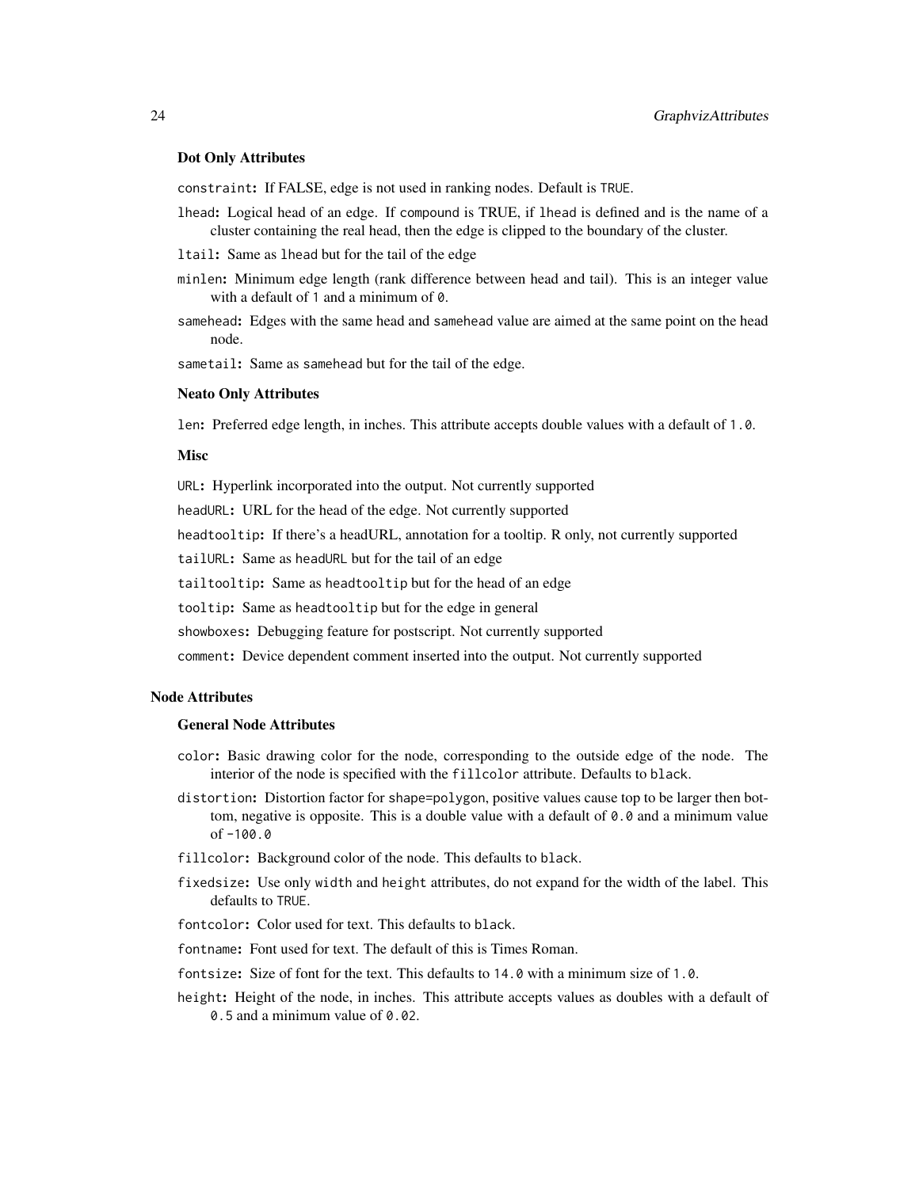#### Dot Only Attributes

constraint: If FALSE, edge is not used in ranking nodes. Default is TRUE.

lhead: Logical head of an edge. If compound is TRUE, if lhead is defined and is the name of a cluster containing the real head, then the edge is clipped to the boundary of the cluster.

ltail: Same as lhead but for the tail of the edge

minlen: Minimum edge length (rank difference between head and tail). This is an integer value with a default of 1 and a minimum of 0.

samehead: Edges with the same head and samehead value are aimed at the same point on the head node.

sametail: Same as samehead but for the tail of the edge.

#### Neato Only Attributes

len: Preferred edge length, in inches. This attribute accepts double values with a default of 1.0.

#### Misc

URL: Hyperlink incorporated into the output. Not currently supported

headURL: URL for the head of the edge. Not currently supported

headtooltip: If there's a headURL, annotation for a tooltip. R only, not currently supported

tailURL: Same as headURL but for the tail of an edge

tailtooltip: Same as headtooltip but for the head of an edge

tooltip: Same as headtooltip but for the edge in general

showboxes: Debugging feature for postscript. Not currently supported

comment: Device dependent comment inserted into the output. Not currently supported

### Node Attributes

#### General Node Attributes

color: Basic drawing color for the node, corresponding to the outside edge of the node. The interior of the node is specified with the fillcolor attribute. Defaults to black.

distortion: Distortion factor for shape=polygon, positive values cause top to be larger then bottom, negative is opposite. This is a double value with a default of 0.0 and a minimum value of -100.0

fillcolor: Background color of the node. This defaults to black.

fixedsize: Use only width and height attributes, do not expand for the width of the label. This defaults to TRUE.

fontcolor: Color used for text. This defaults to black.

fontname: Font used for text. The default of this is Times Roman.

fontsize: Size of font for the text. This defaults to 14.0 with a minimum size of 1.0.

height: Height of the node, in inches. This attribute accepts values as doubles with a default of 0.5 and a minimum value of 0.02.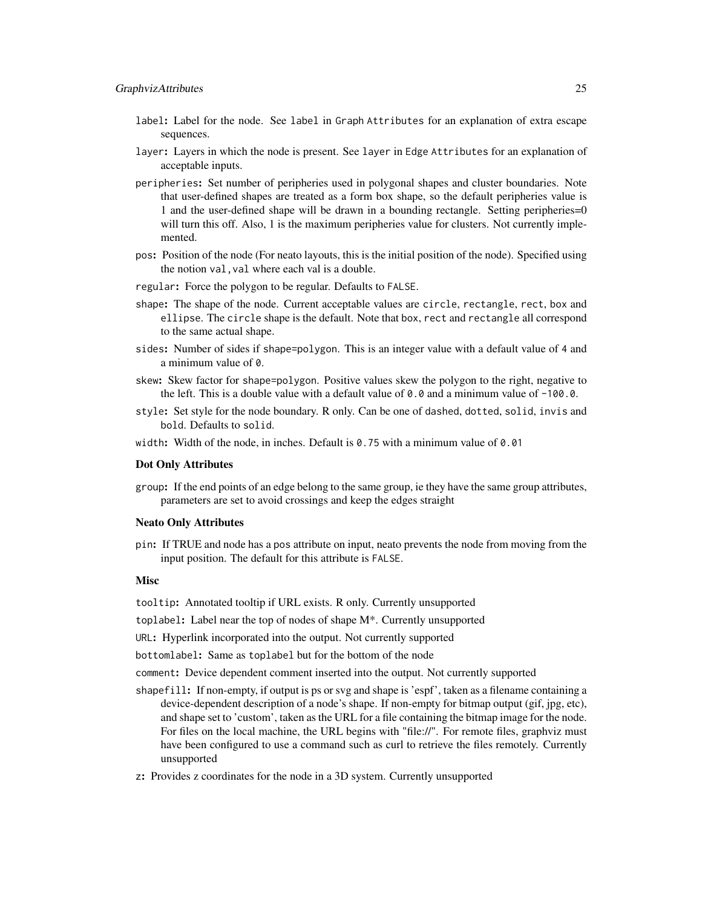`label`: Label for the node. See `label` in `Graph Attributes` for an explanation of extra escape sequences.

`layer`: Layers in which the node is present. See `layer` in `Edge Attributes` for an explanation of acceptable inputs.

`peripheries`: Set number of peripheries used in polygonal shapes and cluster boundaries. Note that user-defined shapes are treated as a form box shape, so the default peripheries value is 1 and the user-defined shape will be drawn in a bounding rectangle. Setting peripheries=0 will turn this off. Also, 1 is the maximum peripheries value for clusters. Not currently implemented.

`pos`: Position of the node (For neato layouts, this is the initial position of the node). Specified using the notion `val,val` where each val is a double.

`regular`: Force the polygon to be regular. Defaults to `FALSE`.

`shape`: The shape of the node. Current acceptable values are `circle`, `rectangle`, `rect`, `box` and `ellipse`. The `circle` shape is the default. Note that `box`, `rect` and `rectangle` all correspond to the same actual shape.

`sides`: Number of sides if `shape=polygon`. This is an integer value with a default value of 4 and a minimum value of `0`.

`skew`: Skew factor for `shape=polygon`. Positive values skew the polygon to the right, negative to the left. This is a double value with a default value of `0.0` and a minimum value of `-100.0`.

`style`: Set style for the node boundary. R only. Can be one of `dashed`, `dotted`, `solid`, `invis` and `bold`. Defaults to `solid`.

`width`: Width of the node, in inches. Default is `0.75` with a minimum value of `0.01`

### Dot Only Attributes

`group`: If the end points of an edge belong to the same group, ie they have the same group attributes, parameters are set to avoid crossings and keep the edges straight

### Neato Only Attributes

`pin`: If TRUE and node has a `pos` attribute on input, neato prevents the node from moving from the input position. The default for this attribute is `FALSE`.

### Misc

`tooltip`: Annotated tooltip if URL exists. R only. Currently unsupported

`toplabel`: Label near the top of nodes of shape M*. Currently unsupported

`URL`: Hyperlink incorporated into the output. Not currently supported

`bottomlabel`: Same as `toplabel` but for the bottom of the node

`comment`: Device dependent comment inserted into the output. Not currently supported

`shapefill`: If non-empty, if output is ps or svg and shape is 'espf', taken as a filename containing a device-dependent description of a node's shape. If non-empty for bitmap output (gif, jpg, etc), and shape set to 'custom', taken as the URL for a file containing the bitmap image for the node. For files on the local machine, the URL begins with "file://". For remote files, graphviz must have been configured to use a command such as curl to retrieve the files remotely. Currently unsupported

`z`: Provides z coordinates for the node in a 3D system. Currently unsupported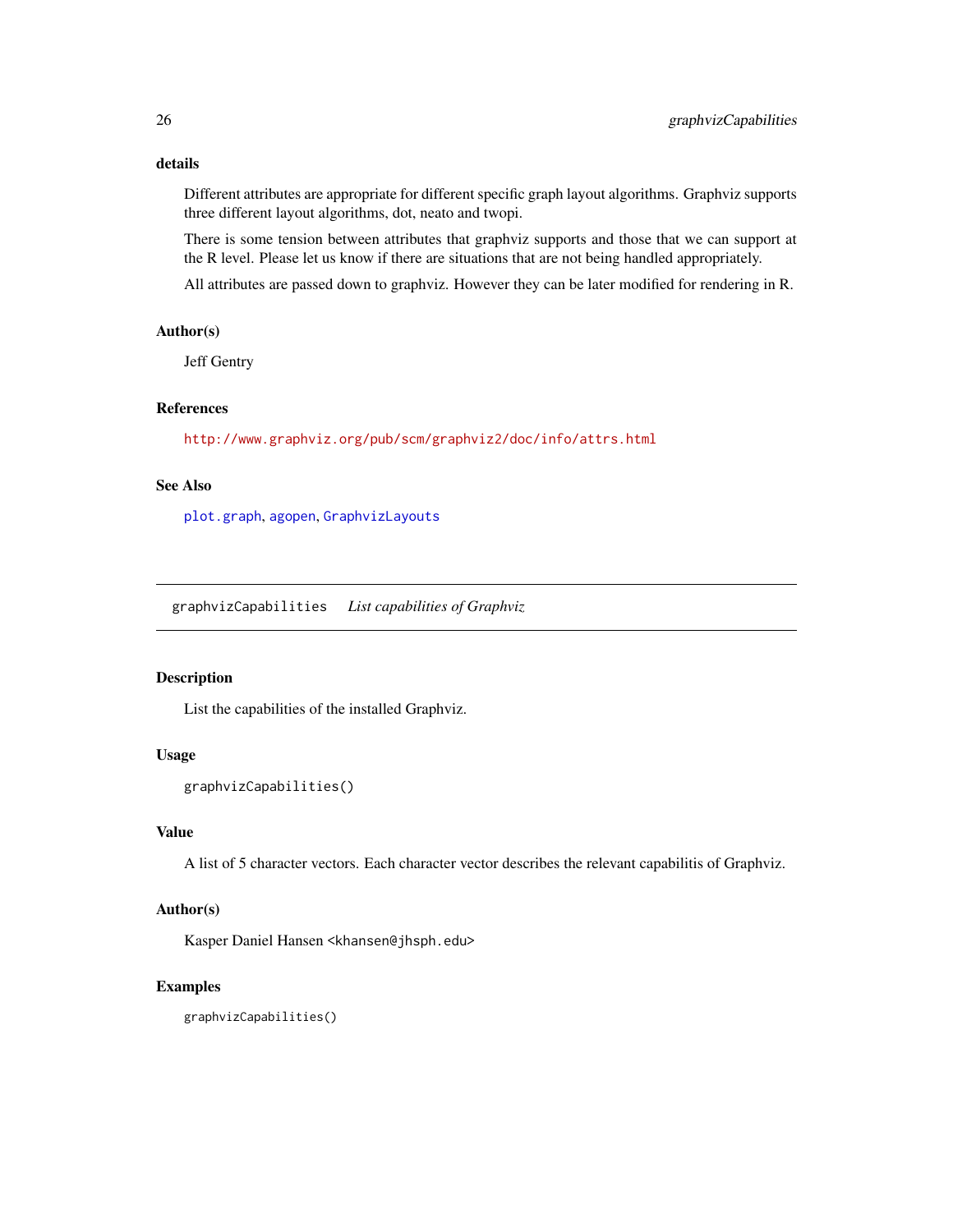### details

Different attributes are appropriate for different specific graph layout algorithms. Graphviz supports three different layout algorithms, dot, neato and twopi.

There is some tension between attributes that graphviz supports and those that we can support at the R level. Please let us know if there are situations that are not being handled appropriately.

All attributes are passed down to graphviz. However they can be later modified for rendering in R.

### Author(s)

Jeff Gentry

### References

http://www.graphviz.org/pub/scm/graphviz2/doc/info/attrs.html

### See Also

plot.graph, agopen, GraphvizLayouts

---

## graphvizCapabilities    *List capabilities of Graphviz*

---

### Description

List the capabilities of the installed Graphviz.

### Usage

```
graphvizCapabilities()
```

### Value

A list of 5 character vectors. Each character vector describes the relevant capabilitis of Graphviz.

### Author(s)

Kasper Daniel Hansen <khansen@jhsph.edu>

### Examples

```
graphvizCapabilities()
```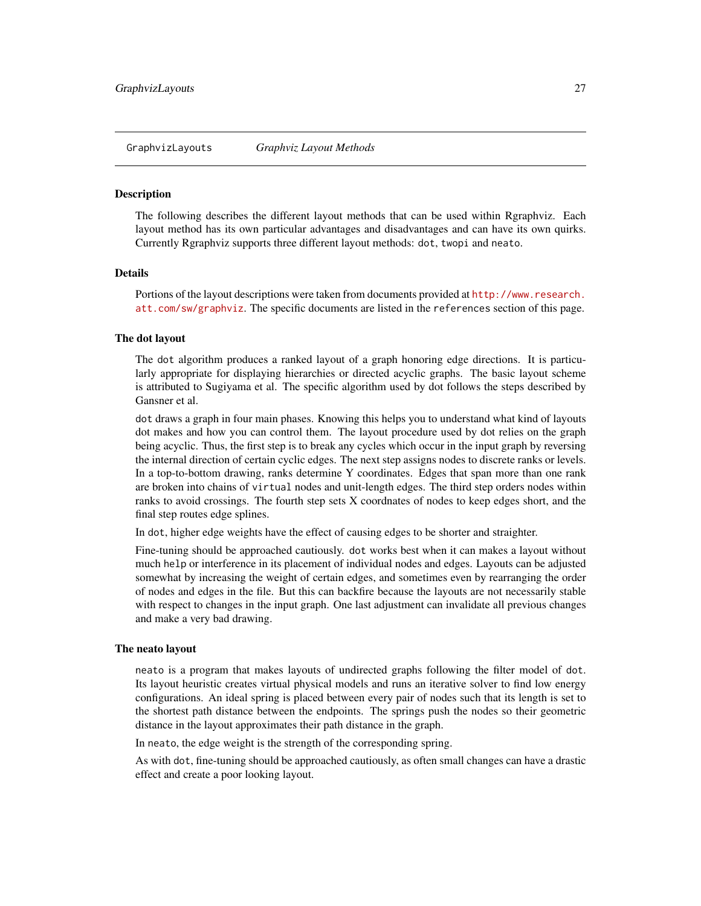GraphvizLayouts *Graphviz Layout Methods*

## Description

The following describes the different layout methods that can be used within Rgraphviz. Each layout method has its own particular advantages and disadvantages and can have its own quirks. Currently Rgraphviz supports three different layout methods: `dot`, `twopi` and `neato`.

## Details

Portions of the layout descriptions were taken from documents provided at http://www.research.att.com/sw/graphviz. The specific documents are listed in the `references` section of this page.

## The dot layout

The `dot` algorithm produces a ranked layout of a graph honoring edge directions. It is particularly appropriate for displaying hierarchies or directed acyclic graphs. The basic layout scheme is attributed to Sugiyama et al. The specific algorithm used by dot follows the steps described by Gansner et al.

`dot` draws a graph in four main phases. Knowing this helps you to understand what kind of layouts dot makes and how you can control them. The layout procedure used by dot relies on the graph being acyclic. Thus, the first step is to break any cycles which occur in the input graph by reversing the internal direction of certain cyclic edges. The next step assigns nodes to discrete ranks or levels. In a top-to-bottom drawing, ranks determine Y coordinates. Edges that span more than one rank are broken into chains of `virtual` nodes and unit-length edges. The third step orders nodes within ranks to avoid crossings. The fourth step sets X coordnates of nodes to keep edges short, and the final step routes edge splines.

In `dot`, higher edge weights have the effect of causing edges to be shorter and straighter.

Fine-tuning should be approached cautiously. `dot` works best when it can makes a layout without much `help` or interference in its placement of individual nodes and edges. Layouts can be adjusted somewhat by increasing the weight of certain edges, and sometimes even by rearranging the order of nodes and edges in the file. But this can backfire because the layouts are not necessarily stable with respect to changes in the input graph. One last adjustment can invalidate all previous changes and make a very bad drawing.

## The neato layout

`neato` is a program that makes layouts of undirected graphs following the filter model of `dot`. Its layout heuristic creates virtual physical models and runs an iterative solver to find low energy configurations. An ideal spring is placed between every pair of nodes such that its length is set to the shortest path distance between the endpoints. The springs push the nodes so their geometric distance in the layout approximates their path distance in the graph.

In `neato`, the edge weight is the strength of the corresponding spring.

As with `dot`, fine-tuning should be approached cautiously, as often small changes can have a drastic effect and create a poor looking layout.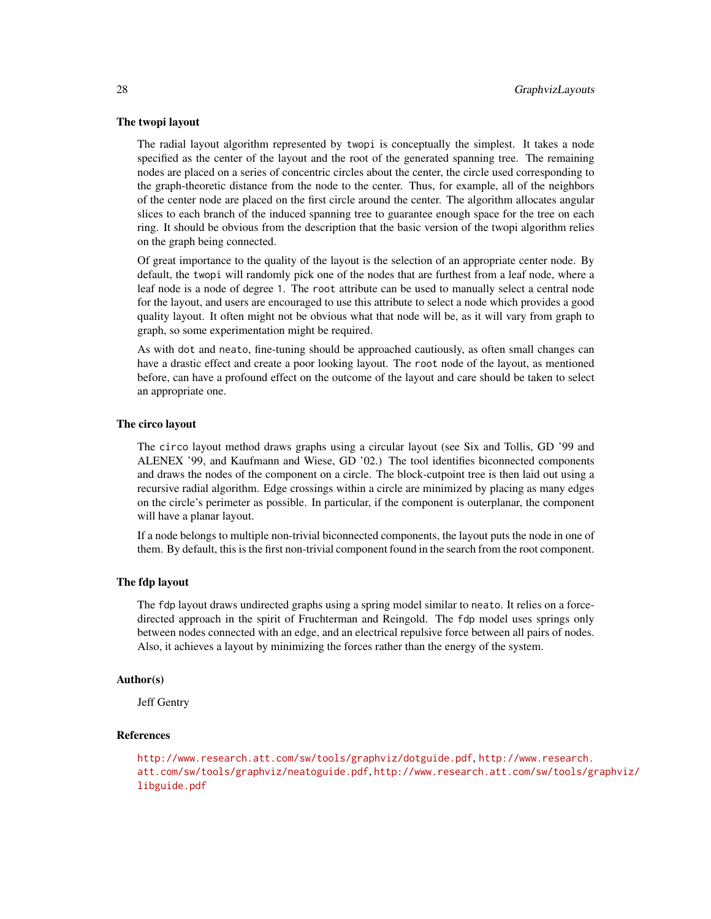### The twopi layout

The radial layout algorithm represented by `twopi` is conceptually the simplest. It takes a node specified as the center of the layout and the root of the generated spanning tree. The remaining nodes are placed on a series of concentric circles about the center, the circle used corresponding to the graph-theoretic distance from the node to the center. Thus, for example, all of the neighbors of the center node are placed on the first circle around the center. The algorithm allocates angular slices to each branch of the induced spanning tree to guarantee enough space for the tree on each ring. It should be obvious from the description that the basic version of the twopi algorithm relies on the graph being connected.

Of great importance to the quality of the layout is the selection of an appropriate center node. By default, the `twopi` will randomly pick one of the nodes that are furthest from a leaf node, where a leaf node is a node of degree `1`. The `root` attribute can be used to manually select a central node for the layout, and users are encouraged to use this attribute to select a node which provides a good quality layout. It often might not be obvious what that node will be, as it will vary from graph to graph, so some experimentation might be required.

As with `dot` and `neato`, fine-tuning should be approached cautiously, as often small changes can have a drastic effect and create a poor looking layout. The `root` node of the layout, as mentioned before, can have a profound effect on the outcome of the layout and care should be taken to select an appropriate one.

### The circo layout

The `circo` layout method draws graphs using a circular layout (see Six and Tollis, GD '99 and ALENEX '99, and Kaufmann and Wiese, GD '02.) The tool identifies biconnected components and draws the nodes of the component on a circle. The block-cutpoint tree is then laid out using a recursive radial algorithm. Edge crossings within a circle are minimized by placing as many edges on the circle's perimeter as possible. In particular, if the component is outerplanar, the component will have a planar layout.

If a node belongs to multiple non-trivial biconnected components, the layout puts the node in one of them. By default, this is the first non-trivial component found in the search from the root component.

### The fdp layout

The `fdp` layout draws undirected graphs using a spring model similar to `neato`. It relies on a force-directed approach in the spirit of Fruchterman and Reingold. The `fdp` model uses springs only between nodes connected with an edge, and an electrical repulsive force between all pairs of nodes. Also, it achieves a layout by minimizing the forces rather than the energy of the system.

### Author(s)

Jeff Gentry

### References

http://www.research.att.com/sw/tools/graphviz/dotguide.pdf, http://www.research.att.com/sw/tools/graphviz/neatoguide.pdf, http://www.research.att.com/sw/tools/graphviz/libguide.pdf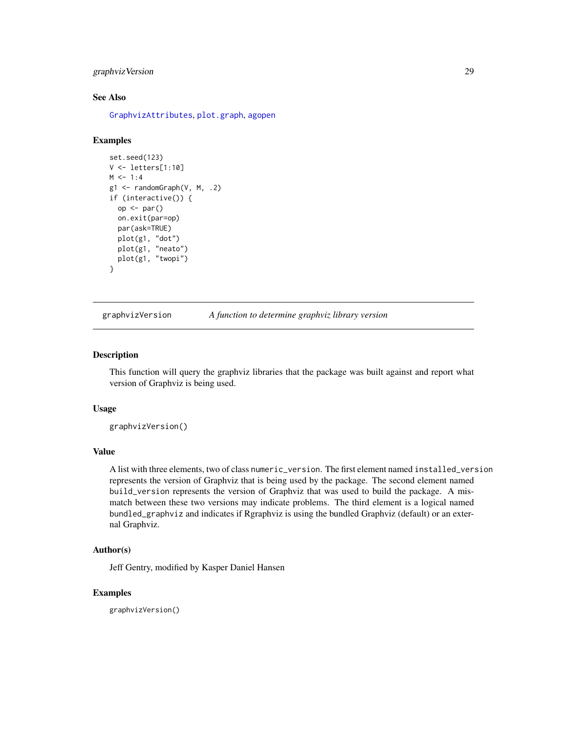## See Also

GraphvizAttributes, plot.graph, agopen

## Examples

```
set.seed(123)
V <- letters[1:10]
M <- 1:4
g1 <- randomGraph(V, M, .2)
if (interactive()) {
  op <- par()
  on.exit(par=op)
  par(ask=TRUE)
  plot(g1, "dot")
  plot(g1, "neato")
  plot(g1, "twopi")
}
```

---

# graphvizVersion    *A function to determine graphviz library version*

---

## Description

This function will query the graphviz libraries that the package was built against and report what version of Graphviz is being used.

## Usage

```
graphvizVersion()
```

## Value

A list with three elements, two of class `numeric_version`. The first element named `installed_version` represents the version of Graphviz that is being used by the package. The second element named `build_version` represents the version of Graphviz that was used to build the package. A mismatch between these two versions may indicate problems. The third element is a logical named `bundled_graphviz` and indicates if Rgraphviz is using the bundled Graphviz (default) or an external Graphviz.

## Author(s)

Jeff Gentry, modified by Kasper Daniel Hansen

## Examples

```
graphvizVersion()
```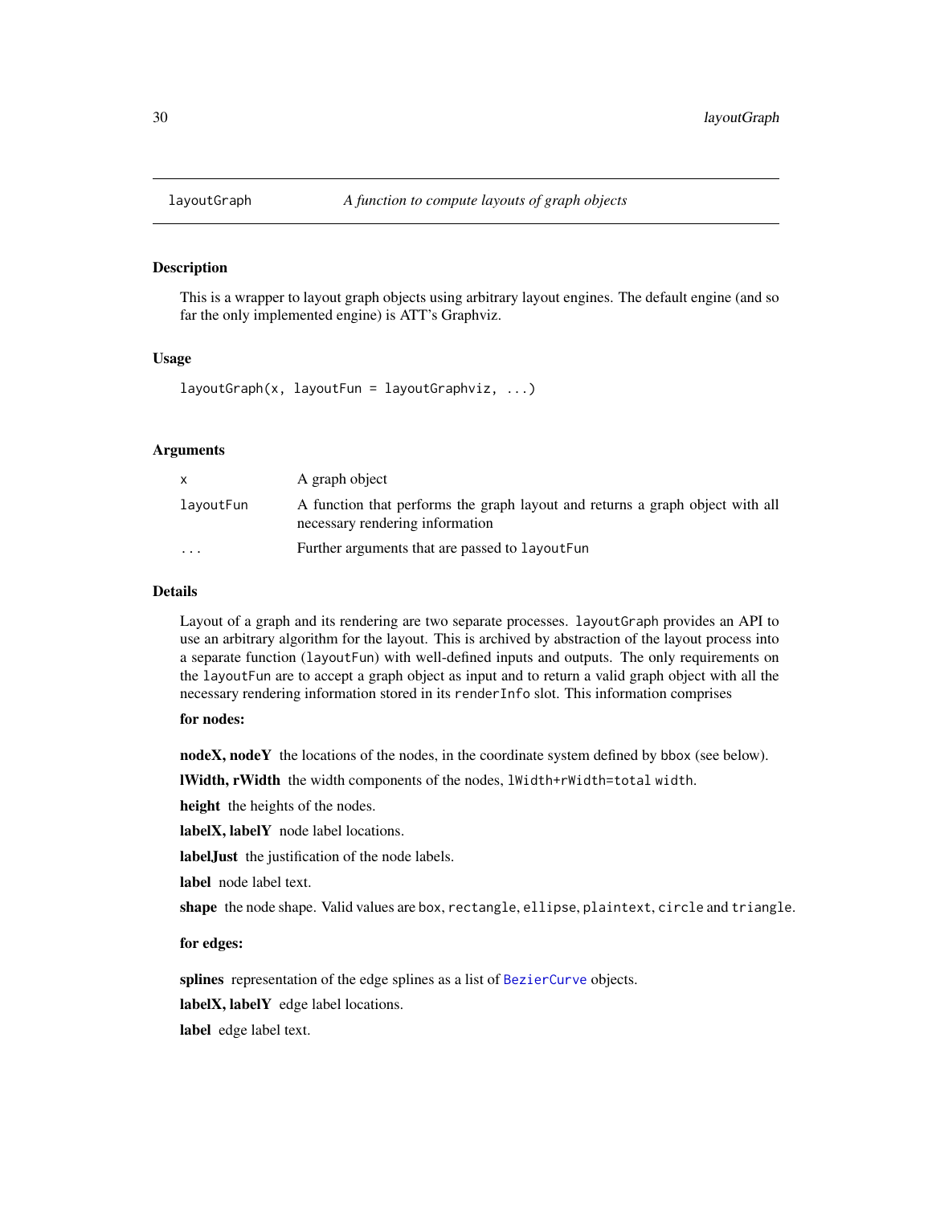# layoutGraph — *A function to compute layouts of graph objects*

## Description

This is a wrapper to layout graph objects using arbitrary layout engines. The default engine (and so far the only implemented engine) is ATT's Graphviz.

## Usage

```
layoutGraph(x, layoutFun = layoutGraphviz, ...)
```

## Arguments

| | |
|---|---|
| `x` | A graph object |
| `layoutFun` | A function that performs the graph layout and returns a graph object with all necessary rendering information |
| `...` | Further arguments that are passed to `layoutFun` |

## Details

Layout of a graph and its rendering are two separate processes. `layoutGraph` provides an API to use an arbitrary algorithm for the layout. This is archived by abstraction of the layout process into a separate function (`layoutFun`) with well-defined inputs and outputs. The only requirements on the `layoutFun` are to accept a graph object as input and to return a valid graph object with all the necessary rendering information stored in its `renderInfo` slot. This information comprises

**for nodes:**

**nodeX, nodeY** the locations of the nodes, in the coordinate system defined by `bbox` (see below).

**lWidth, rWidth** the width components of the nodes, `lWidth+rWidth=total width`.

**height** the heights of the nodes.

**labelX, labelY** node label locations.

**labelJust** the justification of the node labels.

**label** node label text.

**shape** the node shape. Valid values are `box`, `rectangle`, `ellipse`, `plaintext`, `circle` and `triangle`.

**for edges:**

**splines** representation of the edge splines as a list of `BezierCurve` objects.

**labelX, labelY** edge label locations.

**label** edge label text.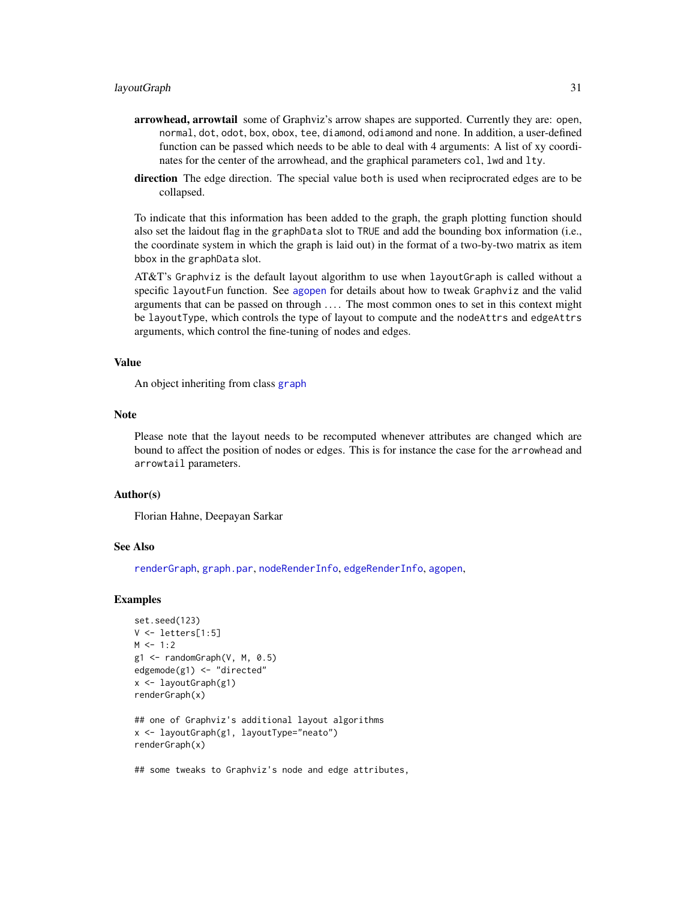**arrowhead, arrowtail** some of Graphviz's arrow shapes are supported. Currently they are: `open`, `normal`, `dot`, `odot`, `box`, `obox`, `tee`, `diamond`, `odiamond` and `none`. In addition, a user-defined function can be passed which needs to be able to deal with 4 arguments: A list of xy coordinates for the center of the arrowhead, and the graphical parameters `col`, `lwd` and `lty`.

**direction** The edge direction. The special value `both` is used when reciprocrated edges are to be collapsed.

To indicate that this information has been added to the graph, the graph plotting function should also set the laidout flag in the `graphData` slot to `TRUE` and add the bounding box information (i.e., the coordinate system in which the graph is laid out) in the format of a two-by-two matrix as item `bbox` in the `graphData` slot.

AT&T's `Graphviz` is the default layout algorithm to use when `layoutGraph` is called without a specific `layoutFun` function. See `agopen` for details about how to tweak `Graphviz` and the valid arguments that can be passed on through .... The most common ones to set in this context might be `layoutType`, which controls the type of layout to compute and the `nodeAttrs` and `edgeAttrs` arguments, which control the fine-tuning of nodes and edges.

## Value

An object inheriting from class `graph`

## Note

Please note that the layout needs to be recomputed whenever attributes are changed which are bound to affect the position of nodes or edges. This is for instance the case for the `arrowhead` and `arrowtail` parameters.

## Author(s)

Florian Hahne, Deepayan Sarkar

## See Also

`renderGraph`, `graph.par`, `nodeRenderInfo`, `edgeRenderInfo`, `agopen`,

## Examples

```
set.seed(123)
V <- letters[1:5]
M <- 1:2
g1 <- randomGraph(V, M, 0.5)
edgemode(g1) <- "directed"
x <- layoutGraph(g1)
renderGraph(x)

## one of Graphviz's additional layout algorithms
x <- layoutGraph(g1, layoutType="neato")
renderGraph(x)

## some tweaks to Graphviz's node and edge attributes,
```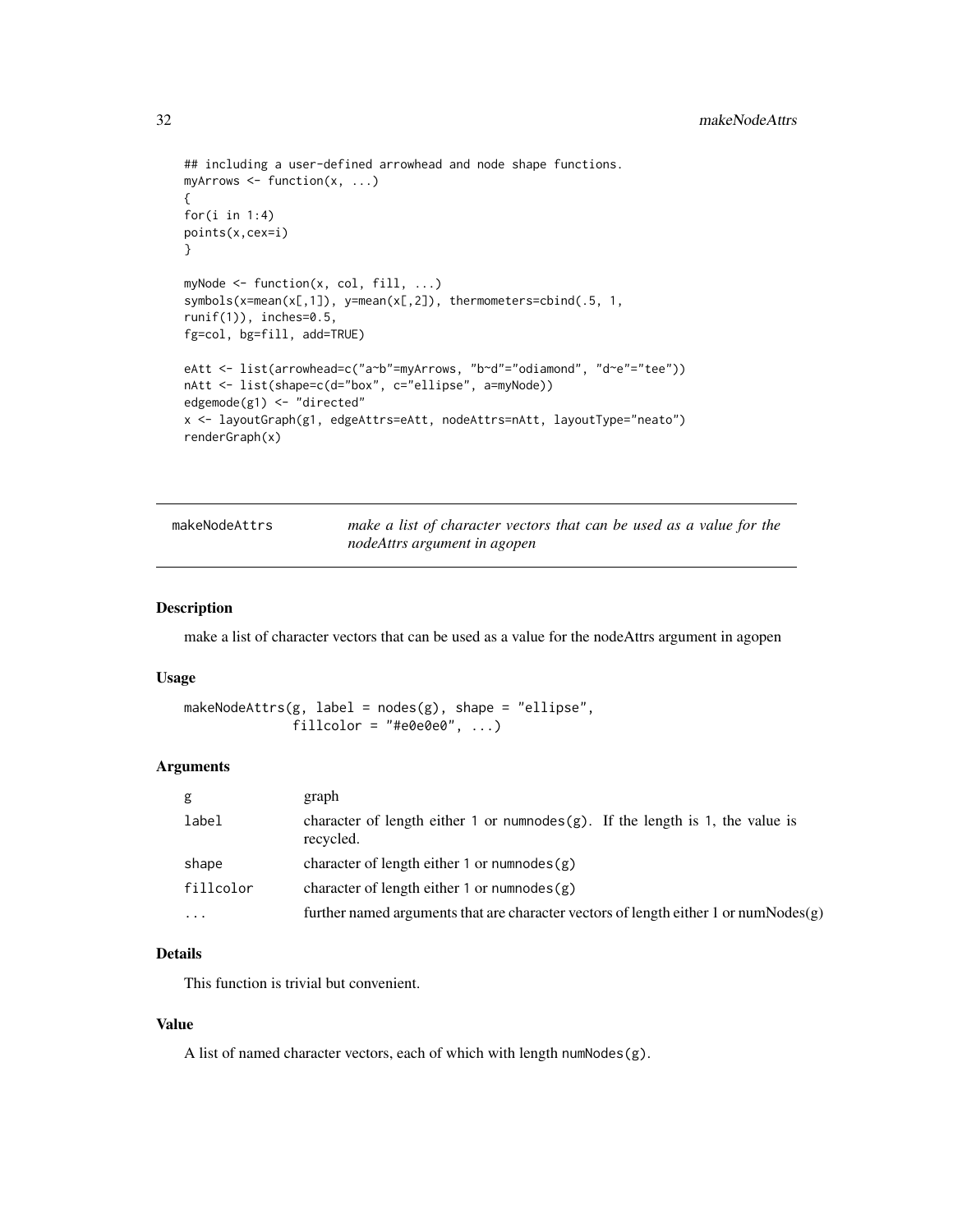```
## including a user-defined arrowhead and node shape functions.
myArrows <- function(x, ...)
{
for(i in 1:4)
points(x,cex=i)
}

myNode <- function(x, col, fill, ...)
symbols(x=mean(x[,1]), y=mean(x[,2]), thermometers=cbind(.5, 1,
runif(1)), inches=0.5,
fg=col, bg=fill, add=TRUE)

eAtt <- list(arrowhead=c("a~b"=myArrows, "b~d"="odiamond", "d~e"="tee"))
nAtt <- list(shape=c(d="box", c="ellipse", a=myNode))
edgemode(g1) <- "directed"
x <- layoutGraph(g1, edgeAttrs=eAtt, nodeAttrs=nAtt, layoutType="neato")
renderGraph(x)
```

---

## makeNodeAttrs — *make a list of character vectors that can be used as a value for the nodeAttrs argument in agopen*

---

### Description

make a list of character vectors that can be used as a value for the nodeAttrs argument in agopen

### Usage

```
makeNodeAttrs(g, label = nodes(g), shape = "ellipse",
              fillcolor = "#e0e0e0", ...)
```

### Arguments

| | |
|---|---|
| `g` | graph |
| `label` | character of length either 1 or `numnodes(g)`. If the length is 1, the value is recycled. |
| `shape` | character of length either 1 or `numnodes(g)` |
| `fillcolor` | character of length either 1 or `numnodes(g)` |
| `...` | further named arguments that are character vectors of length either 1 or numNodes(g) |

### Details

This function is trivial but convenient.

### Value

A list of named character vectors, each of which with length `numNodes(g)`.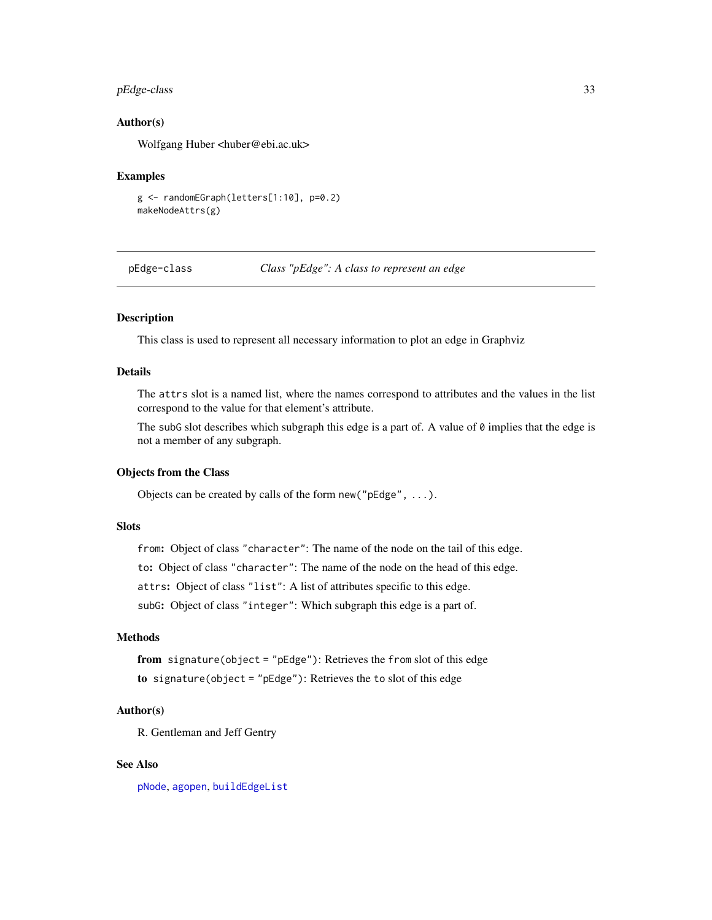### Author(s)

Wolfgang Huber <huber@ebi.ac.uk>

### Examples

```
g <- randomEGraph(letters[1:10], p=0.2)
makeNodeAttrs(g)
```

---

## pEdge-class — *Class "pEdge": A class to represent an edge*

---

### Description

This class is used to represent all necessary information to plot an edge in Graphviz

### Details

The `attrs` slot is a named list, where the names correspond to attributes and the values in the list correspond to the value for that element's attribute.

The `subG` slot describes which subgraph this edge is a part of. A value of `0` implies that the edge is not a member of any subgraph.

### Objects from the Class

Objects can be created by calls of the form `new("pEdge", ...)`.

### Slots

`from`: Object of class `"character"`: The name of the node on the tail of this edge.

`to`: Object of class `"character"`: The name of the node on the head of this edge.

`attrs`: Object of class `"list"`: A list of attributes specific to this edge.

`subG`: Object of class `"integer"`: Which subgraph this edge is a part of.

### Methods

**from** `signature(object = "pEdge")`: Retrieves the `from` slot of this edge

**to** `signature(object = "pEdge")`: Retrieves the `to` slot of this edge

### Author(s)

R. Gentleman and Jeff Gentry

### See Also

`pNode`, `agopen`, `buildEdgeList`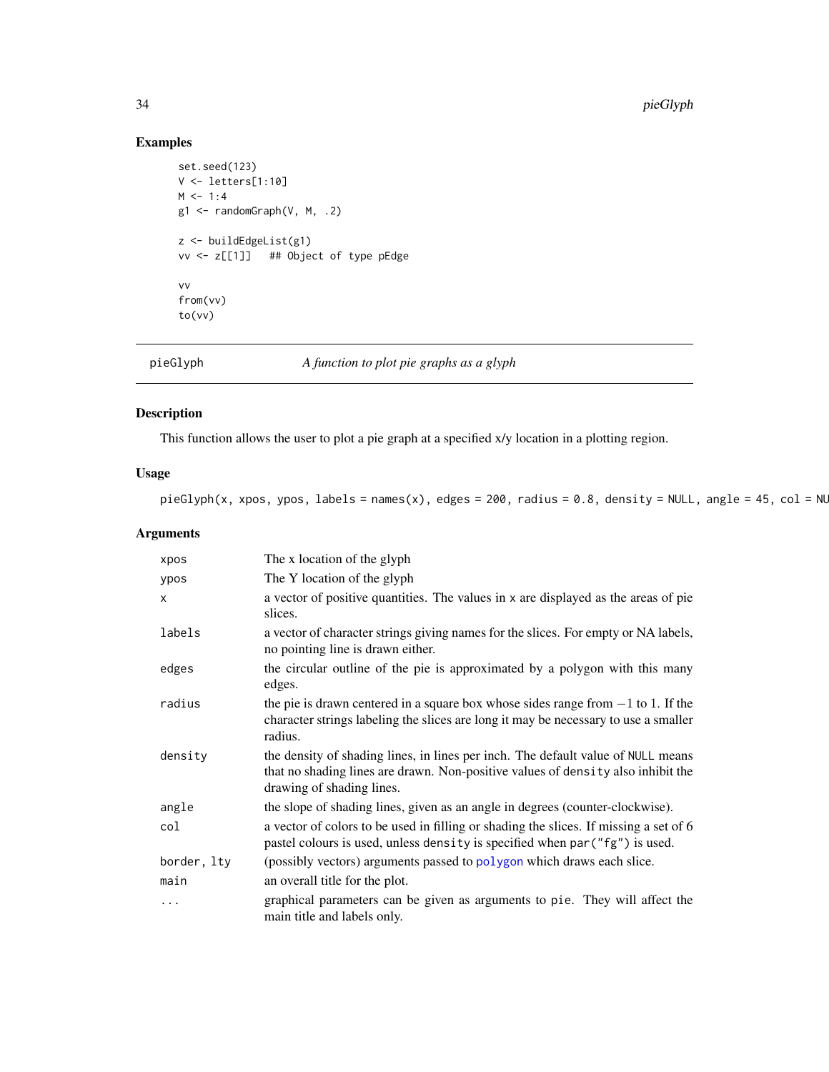## Examples

```
set.seed(123)
V <- letters[1:10]
M <- 1:4
g1 <- randomGraph(V, M, .2)

z <- buildEdgeList(g1)
vv <- z[[1]]   ## Object of type pEdge

vv
from(vv)
to(vv)
```

---

`pieGlyph` *A function to plot pie graphs as a glyph*

---

## Description

This function allows the user to plot a pie graph at a specified x/y location in a plotting region.

## Usage

```
pieGlyph(x, xpos, ypos, labels = names(x), edges = 200, radius = 0.8, density = NULL, angle = 45, col = NU
```

## Arguments

| Argument | Description |
|---|---|
| `xpos` | The x location of the glyph |
| `ypos` | The Y location of the glyph |
| `x` | a vector of positive quantities. The values in `x` are displayed as the areas of pie slices. |
| `labels` | a vector of character strings giving names for the slices. For empty or NA labels, no pointing line is drawn either. |
| `edges` | the circular outline of the pie is approximated by a polygon with this many edges. |
| `radius` | the pie is drawn centered in a square box whose sides range from $-1$ to $1$. If the character strings labeling the slices are long it may be necessary to use a smaller radius. |
| `density` | the density of shading lines, in lines per inch. The default value of `NULL` means that no shading lines are drawn. Non-positive values of `density` also inhibit the drawing of shading lines. |
| `angle` | the slope of shading lines, given as an angle in degrees (counter-clockwise). |
| `col` | a vector of colors to be used in filling or shading the slices. If missing a set of 6 pastel colours is used, unless `density` is specified when `par("fg")` is used. |
| `border, lty` | (possibly vectors) arguments passed to `polygon` which draws each slice. |
| `main` | an overall title for the plot. |
| `...` | graphical parameters can be given as arguments to `pie`. They will affect the main title and labels only. |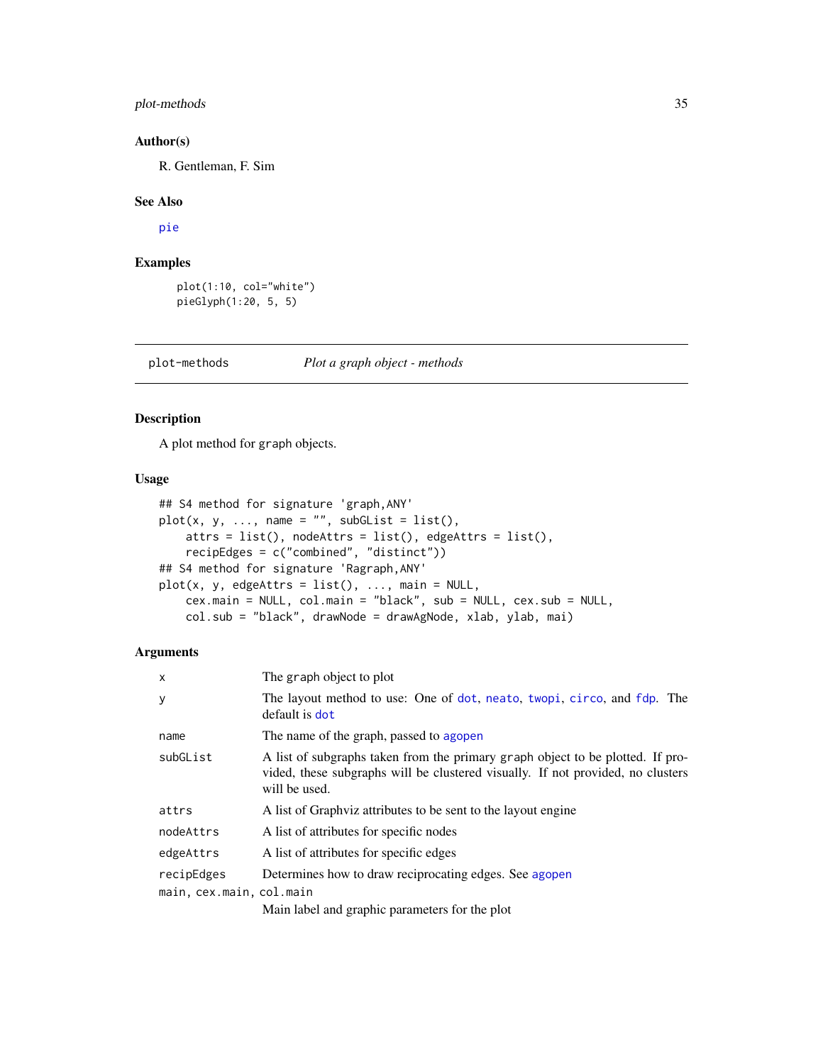### Author(s)

R. Gentleman, F. Sim

### See Also

pie

### Examples

```
plot(1:10, col="white")
pieGlyph(1:20, 5, 5)
```

---

## plot-methods *Plot a graph object - methods*

---

### Description

A plot method for graph objects.

### Usage

```
## S4 method for signature 'graph,ANY'
plot(x, y, ..., name = "", subGList = list(),
    attrs = list(), nodeAttrs = list(), edgeAttrs = list(),
    recipEdges = c("combined", "distinct"))
## S4 method for signature 'Ragraph,ANY'
plot(x, y, edgeAttrs = list(), ..., main = NULL,
    cex.main = NULL, col.main = "black", sub = NULL, cex.sub = NULL,
    col.sub = "black", drawNode = drawAgNode, xlab, ylab, mai)
```

### Arguments

| | |
|---|---|
| `x` | The graph object to plot |
| `y` | The layout method to use: One of dot, neato, twopi, circo, and fdp. The default is dot |
| `name` | The name of the graph, passed to agopen |
| `subGList` | A list of subgraphs taken from the primary graph object to be plotted. If provided, these subgraphs will be clustered visually. If not provided, no clusters will be used. |
| `attrs` | A list of Graphviz attributes to be sent to the layout engine |
| `nodeAttrs` | A list of attributes for specific nodes |
| `edgeAttrs` | A list of attributes for specific edges |
| `recipEdges` | Determines how to draw reciprocating edges. See agopen |
| `main, cex.main, col.main` | Main label and graphic parameters for the plot |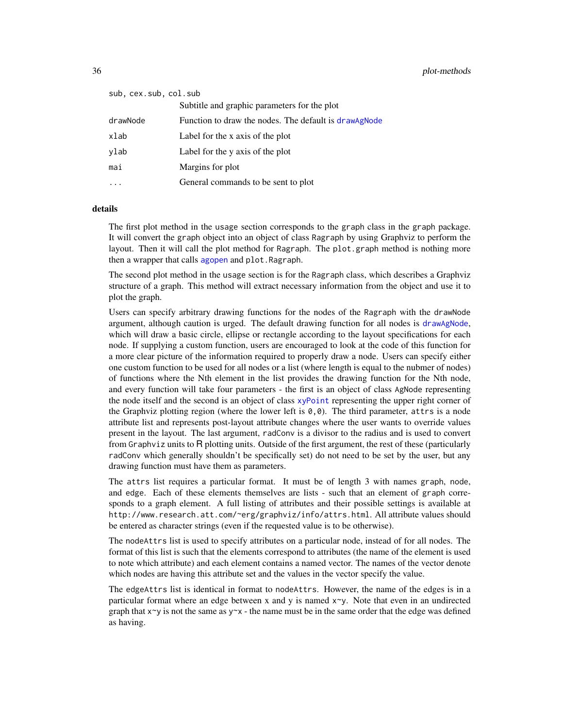| | |
|---|---|
| sub, cex.sub, col.sub | Subtitle and graphic parameters for the plot |
| drawNode | Function to draw the nodes. The default is drawAgNode |
| xlab | Label for the x axis of the plot |
| ylab | Label for the y axis of the plot |
| mai | Margins for plot |
| ... | General commands to be sent to plot |

## details

The first plot method in the usage section corresponds to the graph class in the graph package. It will convert the graph object into an object of class Ragraph by using Graphviz to perform the layout. Then it will call the plot method for Ragraph. The plot.graph method is nothing more then a wrapper that calls agopen and plot.Ragraph.

The second plot method in the usage section is for the Ragraph class, which describes a Graphviz structure of a graph. This method will extract necessary information from the object and use it to plot the graph.

Users can specify arbitrary drawing functions for the nodes of the Ragraph with the drawNode argument, although caution is urged. The default drawing function for all nodes is drawAgNode, which will draw a basic circle, ellipse or rectangle according to the layout specifications for each node. If supplying a custom function, users are encouraged to look at the code of this function for a more clear picture of the information required to properly draw a node. Users can specify either one custom function to be used for all nodes or a list (where length is equal to the nubmer of nodes) of functions where the Nth element in the list provides the drawing function for the Nth node, and every function will take four parameters - the first is an object of class AgNode representing the node itself and the second is an object of class xyPoint representing the upper right corner of the Graphviz plotting region (where the lower left is 0,0). The third parameter, attrs is a node attribute list and represents post-layout attribute changes where the user wants to override values present in the layout. The last argument, radConv is a divisor to the radius and is used to convert from Graphviz units to R plotting units. Outside of the first argument, the rest of these (particularly radConv which generally shouldn't be specifically set) do not need to be set by the user, but any drawing function must have them as parameters.

The attrs list requires a particular format. It must be of length 3 with names graph, node, and edge. Each of these elements themselves are lists - such that an element of graph corresponds to a graph element. A full listing of attributes and their possible settings is available at http://www.research.att.com/~erg/graphviz/info/attrs.html. All attribute values should be entered as character strings (even if the requested value is to be otherwise).

The nodeAttrs list is used to specify attributes on a particular node, instead of for all nodes. The format of this list is such that the elements correspond to attributes (the name of the element is used to note which attribute) and each element contains a named vector. The names of the vector denote which nodes are having this attribute set and the values in the vector specify the value.

The edgeAttrs list is identical in format to nodeAttrs. However, the name of the edges is in a particular format where an edge between x and y is named x~y. Note that even in an undirected graph that x~y is not the same as y~x - the name must be in the same order that the edge was defined as having.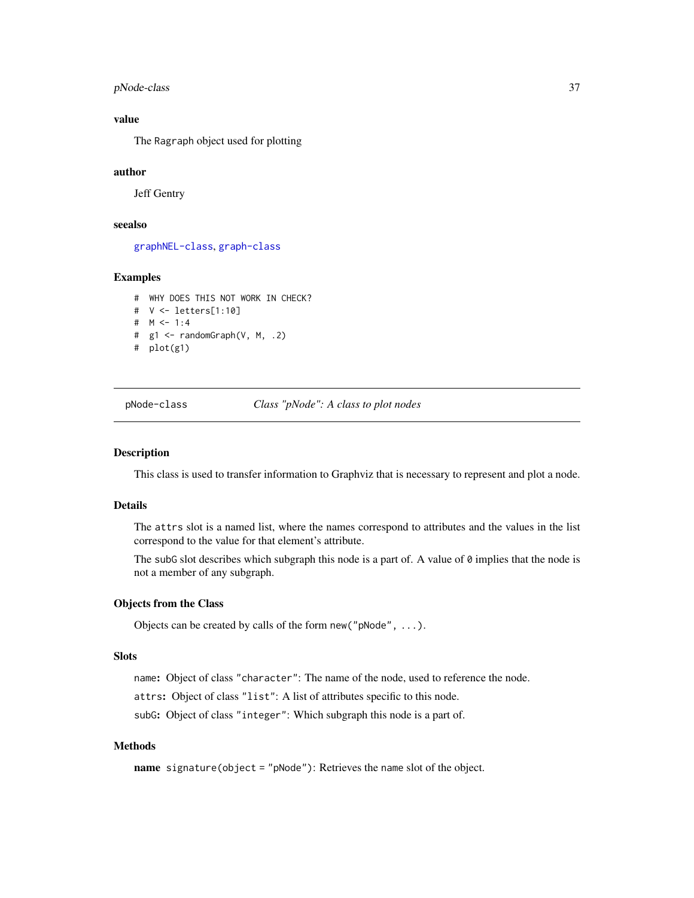### value

The `Ragraph` object used for plotting

### author

Jeff Gentry

### seealso

`graphNEL-class`, `graph-class`

### Examples

```
#  WHY DOES THIS NOT WORK IN CHECK?
#  V <- letters[1:10]
#  M <- 1:4
#  g1 <- randomGraph(V, M, .2)
#  plot(g1)
```

---

## pNode-class    *Class "pNode": A class to plot nodes*

---

### Description

This class is used to transfer information to Graphviz that is necessary to represent and plot a node.

### Details

The `attrs` slot is a named list, where the names correspond to attributes and the values in the list correspond to the value for that element's attribute.

The `subG` slot describes which subgraph this node is a part of. A value of `0` implies that the node is not a member of any subgraph.

### Objects from the Class

Objects can be created by calls of the form `new("pNode", ...)`.

### Slots

`name`**:** Object of class `"character"`: The name of the node, used to reference the node.

`attrs`**:** Object of class `"list"`: A list of attributes specific to this node.

`subG`**:** Object of class `"integer"`: Which subgraph this node is a part of.

### Methods

**name** `signature(object = "pNode")`: Retrieves the `name` slot of the object.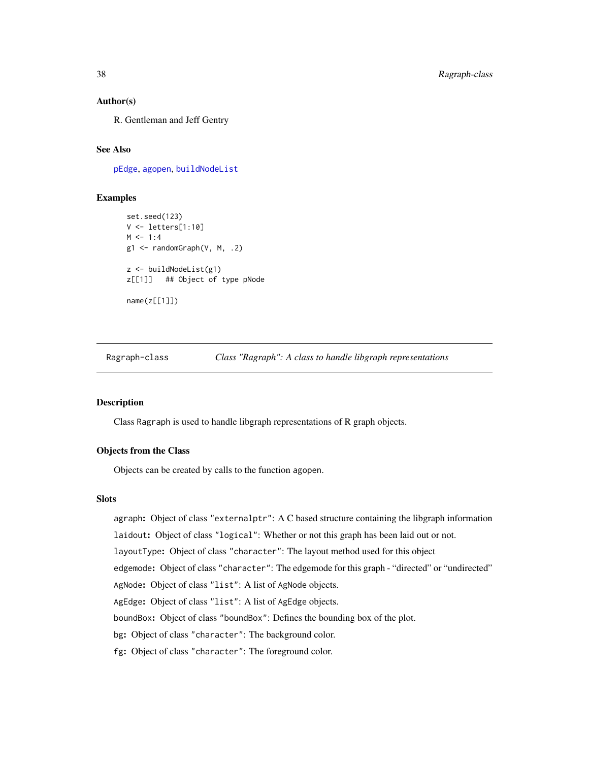### Author(s)

R. Gentleman and Jeff Gentry

### See Also

pEdge, agopen, buildNodeList

### Examples

```
set.seed(123)
V <- letters[1:10]
M <- 1:4
g1 <- randomGraph(V, M, .2)

z <- buildNodeList(g1)
z[[1]]   ## Object of type pNode

name(z[[1]])
```

---

## Ragraph-class — *Class "Ragraph": A class to handle libgraph representations*

### Description

Class Ragraph is used to handle libgraph representations of R graph objects.

### Objects from the Class

Objects can be created by calls to the function agopen.

### Slots

agraph: Object of class "externalptr": A C based structure containing the libgraph information

laidout: Object of class "logical": Whether or not this graph has been laid out or not.

layoutType: Object of class "character": The layout method used for this object

edgemode: Object of class "character": The edgemode for this graph - "directed" or "undirected"

AgNode: Object of class "list": A list of AgNode objects.

AgEdge: Object of class "list": A list of AgEdge objects.

boundBox: Object of class "boundBox": Defines the bounding box of the plot.

bg: Object of class "character": The background color.

fg: Object of class "character": The foreground color.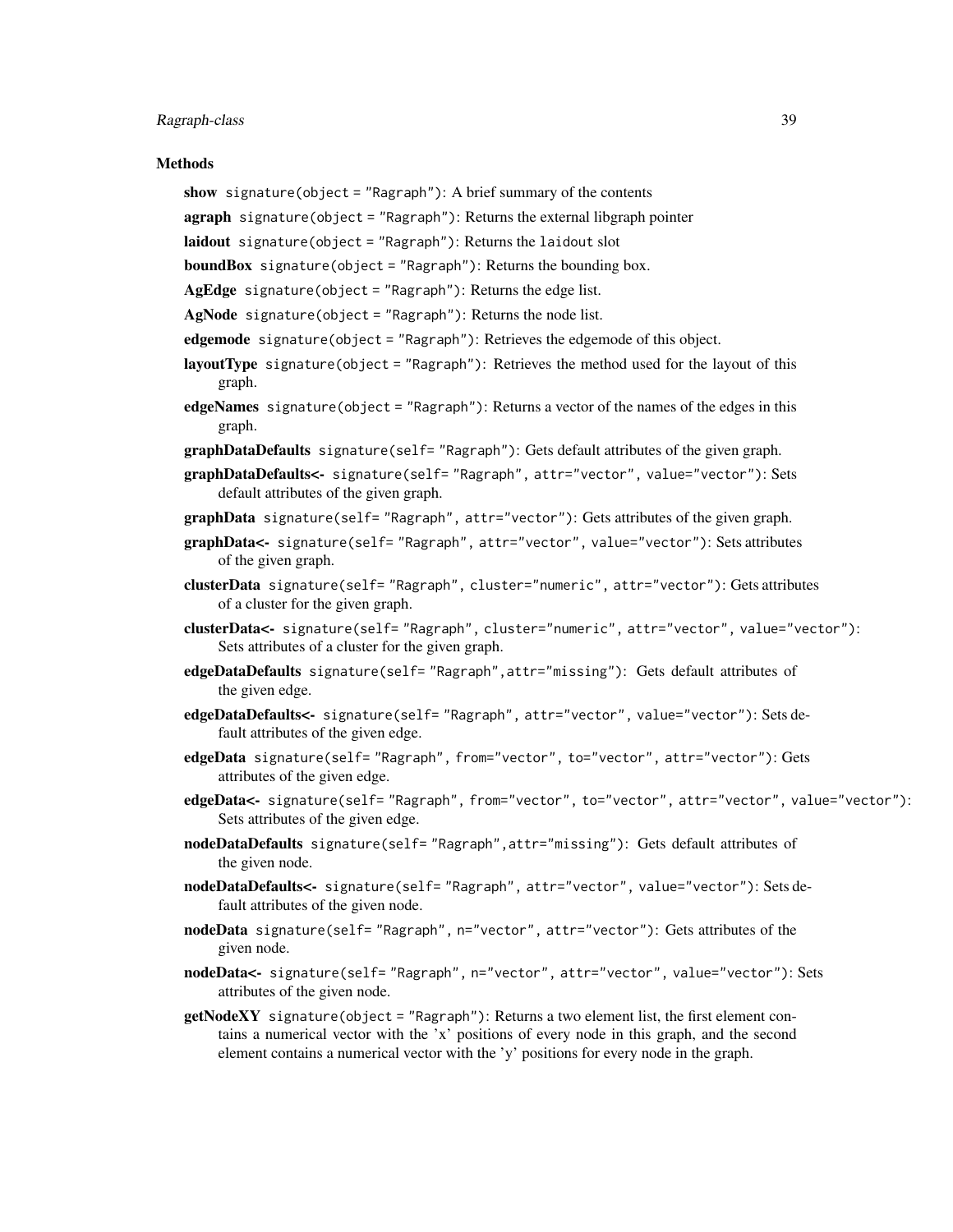### Methods

**show** `signature(object = "Ragraph")`: A brief summary of the contents

**agraph** `signature(object = "Ragraph")`: Returns the external libgraph pointer

**laidout** `signature(object = "Ragraph")`: Returns the `laidout` slot

**boundBox** `signature(object = "Ragraph")`: Returns the bounding box.

**AgEdge** `signature(object = "Ragraph")`: Returns the edge list.

**AgNode** `signature(object = "Ragraph")`: Returns the node list.

**edgemode** `signature(object = "Ragraph")`: Retrieves the edgemode of this object.

**layoutType** `signature(object = "Ragraph")`: Retrieves the method used for the layout of this graph.

**edgeNames** `signature(object = "Ragraph")`: Returns a vector of the names of the edges in this graph.

**graphDataDefaults** `signature(self= "Ragraph")`: Gets default attributes of the given graph.

**graphDataDefaults<-** `signature(self= "Ragraph", attr="vector", value="vector")`: Sets default attributes of the given graph.

**graphData** `signature(self= "Ragraph", attr="vector")`: Gets attributes of the given graph.

**graphData<-** `signature(self= "Ragraph", attr="vector", value="vector")`: Sets attributes of the given graph.

**clusterData** `signature(self= "Ragraph", cluster="numeric", attr="vector")`: Gets attributes of a cluster for the given graph.

**clusterData<-** `signature(self= "Ragraph", cluster="numeric", attr="vector", value="vector")`: Sets attributes of a cluster for the given graph.

**edgeDataDefaults** `signature(self= "Ragraph",attr="missing")`: Gets default attributes of the given edge.

**edgeDataDefaults<-** `signature(self= "Ragraph", attr="vector", value="vector")`: Sets default attributes of the given edge.

**edgeData** `signature(self= "Ragraph", from="vector", to="vector", attr="vector")`: Gets attributes of the given edge.

**edgeData<-** `signature(self= "Ragraph", from="vector", to="vector", attr="vector", value="vector")`: Sets attributes of the given edge.

**nodeDataDefaults** `signature(self= "Ragraph",attr="missing")`: Gets default attributes of the given node.

**nodeDataDefaults<-** `signature(self= "Ragraph", attr="vector", value="vector")`: Sets default attributes of the given node.

**nodeData** `signature(self= "Ragraph", n="vector", attr="vector")`: Gets attributes of the given node.

**nodeData<-** `signature(self= "Ragraph", n="vector", attr="vector", value="vector")`: Sets attributes of the given node.

**getNodeXY** `signature(object = "Ragraph")`: Returns a two element list, the first element contains a numerical vector with the 'x' positions of every node in this graph, and the second element contains a numerical vector with the 'y' positions for every node in the graph.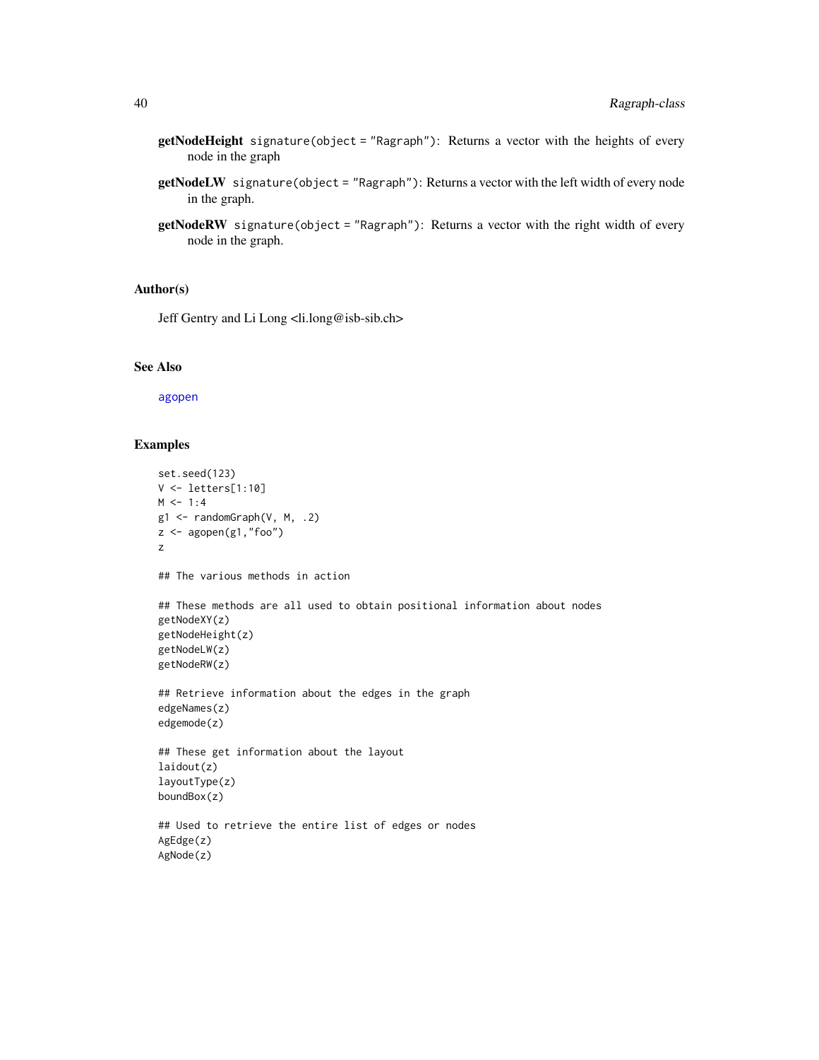**getNodeHeight** `signature(object = "Ragraph")`: Returns a vector with the heights of every node in the graph

**getNodeLW** `signature(object = "Ragraph")`: Returns a vector with the left width of every node in the graph.

**getNodeRW** `signature(object = "Ragraph")`: Returns a vector with the right width of every node in the graph.

### Author(s)

Jeff Gentry and Li Long <li.long@isb-sib.ch>

### See Also

agopen

### Examples

```
set.seed(123)
V <- letters[1:10]
M <- 1:4
g1 <- randomGraph(V, M, .2)
z <- agopen(g1,"foo")
z

## The various methods in action

## These methods are all used to obtain positional information about nodes
getNodeXY(z)
getNodeHeight(z)
getNodeLW(z)
getNodeRW(z)

## Retrieve information about the edges in the graph
edgeNames(z)
edgemode(z)

## These get information about the layout
laidout(z)
layoutType(z)
boundBox(z)

## Used to retrieve the entire list of edges or nodes
AgEdge(z)
AgNode(z)
```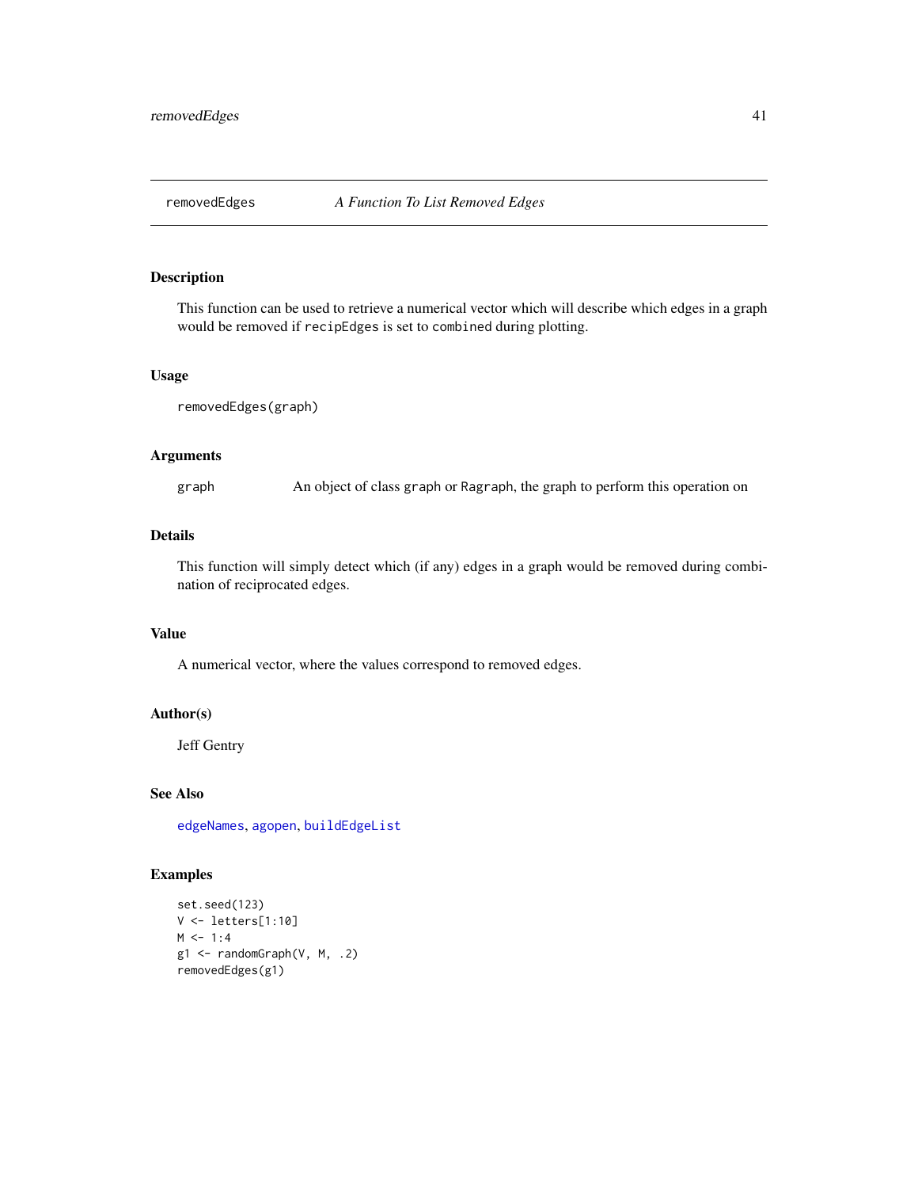# removedEdges — *A Function To List Removed Edges*

## Description

This function can be used to retrieve a numerical vector which will describe which edges in a graph would be removed if `recipEdges` is set to `combined` during plotting.

## Usage

```
removedEdges(graph)
```

## Arguments

| | |
|---|---|
| `graph` | An object of class `graph` or `Ragraph`, the graph to perform this operation on |

## Details

This function will simply detect which (if any) edges in a graph would be removed during combination of reciprocated edges.

## Value

A numerical vector, where the values correspond to removed edges.

## Author(s)

Jeff Gentry

## See Also

`edgeNames`, `agopen`, `buildEdgeList`

## Examples

```
set.seed(123)
V <- letters[1:10]
M <- 1:4
g1 <- randomGraph(V, M, .2)
removedEdges(g1)
```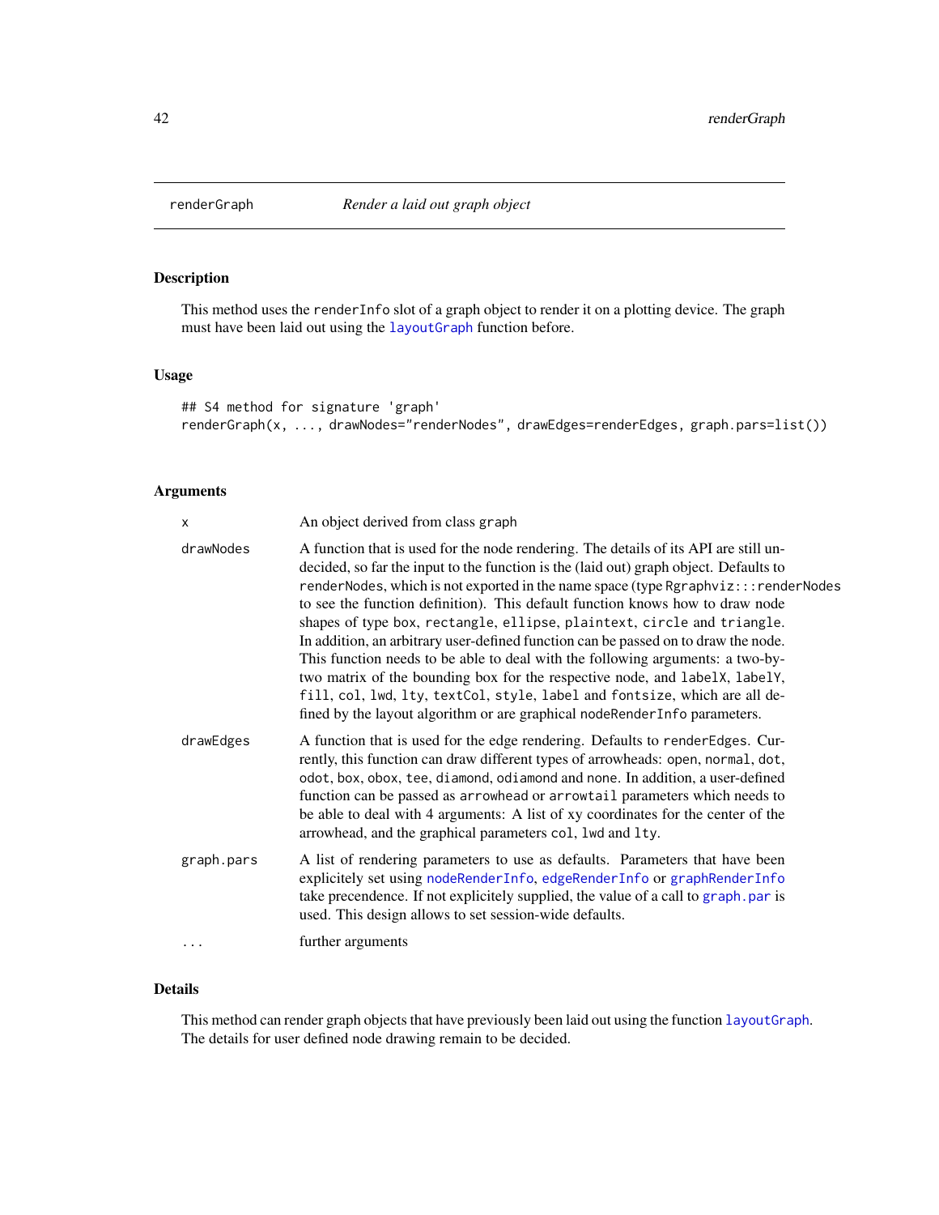## renderGraph *Render a laid out graph object*

### Description

This method uses the `renderInfo` slot of a graph object to render it on a plotting device. The graph must have been laid out using the `layoutGraph` function before.

### Usage

```
## S4 method for signature 'graph'
renderGraph(x, ..., drawNodes="renderNodes", drawEdges=renderEdges, graph.pars=list())
```

### Arguments

| | |
|---|---|
| `x` | An object derived from class `graph` |
| `drawNodes` | A function that is used for the node rendering. The details of its API are still undecided, so far the input to the function is the (laid out) graph object. Defaults to `renderNodes`, which is not exported in the name space (type `Rgraphviz:::renderNodes` to see the function definition). This default function knows how to draw node shapes of type `box`, `rectangle`, `ellipse`, `plaintext`, `circle` and `triangle`. In addition, an arbitrary user-defined function can be passed on to draw the node. This function needs to be able to deal with the following arguments: a two-by-two matrix of the bounding box for the respective node, and `labelX`, `labelY`, `fill`, `col`, `lwd`, `lty`, `textCol`, `style`, `label` and `fontsize`, which are all defined by the layout algorithm or are graphical `nodeRenderInfo` parameters. |
| `drawEdges` | A function that is used for the edge rendering. Defaults to `renderEdges`. Currently, this function can draw different types of arrowheads: `open`, `normal`, `dot`, `odot`, `box`, `obox`, `tee`, `diamond`, `odiamond` and `none`. In addition, a user-defined function can be passed as `arrowhead` or `arrowtail` parameters which needs to be able to deal with 4 arguments: A list of xy coordinates for the center of the arrowhead, and the graphical parameters `col`, `lwd` and `lty`. |
| `graph.pars` | A list of rendering parameters to use as defaults. Parameters that have been explicitely set using `nodeRenderInfo`, `edgeRenderInfo` or `graphRenderInfo` take precendence. If not explicitely supplied, the value of a call to `graph.par` is used. This design allows to set session-wide defaults. |
| `...` | further arguments |

### Details

This method can render graph objects that have previously been laid out using the function `layoutGraph`. The details for user defined node drawing remain to be decided.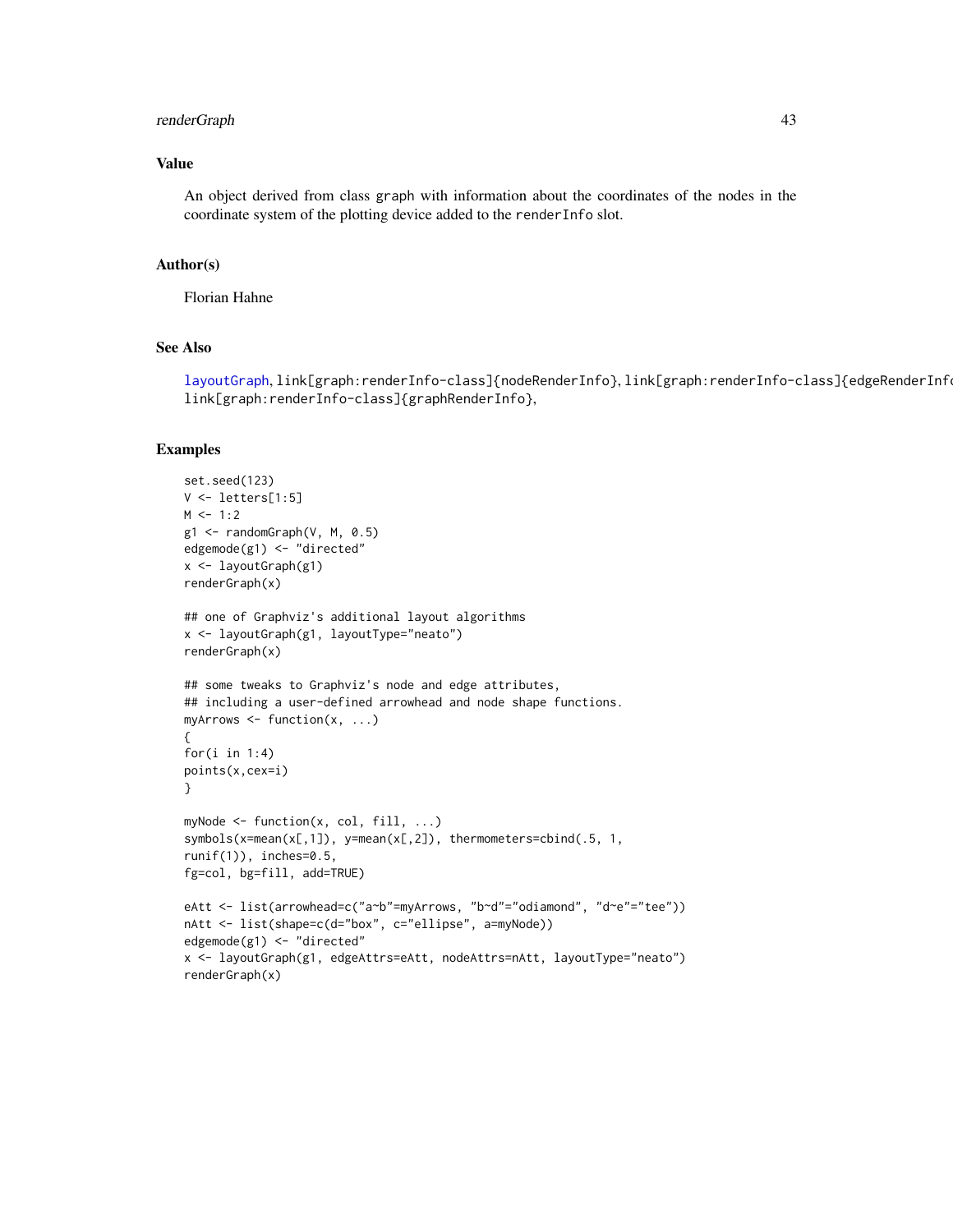## Value

An object derived from class `graph` with information about the coordinates of the nodes in the coordinate system of the plotting device added to the `renderInfo` slot.

## Author(s)

Florian Hahne

## See Also

layoutGraph, link[graph:renderInfo-class]{nodeRenderInfo}, link[graph:renderInfo-class]{edgeRenderInfo}, link[graph:renderInfo-class]{graphRenderInfo},

## Examples

```
set.seed(123)
V <- letters[1:5]
M <- 1:2
g1 <- randomGraph(V, M, 0.5)
edgemode(g1) <- "directed"
x <- layoutGraph(g1)
renderGraph(x)

## one of Graphviz's additional layout algorithms
x <- layoutGraph(g1, layoutType="neato")
renderGraph(x)

## some tweaks to Graphviz's node and edge attributes,
## including a user-defined arrowhead and node shape functions.
myArrows <- function(x, ...)
{
for(i in 1:4)
points(x,cex=i)
}

myNode <- function(x, col, fill, ...)
symbols(x=mean(x[,1]), y=mean(x[,2]), thermometers=cbind(.5, 1,
runif(1)), inches=0.5,
fg=col, bg=fill, add=TRUE)

eAtt <- list(arrowhead=c("a~b"=myArrows, "b~d"="odiamond", "d~e"="tee"))
nAtt <- list(shape=c(d="box", c="ellipse", a=myNode))
edgemode(g1) <- "directed"
x <- layoutGraph(g1, edgeAttrs=eAtt, nodeAttrs=nAtt, layoutType="neato")
renderGraph(x)
```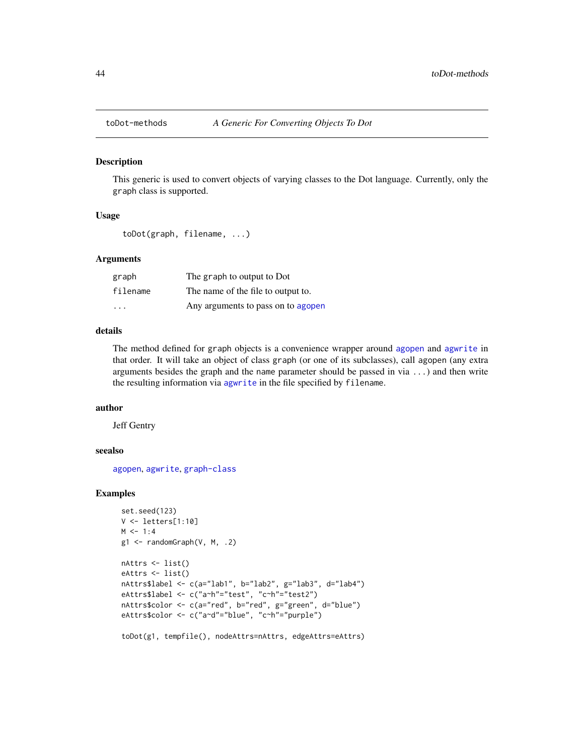## toDot-methods — *A Generic For Converting Objects To Dot*

### Description

This generic is used to convert objects of varying classes to the Dot language. Currently, only the `graph` class is supported.

### Usage

```
toDot(graph, filename, ...)
```

### Arguments

| | |
|---|---|
| `graph` | The `graph` to output to Dot |
| `filename` | The name of the file to output to. |
| `...` | Any arguments to pass on to `agopen` |

### details

The method defined for `graph` objects is a convenience wrapper around `agopen` and `agwrite` in that order. It will take an object of class `graph` (or one of its subclasses), call `agopen` (any extra arguments besides the graph and the `name` parameter should be passed in via `...`) and then write the resulting information via `agwrite` in the file specified by `filename`.

### author

Jeff Gentry

### seealso

`agopen`, `agwrite`, `graph-class`

### Examples

```
set.seed(123)
V <- letters[1:10]
M <- 1:4
g1 <- randomGraph(V, M, .2)

nAttrs <- list()
eAttrs <- list()
nAttrs$label <- c(a="lab1", b="lab2", g="lab3", d="lab4")
eAttrs$label <- c("a~h"="test", "c~h"="test2")
nAttrs$color <- c(a="red", b="red", g="green", d="blue")
eAttrs$color <- c("a~d"="blue", "c~h"="purple")

toDot(g1, tempfile(), nodeAttrs=nAttrs, edgeAttrs=eAttrs)
```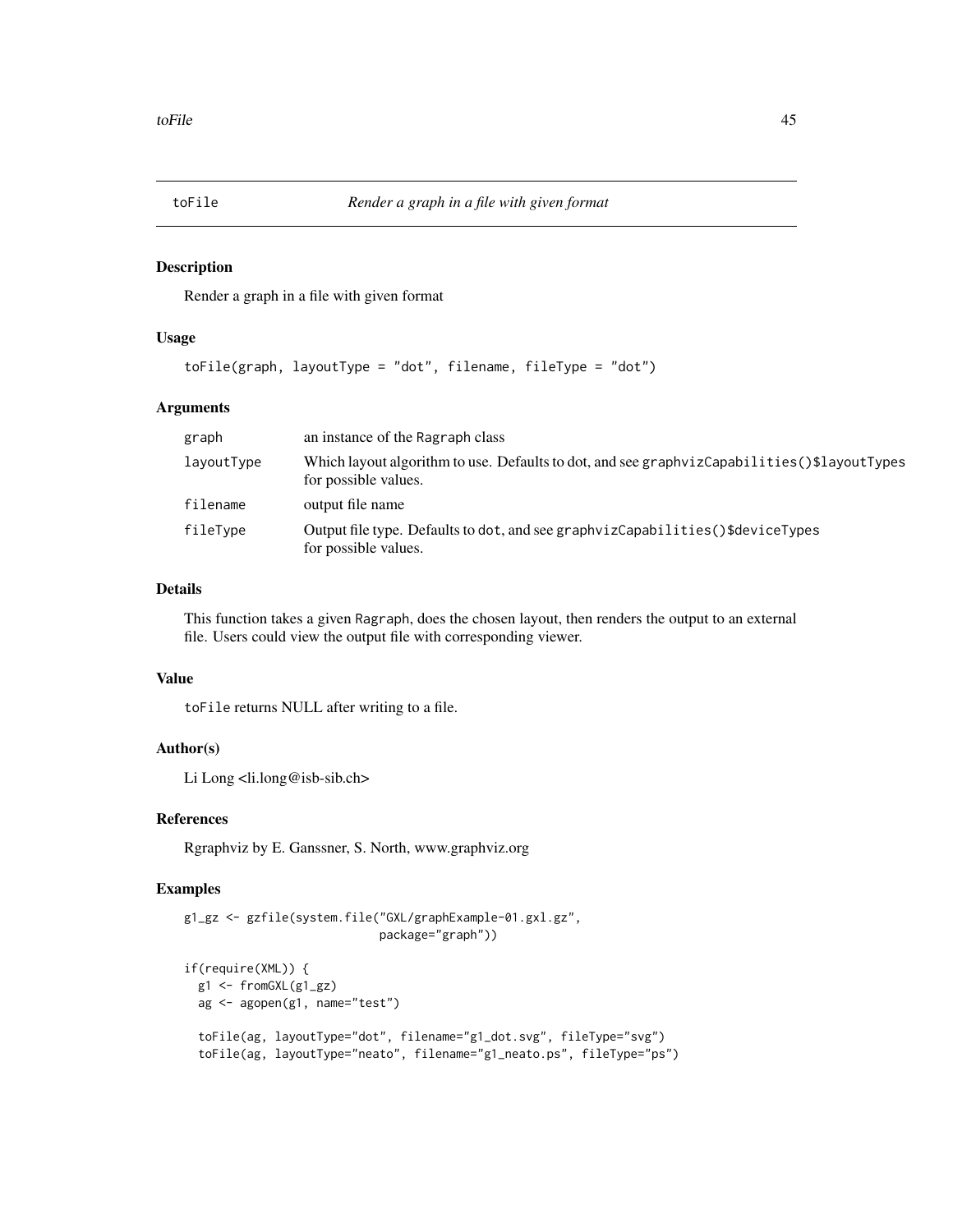## toFile — *Render a graph in a file with given format*

### Description

Render a graph in a file with given format

### Usage

```
toFile(graph, layoutType = "dot", filename, fileType = "dot")
```

### Arguments

| | |
|---|---|
| graph | an instance of the Ragraph class |
| layoutType | Which layout algorithm to use. Defaults to dot, and see graphvizCapabilities()$layoutTypes for possible values. |
| filename | output file name |
| fileType | Output file type. Defaults to dot, and see graphvizCapabilities()$deviceTypes for possible values. |

### Details

This function takes a given Ragraph, does the chosen layout, then renders the output to an external file. Users could view the output file with corresponding viewer.

### Value

toFile returns NULL after writing to a file.

### Author(s)

Li Long <li.long@isb-sib.ch>

### References

Rgraphviz by E. Ganssner, S. North, www.graphviz.org

### Examples

```
g1_gz <- gzfile(system.file("GXL/graphExample-01.gxl.gz",
                            package="graph"))

if(require(XML)) {
  g1 <- fromGXL(g1_gz)
  ag <- agopen(g1, name="test")

  toFile(ag, layoutType="dot", filename="g1_dot.svg", fileType="svg")
  toFile(ag, layoutType="neato", filename="g1_neato.ps", fileType="ps")
```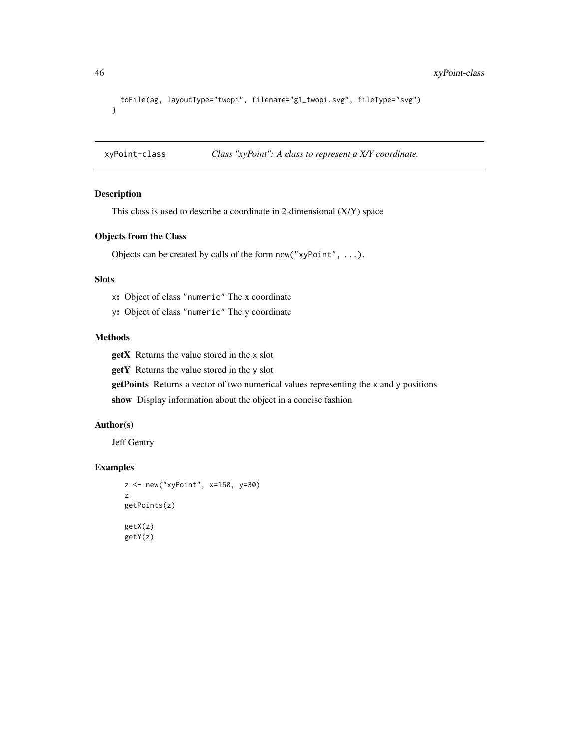```
  toFile(ag, layoutType="twopi", filename="g1_twopi.svg", fileType="svg")
}
```

## xyPoint-class — *Class "xyPoint": A class to represent a X/Y coordinate.*

### Description

This class is used to describe a coordinate in 2-dimensional (X/Y) space

### Objects from the Class

Objects can be created by calls of the form `new("xyPoint", ...)`.

### Slots

- `x`: Object of class `"numeric"` The x coordinate
- `y`: Object of class `"numeric"` The y coordinate

### Methods

- **getX** Returns the value stored in the `x` slot
- **getY** Returns the value stored in the `y` slot
- **getPoints** Returns a vector of two numerical values representing the `x` and `y` positions
- **show** Display information about the object in a concise fashion

### Author(s)

Jeff Gentry

### Examples

```
z <- new("xyPoint", x=150, y=30)
z
getPoints(z)

getX(z)
getY(z)
```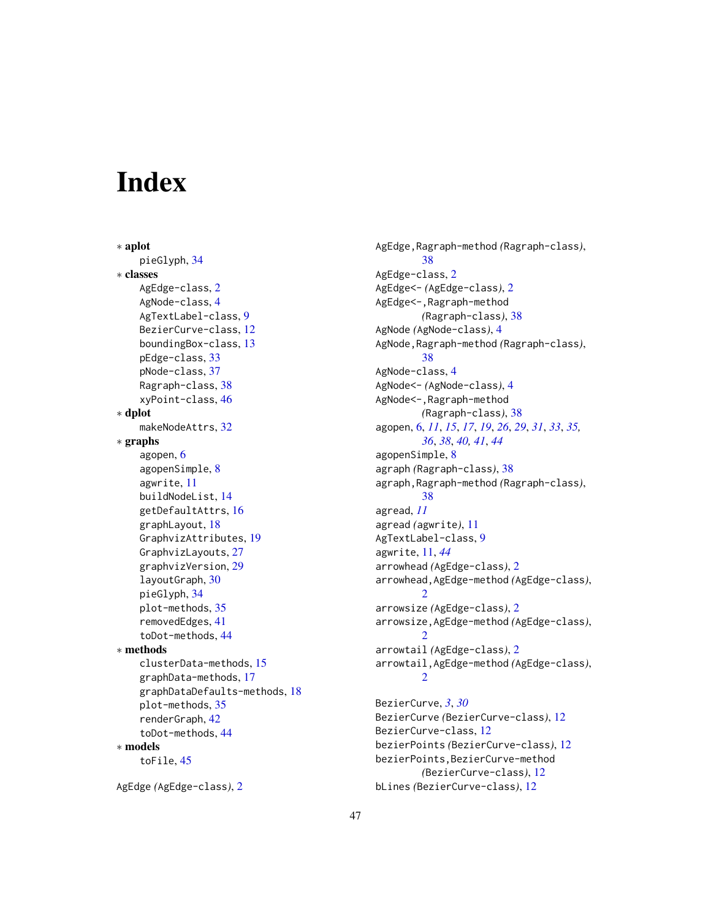# Index

* **aplot**
  pieGlyph, 34
* **classes**
  AgEdge-class, 2
  AgNode-class, 4
  AgTextLabel-class, 9
  BezierCurve-class, 12
  boundingBox-class, 13
  pEdge-class, 33
  pNode-class, 37
  Ragraph-class, 38
  xyPoint-class, 46
* **dplot**
  makeNodeAttrs, 32
* **graphs**
  agopen, 6
  agopenSimple, 8
  agwrite, 11
  buildNodeList, 14
  getDefaultAttrs, 16
  graphLayout, 18
  GraphvizAttributes, 19
  GraphvizLayouts, 27
  graphvizVersion, 29
  layoutGraph, 30
  pieGlyph, 34
  plot-methods, 35
  removedEdges, 41
  toDot-methods, 44
* **methods**
  clusterData-methods, 15
  graphData-methods, 17
  graphDataDefaults-methods, 18
  plot-methods, 35
  renderGraph, 42
  toDot-methods, 44
* **models**
  toFile, 45

AgEdge *(*AgEdge-class*)*, 2
AgEdge,Ragraph-method *(*Ragraph-class*)*, 38
AgEdge-class, 2
AgEdge<- *(*AgEdge-class*)*, 2
AgEdge<-,Ragraph-method *(*Ragraph-class*)*, 38
AgNode *(*AgNode-class*)*, 4
AgNode,Ragraph-method *(*Ragraph-class*)*, 38
AgNode-class, 4
AgNode<- *(*AgNode-class*)*, 4
AgNode<-,Ragraph-method *(*Ragraph-class*)*, 38
agopen, 6, *11*, *15*, *17*, *19*, *26*, *29*, *31*, *33*, *35*, *36*, *38*, *40*, *41*, *44*
agopenSimple, 8
agraph *(*Ragraph-class*)*, 38
agraph,Ragraph-method *(*Ragraph-class*)*, 38
agread, *11*
agread *(*agwrite*)*, 11
AgTextLabel-class, 9
agwrite, 11, *44*
arrowhead *(*AgEdge-class*)*, 2
arrowhead,AgEdge-method *(*AgEdge-class*)*, 2
arrowsize *(*AgEdge-class*)*, 2
arrowsize,AgEdge-method *(*AgEdge-class*)*, 2
arrowtail *(*AgEdge-class*)*, 2
arrowtail,AgEdge-method *(*AgEdge-class*)*, 2

BezierCurve, *3*, *30*
BezierCurve *(*BezierCurve-class*)*, 12
BezierCurve-class, 12
bezierPoints *(*BezierCurve-class*)*, 12
bezierPoints,BezierCurve-method *(*BezierCurve-class*)*, 12
bLines *(*BezierCurve-class*)*, 12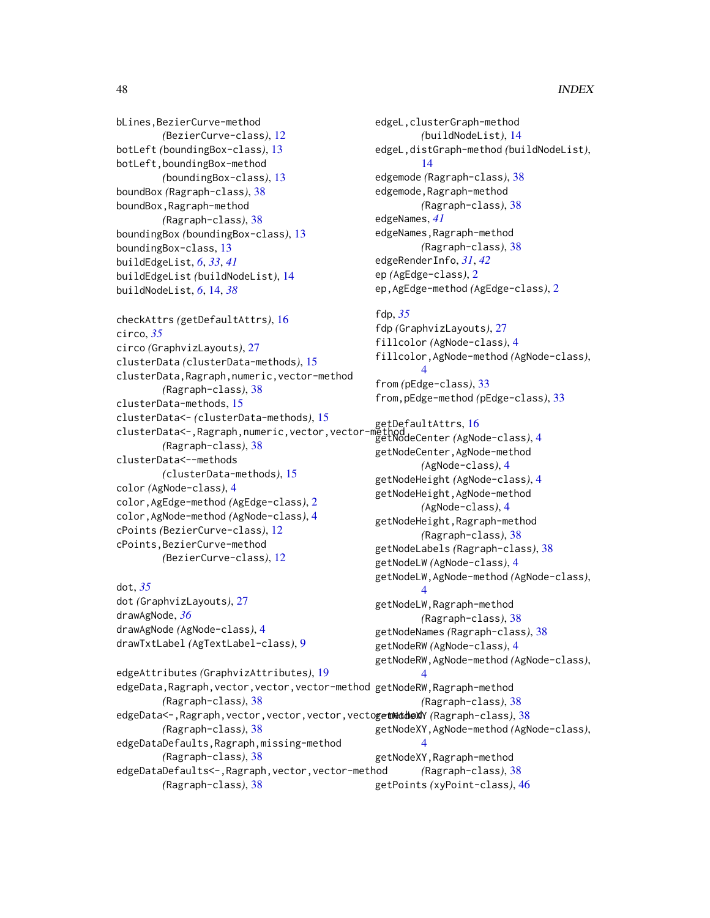bLines,BezierCurve-method (BezierCurve-class), 12
botLeft (boundingBox-class), 13
botLeft,boundingBox-method (boundingBox-class), 13
boundBox (Ragraph-class), 38
boundBox,Ragraph-method (Ragraph-class), 38
boundingBox (boundingBox-class), 13
boundingBox-class, 13
buildEdgeList, *6*, *33*, *41*
buildEdgeList (buildNodeList), 14
buildNodeList, *6*, 14, *38*

checkAttrs (getDefaultAttrs), 16
circo, *35*
circo (GraphvizLayouts), 27
clusterData (clusterData-methods), 15
clusterData,Ragraph,numeric,vector-method (Ragraph-class), 38
clusterData-methods, 15
clusterData<- (clusterData-methods), 15
clusterData<-,Ragraph,numeric,vector,vector-method (Ragraph-class), 38
clusterData<--methods (clusterData-methods), 15
color (AgNode-class), 4
color,AgEdge-method (AgEdge-class), 2
color,AgNode-method (AgNode-class), 4
cPoints (BezierCurve-class), 12
cPoints,BezierCurve-method (BezierCurve-class), 12

dot, *35*
dot (GraphvizLayouts), 27
drawAgNode, *36*
drawAgNode (AgNode-class), 4
drawTxtLabel (AgTextLabel-class), 9

edgeAttributes (GraphvizAttributes), 19
edgeData,Ragraph,vector,vector,vector-method (Ragraph-class), 38
edgeData<-,Ragraph,vector,vector,vector,vector-method (Ragraph-class), 38
edgeDataDefaults,Ragraph,missing-method (Ragraph-class), 38
edgeDataDefaults<-,Ragraph,vector,vector-method (Ragraph-class), 38
edgeL,clusterGraph-method (buildNodeList), 14
edgeL,distGraph-method (buildNodeList), 14
edgemode (Ragraph-class), 38
edgemode,Ragraph-method (Ragraph-class), 38
edgeNames, *41*
edgeNames,Ragraph-method (Ragraph-class), 38
edgeRenderInfo, *31*, *42*
ep (AgEdge-class), 2
ep,AgEdge-method (AgEdge-class), 2

fdp, *35*
fdp (GraphvizLayouts), 27
fillcolor (AgNode-class), 4
fillcolor,AgNode-method (AgNode-class), 4
from (pEdge-class), 33
from,pEdge-method (pEdge-class), 33

getDefaultAttrs, 16
getNodeCenter (AgNode-class), 4
getNodeCenter,AgNode-method (AgNode-class), 4
getNodeHeight (AgNode-class), 4
getNodeHeight,AgNode-method (AgNode-class), 4
getNodeHeight,Ragraph-method (Ragraph-class), 38
getNodeLabels (Ragraph-class), 38
getNodeLW (AgNode-class), 4
getNodeLW,AgNode-method (AgNode-class), 4
getNodeLW,Ragraph-method (Ragraph-class), 38
getNodeNames (Ragraph-class), 38
getNodeRW (AgNode-class), 4
getNodeRW,AgNode-method (AgNode-class), 4
getNodeRW,Ragraph-method (Ragraph-class), 38
getNodeXY (Ragraph-class), 38
getNodeXY,AgNode-method (AgNode-class), 4
getNodeXY,Ragraph-method (Ragraph-class), 38
getPoints (xyPoint-class), 46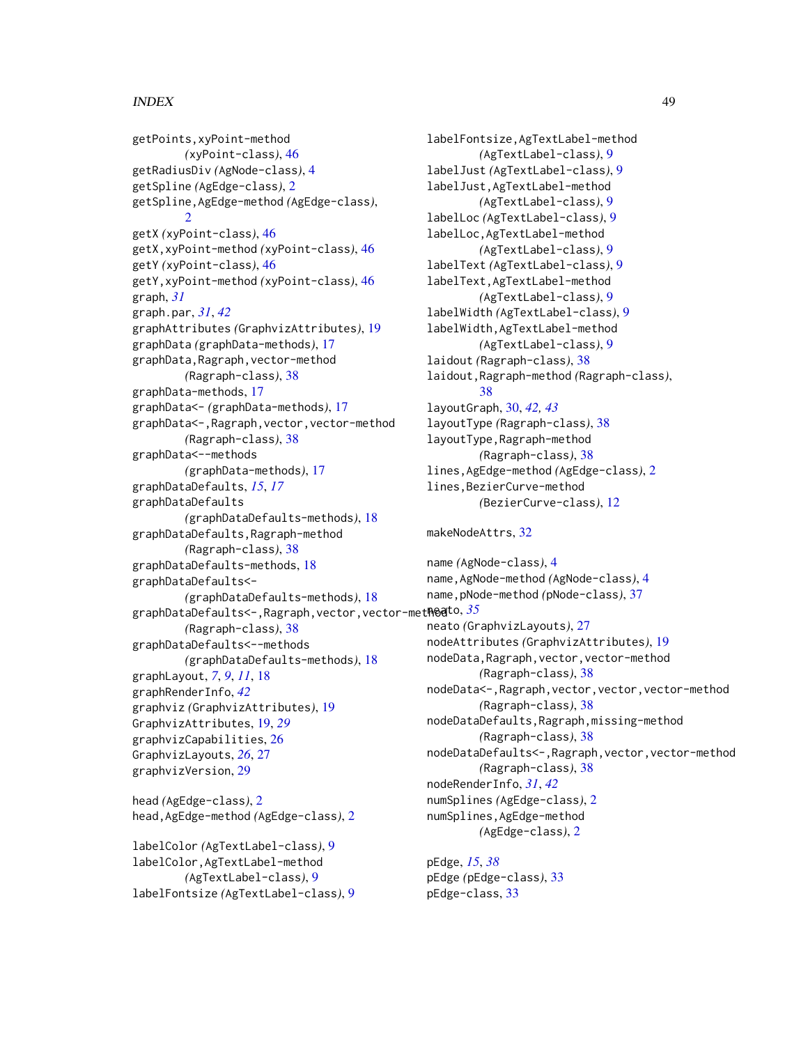getPoints,xyPoint-method
*(xyPoint-class)*, 46
getRadiusDiv *(AgNode-class)*, 4
getSpline *(AgEdge-class)*, 2
getSpline,AgEdge-method *(AgEdge-class)*, 2
getX *(xyPoint-class)*, 46
getX,xyPoint-method *(xyPoint-class)*, 46
getY *(xyPoint-class)*, 46
getY,xyPoint-method *(xyPoint-class)*, 46
graph, *31*
graph.par, *31*, *42*
graphAttributes *(GraphvizAttributes)*, 19
graphData *(graphData-methods)*, 17
graphData,Ragraph,vector-method
*(Ragraph-class)*, 38
graphData-methods, 17
graphData<- *(graphData-methods)*, 17
graphData<-,Ragraph,vector,vector-method
*(Ragraph-class)*, 38
graphData<--methods
*(graphData-methods)*, 17
graphDataDefaults, *15*, *17*
graphDataDefaults
*(graphDataDefaults-methods)*, 18
graphDataDefaults,Ragraph-method
*(Ragraph-class)*, 38
graphDataDefaults-methods, 18
graphDataDefaults<-
*(graphDataDefaults-methods)*, 18
graphDataDefaults<-,Ragraph,vector,vector-method
*(Ragraph-class)*, 38
graphDataDefaults<--methods
*(graphDataDefaults-methods)*, 18
graphLayout, *7*, *9*, *11*, 18
graphRenderInfo, *42*
graphviz *(GraphvizAttributes)*, 19
GraphvizAttributes, 19, *29*
graphvizCapabilities, 26
GraphvizLayouts, *26*, 27
graphvizVersion, 29

head *(AgEdge-class)*, 2
head,AgEdge-method *(AgEdge-class)*, 2

labelColor *(AgTextLabel-class)*, 9
labelColor,AgTextLabel-method
*(AgTextLabel-class)*, 9
labelFontsize *(AgTextLabel-class)*, 9
labelFontsize,AgTextLabel-method
*(AgTextLabel-class)*, 9
labelJust *(AgTextLabel-class)*, 9
labelJust,AgTextLabel-method
*(AgTextLabel-class)*, 9
labelLoc *(AgTextLabel-class)*, 9
labelLoc,AgTextLabel-method
*(AgTextLabel-class)*, 9
labelText *(AgTextLabel-class)*, 9
labelText,AgTextLabel-method
*(AgTextLabel-class)*, 9
labelWidth *(AgTextLabel-class)*, 9
labelWidth,AgTextLabel-method
*(AgTextLabel-class)*, 9
laidout *(Ragraph-class)*, 38
laidout,Ragraph-method *(Ragraph-class)*, 38
layoutGraph, 30, *42*, *43*
layoutType *(Ragraph-class)*, 38
layoutType,Ragraph-method
*(Ragraph-class)*, 38
lines,AgEdge-method *(AgEdge-class)*, 2
lines,BezierCurve-method
*(BezierCurve-class)*, 12

makeNodeAttrs, 32

name *(AgNode-class)*, 4
name,AgNode-method *(AgNode-class)*, 4
name,pNode-method *(pNode-class)*, 37
neato, *35*
neato *(GraphvizLayouts)*, 27
nodeAttributes *(GraphvizAttributes)*, 19
nodeData,Ragraph,vector,vector-method
*(Ragraph-class)*, 38
nodeData<-,Ragraph,vector,vector,vector-method
*(Ragraph-class)*, 38
nodeDataDefaults,Ragraph,missing-method
*(Ragraph-class)*, 38
nodeDataDefaults<-,Ragraph,vector,vector-method
*(Ragraph-class)*, 38
nodeRenderInfo, *31*, *42*
numSplines *(AgEdge-class)*, 2
numSplines,AgEdge-method
*(AgEdge-class)*, 2

pEdge, *15*, *38*
pEdge *(pEdge-class)*, 33
pEdge-class, 33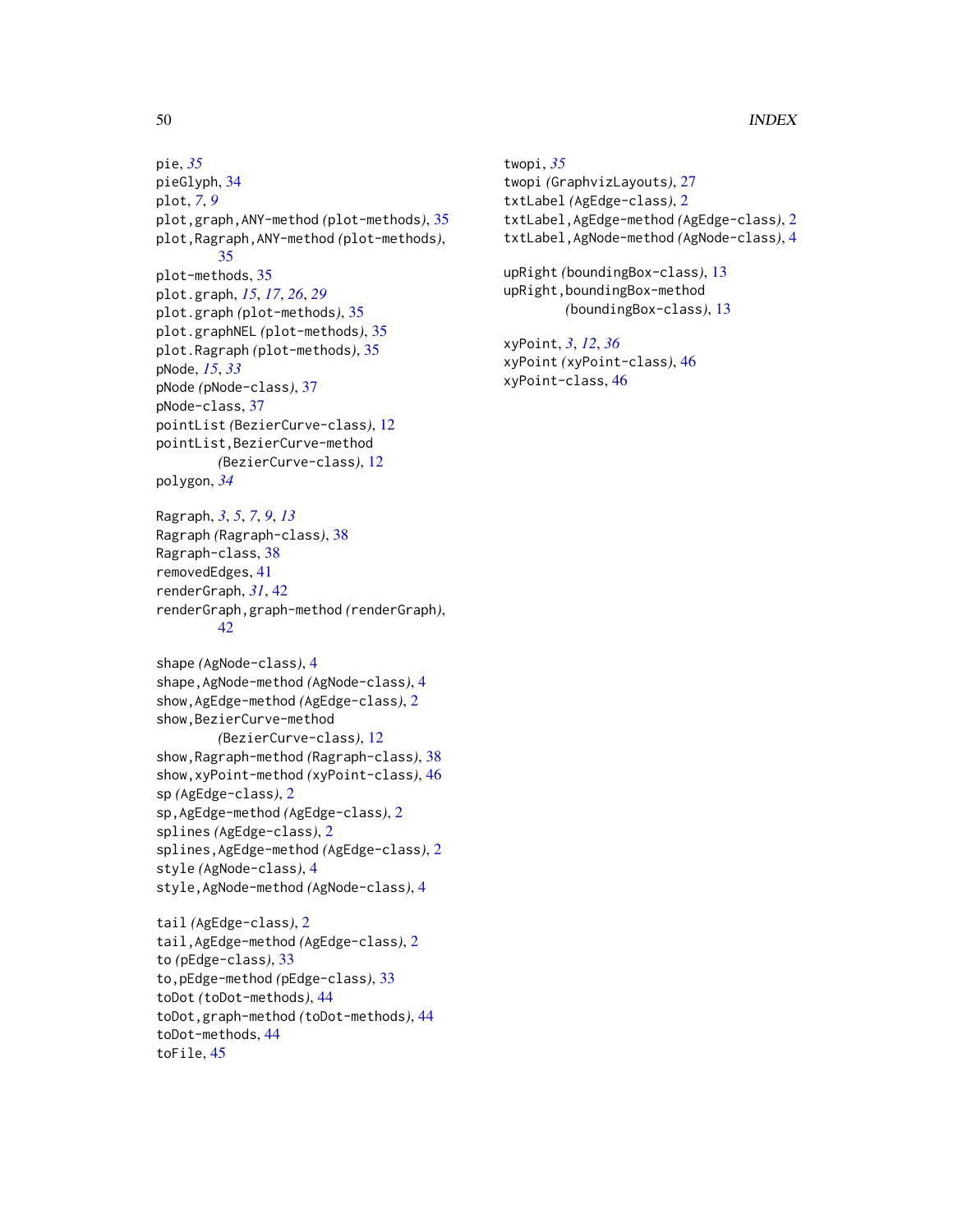pie, *35*
pieGlyph, 34
plot, *7*, *9*
plot,graph,ANY-method *(plot-methods)*, 35
plot,Ragraph,ANY-method *(plot-methods)*, 35
plot-methods, 35
plot.graph, *15*, *17*, *26*, *29*
plot.graph *(plot-methods)*, 35
plot.graphNEL *(plot-methods)*, 35
plot.Ragraph *(plot-methods)*, 35
pNode, *15*, *33*
pNode *(pNode-class)*, 37
pNode-class, 37
pointList *(BezierCurve-class)*, 12
pointList,BezierCurve-method *(BezierCurve-class)*, 12
polygon, *34*

Ragraph, *3*, *5*, *7*, *9*, *13*
Ragraph *(Ragraph-class)*, 38
Ragraph-class, 38
removedEdges, 41
renderGraph, *31*, 42
renderGraph,graph-method *(renderGraph)*, 42

shape *(AgNode-class)*, 4
shape,AgNode-method *(AgNode-class)*, 4
show,AgEdge-method *(AgEdge-class)*, 2
show,BezierCurve-method *(BezierCurve-class)*, 12
show,Ragraph-method *(Ragraph-class)*, 38
show,xyPoint-method *(xyPoint-class)*, 46
sp *(AgEdge-class)*, 2
sp,AgEdge-method *(AgEdge-class)*, 2
splines *(AgEdge-class)*, 2
splines,AgEdge-method *(AgEdge-class)*, 2
style *(AgNode-class)*, 4
style,AgNode-method *(AgNode-class)*, 4

tail *(AgEdge-class)*, 2
tail,AgEdge-method *(AgEdge-class)*, 2
to *(pEdge-class)*, 33
to,pEdge-method *(pEdge-class)*, 33
toDot *(toDot-methods)*, 44
toDot,graph-method *(toDot-methods)*, 44
toDot-methods, 44
toFile, 45
twopi, *35*
twopi *(GraphvizLayouts)*, 27
txtLabel *(AgEdge-class)*, 2
txtLabel,AgEdge-method *(AgEdge-class)*, 2
txtLabel,AgNode-method *(AgNode-class)*, 4

upRight *(boundingBox-class)*, 13
upRight,boundingBox-method *(boundingBox-class)*, 13

xyPoint, *3*, *12*, *36*
xyPoint *(xyPoint-class)*, 46
xyPoint-class, 46